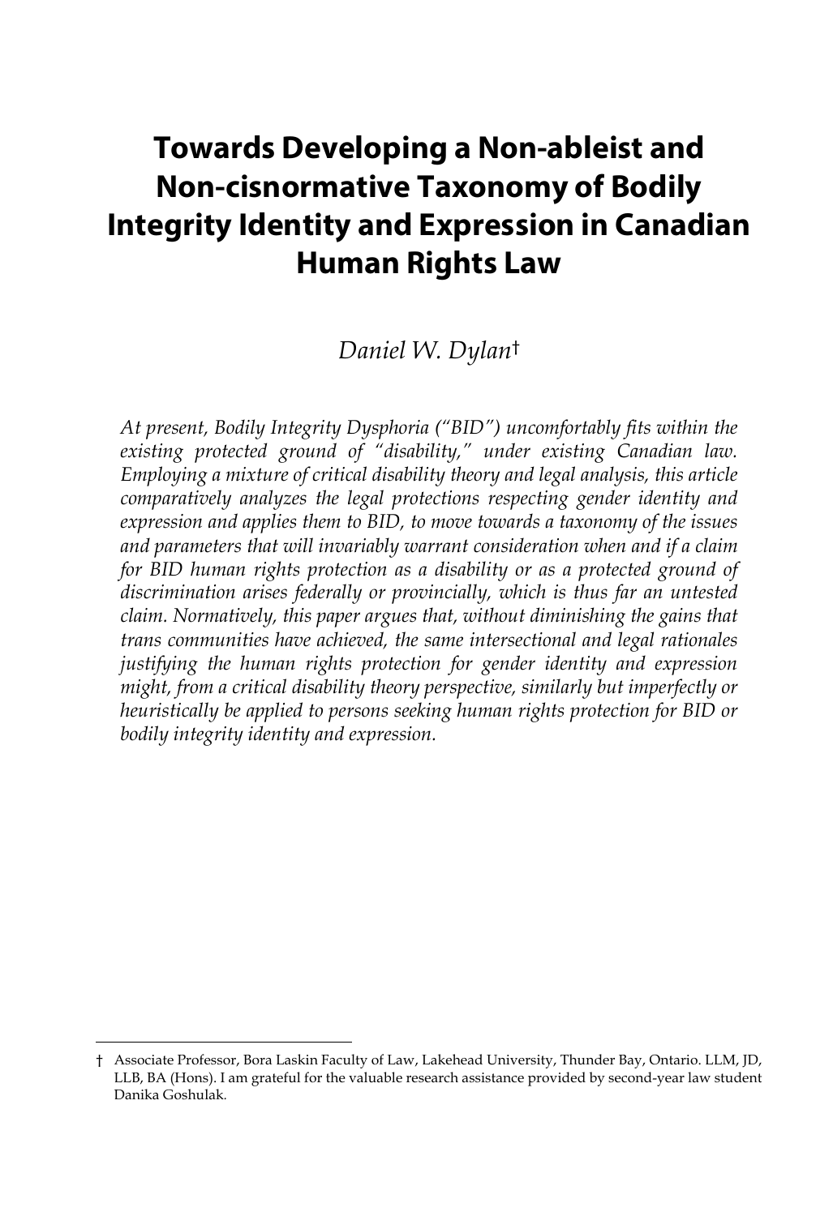# Towards Developing a Non-ableist and Non-cisnormative Taxonomy of Bodily Integrity Identity and Expression in Canadian Human Rights Law

*Daniel W. Dylan*†

*At present, Bodily Integrity Dysphoria ("BID") uncomfortably fits within the existing protected ground of "disability," under existing Canadian law. Employing a mixture of critical disability theory and legal analysis, this article comparatively analyzes the legal protections respecting gender identity and expression and applies them to BID, to move towards a taxonomy of the issues and parameters that will invariably warrant consideration when and if a claim for BID human rights protection as a disability or as a protected ground of discrimination arises federally or provincially, which is thus far an untested claim. Normatively, this paper argues that, without diminishing the gains that trans communities have achieved, the same intersectional and legal rationales justifying the human rights protection for gender identity and expression might, from a critical disability theory perspective, similarly but imperfectly or heuristically be applied to persons seeking human rights protection for BID or bodily integrity identity and expression.*

---

† Associate Professor, Bora Laskin Faculty of Law, Lakehead University, Thunder Bay, Ontario. LLM, JD, LLB, BA (Hons). I am grateful for the valuable research assistance provided by second-year law student Danika Goshulak.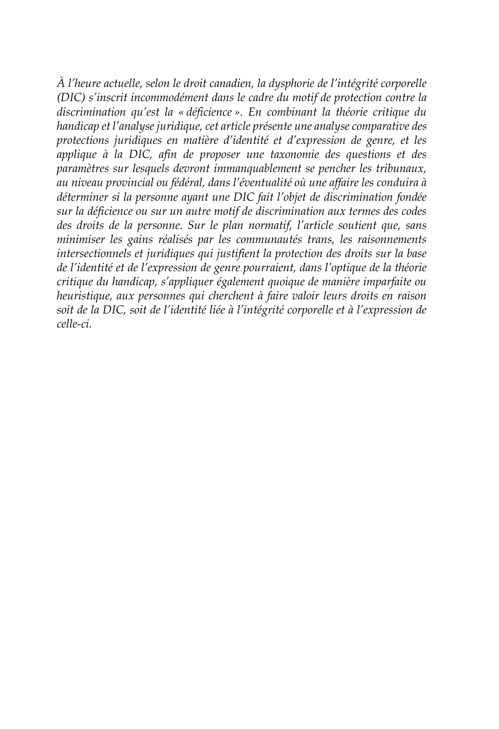*À l'heure actuelle, selon le droit canadien, la dysphorie de l'intégrité corporelle (DIC) s'inscrit incommodément dans le cadre du motif de protection contre la discrimination qu'est la « déficience ». En combinant la théorie critique du handicap et l'analyse juridique, cet article présente une analyse comparative des protections juridiques en matière d'identité et d'expression de genre, et les applique à la DIC, afin de proposer une taxonomie des questions et des paramètres sur lesquels devront immanquablement se pencher les tribunaux, au niveau provincial ou fédéral, dans l'éventualité où une affaire les conduira à déterminer si la personne ayant une DIC fait l'objet de discrimination fondée sur la déficience ou sur un autre motif de discrimination aux termes des codes des droits de la personne. Sur le plan normatif, l'article soutient que, sans minimiser les gains réalisés par les communautés trans, les raisonnements intersectionnels et juridiques qui justifient la protection des droits sur la base de l'identité et de l'expression de genre pourraient, dans l'optique de la théorie critique du handicap, s'appliquer également quoique de manière imparfaite ou heuristique, aux personnes qui cherchent à faire valoir leurs droits en raison soit de la DIC, soit de l'identité liée à l'intégrité corporelle et à l'expression de celle-ci.*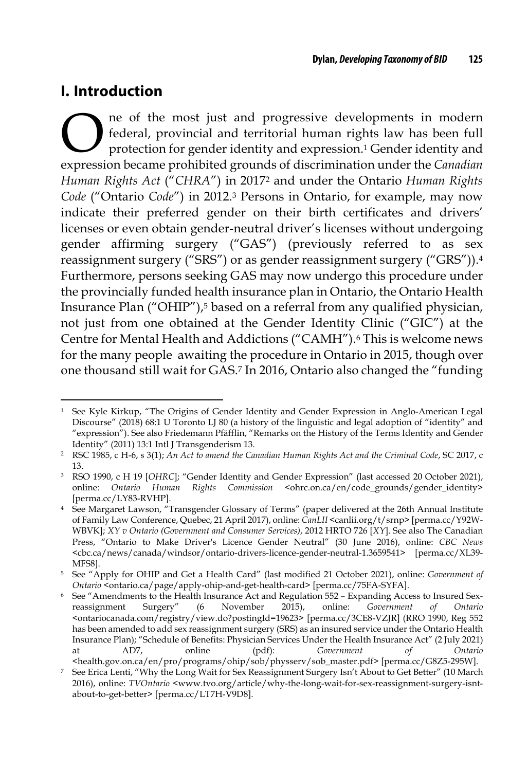## I. Introduction

One of the most just and progressive developments in modern federal, provincial and territorial human rights law has been full protection for gender identity and expression.[1] Gender identity and expression became prohibited grounds of discrimination under the *Canadian Human Rights Act* ("*CHRA*") in 2017[2] and under the Ontario *Human Rights Code* ("Ontario *Code*") in 2012.[3] Persons in Ontario, for example, may now indicate their preferred gender on their birth certificates and drivers' licenses or even obtain gender-neutral driver's licenses without undergoing gender affirming surgery ("GAS") (previously referred to as sex reassignment surgery ("SRS") or as gender reassignment surgery ("GRS")).[4] Furthermore, persons seeking GAS may now undergo this procedure under the provincially funded health insurance plan in Ontario, the Ontario Health Insurance Plan ("OHIP"),[5] based on a referral from any qualified physician, not just from one obtained at the Gender Identity Clinic ("GIC") at the Centre for Mental Health and Addictions ("CAMH").[6] This is welcome news for the many people awaiting the procedure in Ontario in 2015, though over one thousand still wait for GAS.[7] In 2016, Ontario also changed the "funding

---

[1] See Kyle Kirkup, "The Origins of Gender Identity and Gender Expression in Anglo-American Legal Discourse" (2018) 68:1 U Toronto LJ 80 (a history of the linguistic and legal adoption of "identity" and "expression"). See also Friedemann Pfäfflin, "Remarks on the History of the Terms Identity and Gender Identity" (2011) 13:1 Intl J Transgenderism 13.

[2] RSC 1985, c H-6, s 3(1); *An Act to amend the Canadian Human Rights Act and the Criminal Code*, SC 2017, c 13.

[3] RSO 1990, c H 19 [*OHRC*]; "Gender Identity and Gender Expression" (last accessed 20 October 2021), online: *Ontario Human Rights Commission* <ohrc.on.ca/en/code_grounds/gender_identity> [perma.cc/LY83-RVHP].

[4] See Margaret Lawson, "Transgender Glossary of Terms" (paper delivered at the 26th Annual Institute of Family Law Conference, Quebec, 21 April 2017), online: *CanLII* <canlii.org/t/srnp> [perma.cc/Y92W-WBVK]; *XY v Ontario (Government and Consumer Services)*, 2012 HRTO 726 [*XY*]. See also The Canadian Press, "Ontario to Make Driver's Licence Gender Neutral" (30 June 2016), online: *CBC News* <cbc.ca/news/canada/windsor/ontario-drivers-licence-gender-neutral-1.3659541> [perma.cc/XL39-MFS8].

[5] See "Apply for OHIP and Get a Health Card" (last modified 21 October 2021), online: *Government of Ontario* <ontario.ca/page/apply-ohip-and-get-health-card> [perma.cc/75FA-SYFA].

[6] See "Amendments to the Health Insurance Act and Regulation 552 – Expanding Access to Insured Sex-reassignment Surgery" (6 November 2015), online: *Government of Ontario* <ontariocanada.com/registry/view.do?postingId=19623> [perma.cc/3CE8-VZJR] (RRO 1990, Reg 552 has been amended to add sex reassignment surgery (SRS) as an insured service under the Ontario Health Insurance Plan); "Schedule of Benefits: Physician Services Under the Health Insurance Act" (2 July 2021) at AD7, online (pdf): *Government of Ontario* <health.gov.on.ca/en/pro/programs/ohip/sob/physserv/sob_master.pdf> [perma.cc/G8Z5-295W].

[7] See Erica Lenti, "Why the Long Wait for Sex Reassignment Surgery Isn't About to Get Better" (10 March 2016), online: *TVOntario* <www.tvo.org/article/why-the-long-wait-for-sex-reassignment-surgery-isnt-about-to-get-better> [perma.cc/LT7H-V9D8].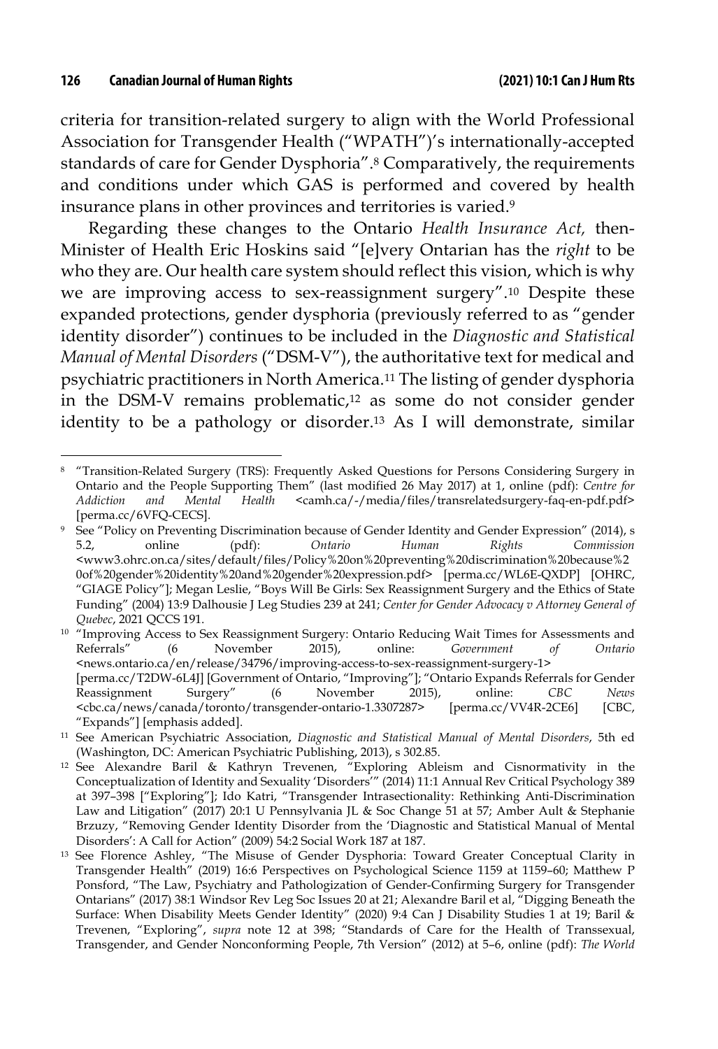criteria for transition-related surgery to align with the World Professional Association for Transgender Health ("WPATH")'s internationally-accepted standards of care for Gender Dysphoria".[8] Comparatively, the requirements and conditions under which GAS is performed and covered by health insurance plans in other provinces and territories is varied.[9]

Regarding these changes to the Ontario *Health Insurance Act*, then-Minister of Health Eric Hoskins said "[e]very Ontarian has the *right* to be who they are. Our health care system should reflect this vision, which is why we are improving access to sex-reassignment surgery".[10] Despite these expanded protections, gender dysphoria (previously referred to as "gender identity disorder") continues to be included in the *Diagnostic and Statistical Manual of Mental Disorders* ("DSM-V"), the authoritative text for medical and psychiatric practitioners in North America.[11] The listing of gender dysphoria in the DSM-V remains problematic,[12] as some do not consider gender identity to be a pathology or disorder.[13] As I will demonstrate, similar

---

[8] "Transition-Related Surgery (TRS): Frequently Asked Questions for Persons Considering Surgery in Ontario and the People Supporting Them" (last modified 26 May 2017) at 1, online (pdf): *Centre for Addiction and Mental Health* <camh.ca/-/media/files/transrelatedsurgery-faq-en-pdf.pdf> [perma.cc/6VFQ-CECS].

[9] See "Policy on Preventing Discrimination because of Gender Identity and Gender Expression" (2014), s 5.2, online (pdf): *Ontario Human Rights Commission* <www3.ohrc.on.ca/sites/default/files/Policy%20on%20preventing%20discrimination%20because%20of%20gender%20identity%20and%20gender%20expression.pdf> [perma.cc/WL6E-QXDP] [OHRC, "GIAGE Policy"]; Megan Leslie, "Boys Will Be Girls: Sex Reassignment Surgery and the Ethics of State Funding" (2004) 13:9 Dalhousie J Leg Studies 239 at 241; *Center for Gender Advocacy v Attorney General of Quebec*, 2021 QCCS 191.

[10] "Improving Access to Sex Reassignment Surgery: Ontario Reducing Wait Times for Assessments and Referrals" (6 November 2015), online: *Government of Ontario* <news.ontario.ca/en/release/34796/improving-access-to-sex-reassignment-surgery-1> [perma.cc/T2DW-6L4J] [Government of Ontario, "Improving"]; "Ontario Expands Referrals for Gender Reassignment Surgery" (6 November 2015), online: *CBC News* <cbc.ca/news/canada/toronto/transgender-ontario-1.3307287> [perma.cc/VV4R-2CE6] [CBC, "Expands"] [emphasis added].

[11] See American Psychiatric Association, *Diagnostic and Statistical Manual of Mental Disorders*, 5th ed (Washington, DC: American Psychiatric Publishing, 2013), s 302.85.

[12] See Alexandre Baril & Kathryn Trevenen, "Exploring Ableism and Cisnormativity in the Conceptualization of Identity and Sexuality 'Disorders'" (2014) 11:1 Annual Rev Critical Psychology 389 at 397–398 ["Exploring"]; Ido Katri, "Transgender Intrasectionality: Rethinking Anti-Discrimination Law and Litigation" (2017) 20:1 U Pennsylvania JL & Soc Change 51 at 57; Amber Ault & Stephanie Brzuzy, "Removing Gender Identity Disorder from the 'Diagnostic and Statistical Manual of Mental Disorders': A Call for Action" (2009) 54:2 Social Work 187 at 187.

[13] See Florence Ashley, "The Misuse of Gender Dysphoria: Toward Greater Conceptual Clarity in Transgender Health" (2019) 16:6 Perspectives on Psychological Science 1159 at 1159–60; Matthew P Ponsford, "The Law, Psychiatry and Pathologization of Gender-Confirming Surgery for Transgender Ontarians" (2017) 38:1 Windsor Rev Leg Soc Issues 20 at 21; Alexandre Baril et al, "Digging Beneath the Surface: When Disability Meets Gender Identity" (2020) 9:4 Can J Disability Studies 1 at 19; Baril & Trevenen, "Exploring", *supra* note 12 at 398; "Standards of Care for the Health of Transsexual, Transgender, and Gender Nonconforming People, 7th Version" (2012) at 5–6, online (pdf): *The World*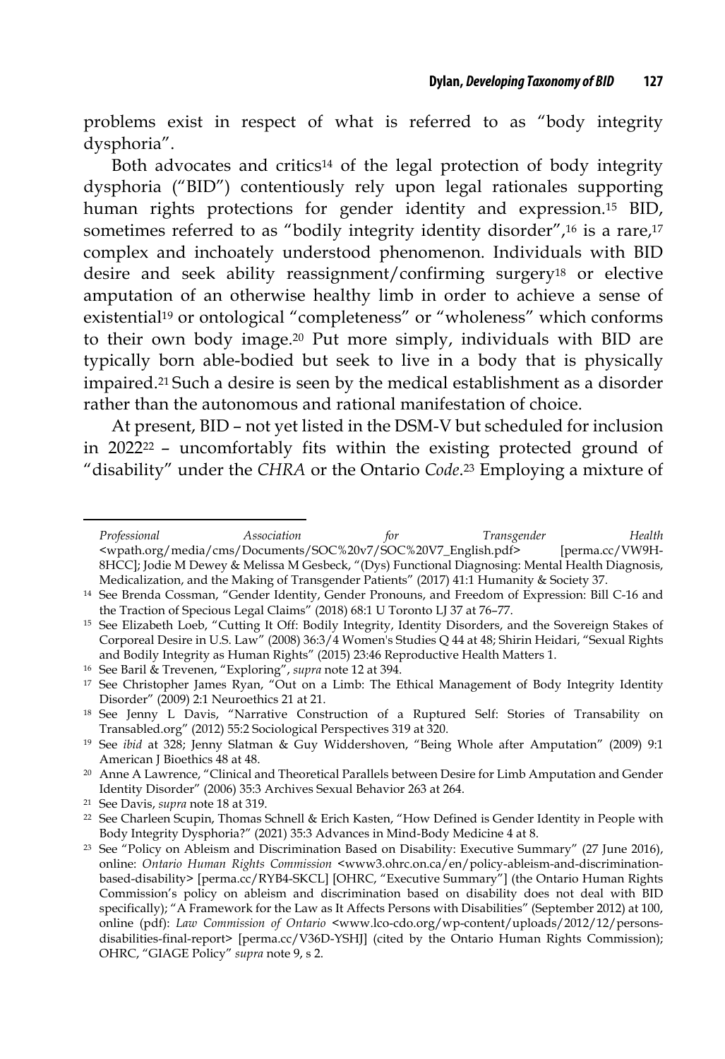problems exist in respect of what is referred to as "body integrity dysphoria".

Both advocates and critics[14] of the legal protection of body integrity dysphoria ("BID") contentiously rely upon legal rationales supporting human rights protections for gender identity and expression.[15] BID, sometimes referred to as "bodily integrity identity disorder",[16] is a rare,[17] complex and inchoately understood phenomenon. Individuals with BID desire and seek ability reassignment/confirming surgery[18] or elective amputation of an otherwise healthy limb in order to achieve a sense of existential[19] or ontological "completeness" or "wholeness" which conforms to their own body image.[20] Put more simply, individuals with BID are typically born able-bodied but seek to live in a body that is physically impaired.[21] Such a desire is seen by the medical establishment as a disorder rather than the autonomous and rational manifestation of choice.

At present, BID – not yet listed in the DSM-V but scheduled for inclusion in 2022[22] – uncomfortably fits within the existing protected ground of "disability" under the *CHRA* or the Ontario *Code*.[23] Employing a mixture of

---

*Professional Association for Transgender Health* <wpath.org/media/cms/Documents/SOC%20v7/SOC%20V7_English.pdf> [perma.cc/VW9H-8HCC]; Jodie M Dewey & Melissa M Gesbeck, "(Dys) Functional Diagnosing: Mental Health Diagnosis, Medicalization, and the Making of Transgender Patients" (2017) 41:1 Humanity & Society 37.

14 See Brenda Cossman, "Gender Identity, Gender Pronouns, and Freedom of Expression: Bill C-16 and the Traction of Specious Legal Claims" (2018) 68:1 U Toronto LJ 37 at 76–77.

15 See Elizabeth Loeb, "Cutting It Off: Bodily Integrity, Identity Disorders, and the Sovereign Stakes of Corporeal Desire in U.S. Law" (2008) 36:3/4 Women's Studies Q 44 at 48; Shirin Heidari, "Sexual Rights and Bodily Integrity as Human Rights" (2015) 23:46 Reproductive Health Matters 1.

16 See Baril & Trevenen, "Exploring", *supra* note 12 at 394.

17 See Christopher James Ryan, "Out on a Limb: The Ethical Management of Body Integrity Identity Disorder" (2009) 2:1 Neuroethics 21 at 21.

18 See Jenny L Davis, "Narrative Construction of a Ruptured Self: Stories of Transability on Transabled.org" (2012) 55:2 Sociological Perspectives 319 at 320.

19 See *ibid* at 328; Jenny Slatman & Guy Widdershoven, "Being Whole after Amputation" (2009) 9:1 American J Bioethics 48 at 48.

20 Anne A Lawrence, "Clinical and Theoretical Parallels between Desire for Limb Amputation and Gender Identity Disorder" (2006) 35:3 Archives Sexual Behavior 263 at 264.

21 See Davis, *supra* note 18 at 319.

22 See Charleen Scupin, Thomas Schnell & Erich Kasten, "How Defined is Gender Identity in People with Body Integrity Dysphoria?" (2021) 35:3 Advances in Mind-Body Medicine 4 at 8.

23 See "Policy on Ableism and Discrimination Based on Disability: Executive Summary" (27 June 2016), online: *Ontario Human Rights Commission* <www3.ohrc.on.ca/en/policy-ableism-and-discrimination-based-disability> [perma.cc/RYB4-SKCL] [OHRC, "Executive Summary"] (the Ontario Human Rights Commission's policy on ableism and discrimination based on disability does not deal with BID specifically); "A Framework for the Law as It Affects Persons with Disabilities" (September 2012) at 100, online (pdf): *Law Commission of Ontario* <www.lco-cdo.org/wp-content/uploads/2012/12/persons-disabilities-final-report> [perma.cc/V36D-YSHJ] (cited by the Ontario Human Rights Commission); OHRC, "GIAGE Policy" *supra* note 9, s 2.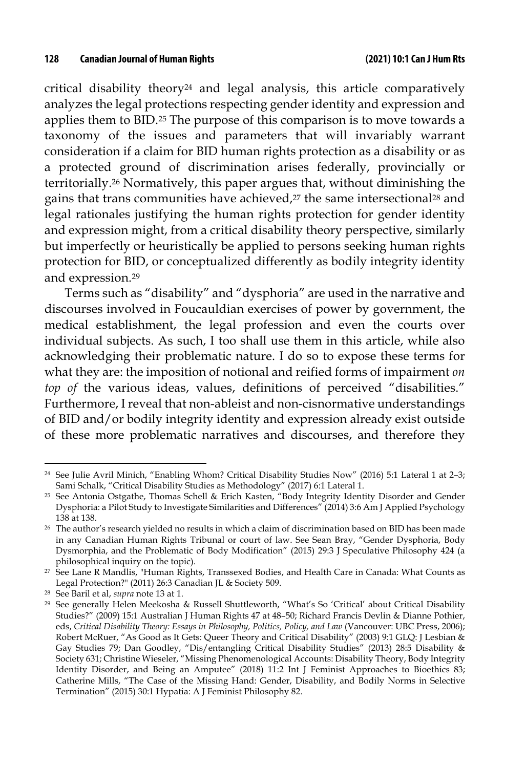critical disability theory[24] and legal analysis, this article comparatively analyzes the legal protections respecting gender identity and expression and applies them to BID.[25] The purpose of this comparison is to move towards a taxonomy of the issues and parameters that will invariably warrant consideration if a claim for BID human rights protection as a disability or as a protected ground of discrimination arises federally, provincially or territorially.[26] Normatively, this paper argues that, without diminishing the gains that trans communities have achieved,[27] the same intersectional[28] and legal rationales justifying the human rights protection for gender identity and expression might, from a critical disability theory perspective, similarly but imperfectly or heuristically be applied to persons seeking human rights protection for BID, or conceptualized differently as bodily integrity identity and expression.[29]

Terms such as "disability" and "dysphoria" are used in the narrative and discourses involved in Foucauldian exercises of power by government, the medical establishment, the legal profession and even the courts over individual subjects. As such, I too shall use them in this article, while also acknowledging their problematic nature. I do so to expose these terms for what they are: the imposition of notional and reified forms of impairment *on top of* the various ideas, values, definitions of perceived "disabilities." Furthermore, I reveal that non-ableist and non-cisnormative understandings of BID and/or bodily integrity identity and expression already exist outside of these more problematic narratives and discourses, and therefore they

---

[24] See Julie Avril Minich, "Enabling Whom? Critical Disability Studies Now" (2016) 5:1 Lateral 1 at 2–3; Sami Schalk, "Critical Disability Studies as Methodology" (2017) 6:1 Lateral 1.

[25] See Antonia Ostgathe, Thomas Schell & Erich Kasten, "Body Integrity Identity Disorder and Gender Dysphoria: a Pilot Study to Investigate Similarities and Differences" (2014) 3:6 Am J Applied Psychology 138 at 138.

[26] The author's research yielded no results in which a claim of discrimination based on BID has been made in any Canadian Human Rights Tribunal or court of law. See Sean Bray, "Gender Dysphoria, Body Dysmorphia, and the Problematic of Body Modification" (2015) 29:3 J Speculative Philosophy 424 (a philosophical inquiry on the topic).

[27] See Lane R Mandlis, "Human Rights, Transsexed Bodies, and Health Care in Canada: What Counts as Legal Protection?" (2011) 26:3 Canadian JL & Society 509.

[28] See Baril et al, *supra* note 13 at 1.

[29] See generally Helen Meekosha & Russell Shuttleworth, "What's So 'Critical' about Critical Disability Studies?" (2009) 15:1 Australian J Human Rights 47 at 48–50; Richard Francis Devlin & Dianne Pothier, eds, *Critical Disability Theory: Essays in Philosophy, Politics, Policy, and Law* (Vancouver: UBC Press, 2006); Robert McRuer, "As Good as It Gets: Queer Theory and Critical Disability" (2003) 9:1 GLQ: J Lesbian & Gay Studies 79; Dan Goodley, "Dis/entangling Critical Disability Studies" (2013) 28:5 Disability & Society 631; Christine Wieseler, "Missing Phenomenological Accounts: Disability Theory, Body Integrity Identity Disorder, and Being an Amputee" (2018) 11:2 Int J Feminist Approaches to Bioethics 83; Catherine Mills, "The Case of the Missing Hand: Gender, Disability, and Bodily Norms in Selective Termination" (2015) 30:1 Hypatia: A J Feminist Philosophy 82.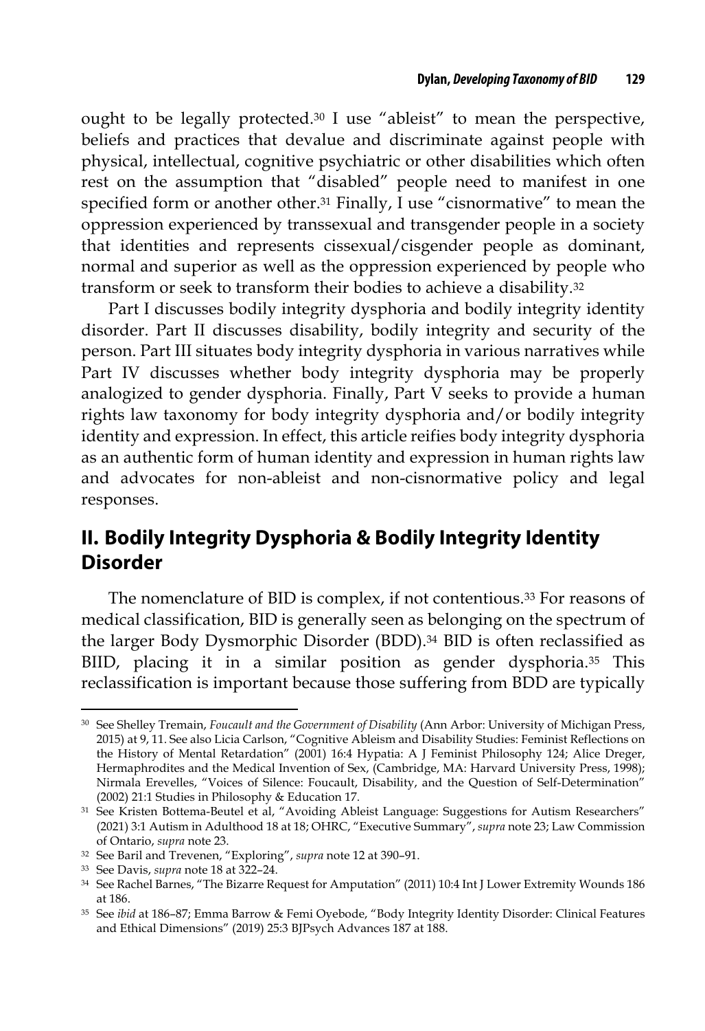ought to be legally protected.[30] I use "ableist" to mean the perspective, beliefs and practices that devalue and discriminate against people with physical, intellectual, cognitive psychiatric or other disabilities which often rest on the assumption that "disabled" people need to manifest in one specified form or another other.[31] Finally, I use "cisnormative" to mean the oppression experienced by transsexual and transgender people in a society that identities and represents cissexual/cisgender people as dominant, normal and superior as well as the oppression experienced by people who transform or seek to transform their bodies to achieve a disability.[32]

Part I discusses bodily integrity dysphoria and bodily integrity identity disorder. Part II discusses disability, bodily integrity and security of the person. Part III situates body integrity dysphoria in various narratives while Part IV discusses whether body integrity dysphoria may be properly analogized to gender dysphoria. Finally, Part V seeks to provide a human rights law taxonomy for body integrity dysphoria and/or bodily integrity identity and expression. In effect, this article reifies body integrity dysphoria as an authentic form of human identity and expression in human rights law and advocates for non-ableist and non-cisnormative policy and legal responses.

## II. Bodily Integrity Dysphoria & Bodily Integrity Identity Disorder

The nomenclature of BID is complex, if not contentious.[33] For reasons of medical classification, BID is generally seen as belonging on the spectrum of the larger Body Dysmorphic Disorder (BDD).[34] BID is often reclassified as BIID, placing it in a similar position as gender dysphoria.[35] This reclassification is important because those suffering from BDD are typically

---

[30] See Shelley Tremain, *Foucault and the Government of Disability* (Ann Arbor: University of Michigan Press, 2015) at 9, 11. See also Licia Carlson, "Cognitive Ableism and Disability Studies: Feminist Reflections on the History of Mental Retardation" (2001) 16:4 Hypatia: A J Feminist Philosophy 124; Alice Dreger, Hermaphrodites and the Medical Invention of Sex, (Cambridge, MA: Harvard University Press, 1998); Nirmala Erevelles, "Voices of Silence: Foucault, Disability, and the Question of Self-Determination" (2002) 21:1 Studies in Philosophy & Education 17.

[31] See Kristen Bottema-Beutel et al, "Avoiding Ableist Language: Suggestions for Autism Researchers" (2021) 3:1 Autism in Adulthood 18 at 18; OHRC, "Executive Summary", *supra* note 23; Law Commission of Ontario, *supra* note 23.

[32] See Baril and Trevenen, "Exploring", *supra* note 12 at 390–91.

[33] See Davis, *supra* note 18 at 322–24.

[34] See Rachel Barnes, "The Bizarre Request for Amputation" (2011) 10:4 Int J Lower Extremity Wounds 186 at 186.

[35] See *ibid* at 186–87; Emma Barrow & Femi Oyebode, "Body Integrity Identity Disorder: Clinical Features and Ethical Dimensions" (2019) 25:3 BJPsych Advances 187 at 188.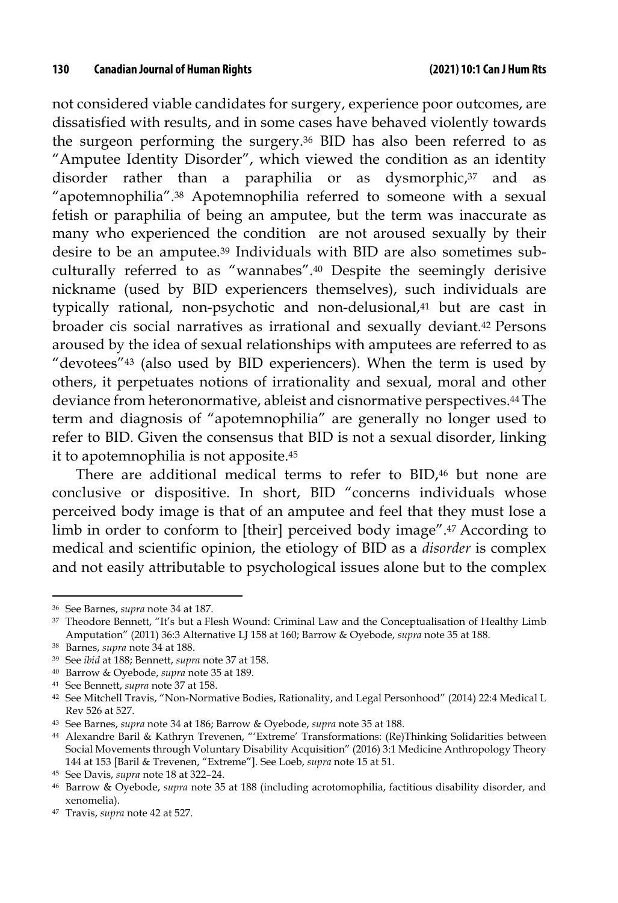not considered viable candidates for surgery, experience poor outcomes, are dissatisfied with results, and in some cases have behaved violently towards the surgeon performing the surgery.[36] BID has also been referred to as "Amputee Identity Disorder", which viewed the condition as an identity disorder rather than a paraphilia or as dysmorphic,[37] and as "apotemnophilia".[38] Apotemnophilia referred to someone with a sexual fetish or paraphilia of being an amputee, but the term was inaccurate as many who experienced the condition are not aroused sexually by their desire to be an amputee.[39] Individuals with BID are also sometimes sub-culturally referred to as "wannabes".[40] Despite the seemingly derisive nickname (used by BID experiencers themselves), such individuals are typically rational, non-psychotic and non-delusional,[41] but are cast in broader cis social narratives as irrational and sexually deviant.[42] Persons aroused by the idea of sexual relationships with amputees are referred to as "devotees"[43] (also used by BID experiencers). When the term is used by others, it perpetuates notions of irrationality and sexual, moral and other deviance from heteronormative, ableist and cisnormative perspectives.[44] The term and diagnosis of "apotemnophilia" are generally no longer used to refer to BID. Given the consensus that BID is not a sexual disorder, linking it to apotemnophilia is not apposite.[45]

There are additional medical terms to refer to BID,[46] but none are conclusive or dispositive. In short, BID "concerns individuals whose perceived body image is that of an amputee and feel that they must lose a limb in order to conform to [their] perceived body image".[47] According to medical and scientific opinion, the etiology of BID as a *disorder* is complex and not easily attributable to psychological issues alone but to the complex

---

36 See Barnes, *supra* note 34 at 187.

37 Theodore Bennett, "It's but a Flesh Wound: Criminal Law and the Conceptualisation of Healthy Limb Amputation" (2011) 36:3 Alternative LJ 158 at 160; Barrow & Oyebode, *supra* note 35 at 188.

38 Barnes, *supra* note 34 at 188.

39 See *ibid* at 188; Bennett, *supra* note 37 at 158.

40 Barrow & Oyebode, *supra* note 35 at 189.

41 See Bennett, *supra* note 37 at 158.

42 See Mitchell Travis, "Non-Normative Bodies, Rationality, and Legal Personhood" (2014) 22:4 Medical L Rev 526 at 527.

43 See Barnes, *supra* note 34 at 186; Barrow & Oyebode, *supra* note 35 at 188.

44 Alexandre Baril & Kathryn Trevenen, "'Extreme' Transformations: (Re)Thinking Solidarities between Social Movements through Voluntary Disability Acquisition" (2016) 3:1 Medicine Anthropology Theory 144 at 153 [Baril & Trevenen, "Extreme"]. See Loeb, *supra* note 15 at 51.

45 See Davis, *supra* note 18 at 322–24.

46 Barrow & Oyebode, *supra* note 35 at 188 (including acrotomophilia, factitious disability disorder, and xenomelia).

47 Travis, *supra* note 42 at 527.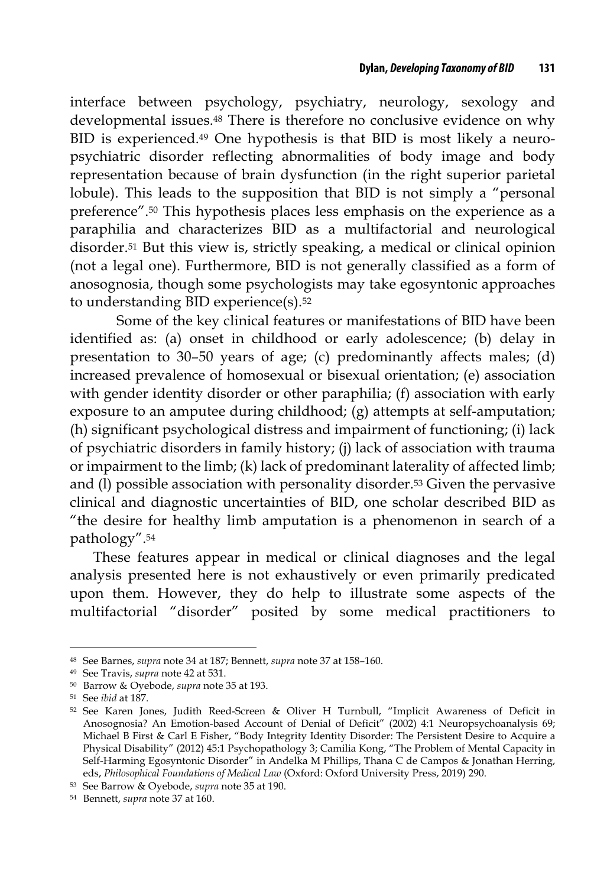interface between psychology, psychiatry, neurology, sexology and developmental issues.[48] There is therefore no conclusive evidence on why BID is experienced.[49] One hypothesis is that BID is most likely a neuro-psychiatric disorder reflecting abnormalities of body image and body representation because of brain dysfunction (in the right superior parietal lobule). This leads to the supposition that BID is not simply a "personal preference".[50] This hypothesis places less emphasis on the experience as a paraphilia and characterizes BID as a multifactorial and neurological disorder.[51] But this view is, strictly speaking, a medical or clinical opinion (not a legal one). Furthermore, BID is not generally classified as a form of anosognosia, though some psychologists may take egosyntonic approaches to understanding BID experience(s).[52]

Some of the key clinical features or manifestations of BID have been identified as: (a) onset in childhood or early adolescence; (b) delay in presentation to 30–50 years of age; (c) predominantly affects males; (d) increased prevalence of homosexual or bisexual orientation; (e) association with gender identity disorder or other paraphilia; (f) association with early exposure to an amputee during childhood; (g) attempts at self-amputation; (h) significant psychological distress and impairment of functioning; (i) lack of psychiatric disorders in family history; (j) lack of association with trauma or impairment to the limb; (k) lack of predominant laterality of affected limb; and (l) possible association with personality disorder.[53] Given the pervasive clinical and diagnostic uncertainties of BID, one scholar described BID as "the desire for healthy limb amputation is a phenomenon in search of a pathology".[54]

These features appear in medical or clinical diagnoses and the legal analysis presented here is not exhaustively or even primarily predicated upon them. However, they do help to illustrate some aspects of the multifactorial "disorder" posited by some medical practitioners to

---

[48] See Barnes, *supra* note 34 at 187; Bennett, *supra* note 37 at 158–160.

[49] See Travis, *supra* note 42 at 531.

[50] Barrow & Oyebode, *supra* note 35 at 193.

[51] See *ibid* at 187.

[52] See Karen Jones, Judith Reed-Screen & Oliver H Turnbull, "Implicit Awareness of Deficit in Anosognosia? An Emotion-based Account of Denial of Deficit" (2002) 4:1 Neuropsychoanalysis 69; Michael B First & Carl E Fisher, "Body Integrity Identity Disorder: The Persistent Desire to Acquire a Physical Disability" (2012) 45:1 Psychopathology 3; Camilia Kong, "The Problem of Mental Capacity in Self-Harming Egosyntonic Disorder" in Andelka M Phillips, Thana C de Campos & Jonathan Herring, eds, *Philosophical Foundations of Medical Law* (Oxford: Oxford University Press, 2019) 290.

[53] See Barrow & Oyebode, *supra* note 35 at 190.

[54] Bennett, *supra* note 37 at 160.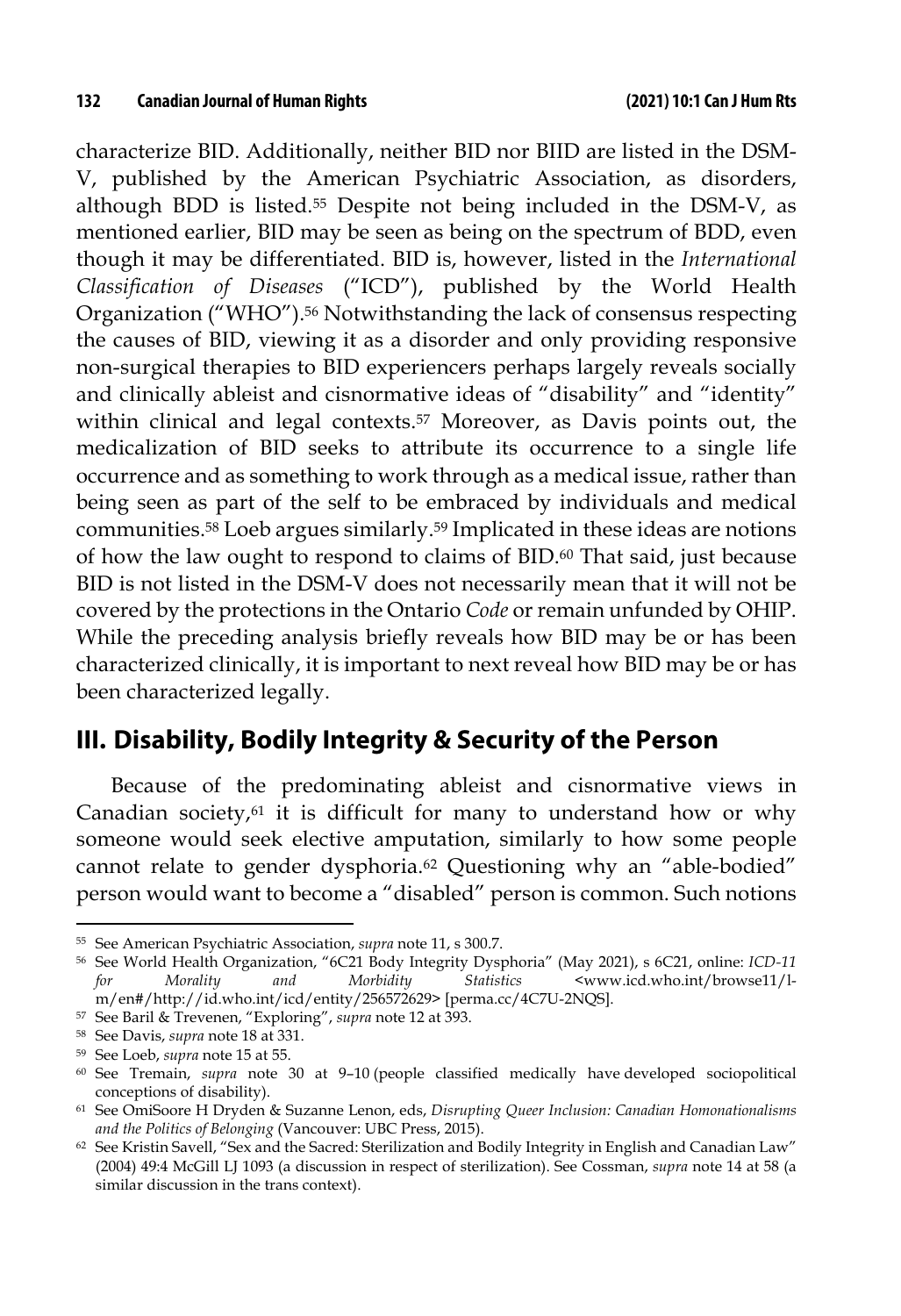characterize BID. Additionally, neither BID nor BIID are listed in the DSM-V, published by the American Psychiatric Association, as disorders, although BDD is listed.[55] Despite not being included in the DSM-V, as mentioned earlier, BID may be seen as being on the spectrum of BDD, even though it may be differentiated. BID is, however, listed in the *International Classification of Diseases* ("ICD"), published by the World Health Organization ("WHO").[56] Notwithstanding the lack of consensus respecting the causes of BID, viewing it as a disorder and only providing responsive non-surgical therapies to BID experiencers perhaps largely reveals socially and clinically ableist and cisnormative ideas of "disability" and "identity" within clinical and legal contexts.[57] Moreover, as Davis points out, the medicalization of BID seeks to attribute its occurrence to a single life occurrence and as something to work through as a medical issue, rather than being seen as part of the self to be embraced by individuals and medical communities.[58] Loeb argues similarly.[59] Implicated in these ideas are notions of how the law ought to respond to claims of BID.[60] That said, just because BID is not listed in the DSM-V does not necessarily mean that it will not be covered by the protections in the Ontario *Code* or remain unfunded by OHIP. While the preceding analysis briefly reveals how BID may be or has been characterized clinically, it is important to next reveal how BID may be or has been characterized legally.

## III. Disability, Bodily Integrity & Security of the Person

Because of the predominating ableist and cisnormative views in Canadian society,[61] it is difficult for many to understand how or why someone would seek elective amputation, similarly to how some people cannot relate to gender dysphoria.[62] Questioning why an "able-bodied" person would want to become a "disabled" person is common. Such notions

---

[55] See American Psychiatric Association, *supra* note 11, s 300.7.

[56] See World Health Organization, "6C21 Body Integrity Dysphoria" (May 2021), s 6C21, online: *ICD-11 for Morality and Morbidity Statistics* <www.icd.who.int/browse11/l-m/en#/http://id.who.int/icd/entity/256572629> [perma.cc/4C7U-2NQS].

[57] See Baril & Trevenen, "Exploring", *supra* note 12 at 393.

[58] See Davis, *supra* note 18 at 331.

[59] See Loeb, *supra* note 15 at 55.

[60] See Tremain, *supra* note 30 at 9–10 (people classified medically have developed sociopolitical conceptions of disability).

[61] See OmiSoore H Dryden & Suzanne Lenon, eds, *Disrupting Queer Inclusion: Canadian Homonationalisms and the Politics of Belonging* (Vancouver: UBC Press, 2015).

[62] See Kristin Savell, "Sex and the Sacred: Sterilization and Bodily Integrity in English and Canadian Law" (2004) 49:4 McGill LJ 1093 (a discussion in respect of sterilization). See Cossman, *supra* note 14 at 58 (a similar discussion in the trans context).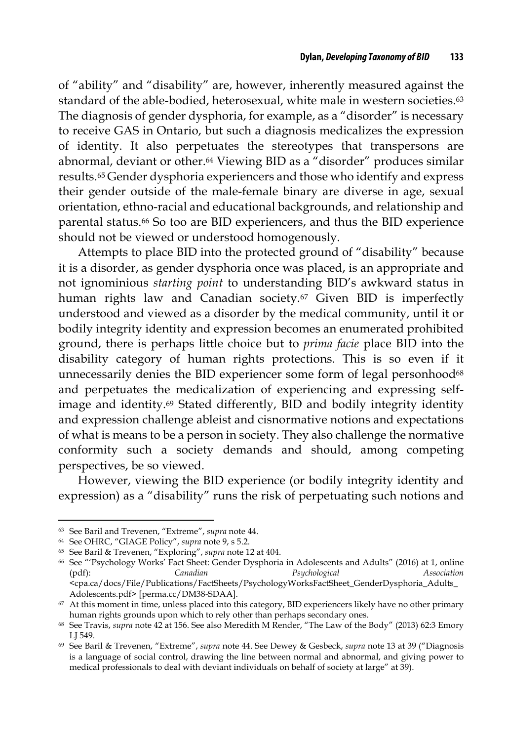of "ability" and "disability" are, however, inherently measured against the standard of the able-bodied, heterosexual, white male in western societies.[63] The diagnosis of gender dysphoria, for example, as a "disorder" is necessary to receive GAS in Ontario, but such a diagnosis medicalizes the expression of identity. It also perpetuates the stereotypes that transpersons are abnormal, deviant or other.[64] Viewing BID as a "disorder" produces similar results.[65] Gender dysphoria experiencers and those who identify and express their gender outside of the male-female binary are diverse in age, sexual orientation, ethno-racial and educational backgrounds, and relationship and parental status.[66] So too are BID experiencers, and thus the BID experience should not be viewed or understood homogenously.

Attempts to place BID into the protected ground of "disability" because it is a disorder, as gender dysphoria once was placed, is an appropriate and not ignominious *starting point* to understanding BID's awkward status in human rights law and Canadian society.[67] Given BID is imperfectly understood and viewed as a disorder by the medical community, until it or bodily integrity identity and expression becomes an enumerated prohibited ground, there is perhaps little choice but to *prima facie* place BID into the disability category of human rights protections. This is so even if it unnecessarily denies the BID experiencer some form of legal personhood[68] and perpetuates the medicalization of experiencing and expressing self-image and identity.[69] Stated differently, BID and bodily integrity identity and expression challenge ableist and cisnormative notions and expectations of what is means to be a person in society. They also challenge the normative conformity such a society demands and should, among competing perspectives, be so viewed.

However, viewing the BID experience (or bodily integrity identity and expression) as a "disability" runs the risk of perpetuating such notions and

---

[63] See Baril and Trevenen, "Extreme", *supra* note 44.

[64] See OHRC, "GIAGE Policy", *supra* note 9, s 5.2.

[65] See Baril & Trevenen, "Exploring", *supra* note 12 at 404.

[66] See "'Psychology Works' Fact Sheet: Gender Dysphoria in Adolescents and Adults" (2016) at 1, online (pdf): *Canadian Psychological Association* <cpa.ca/docs/File/Publications/FactSheets/PsychologyWorksFactSheet_GenderDysphoria_Adults_Adolescents.pdf> [perma.cc/DM38-SDAA].

[67] At this moment in time, unless placed into this category, BID experiencers likely have no other primary human rights grounds upon which to rely other than perhaps secondary ones.

[68] See Travis, *supra* note 42 at 156. See also Meredith M Render, "The Law of the Body" (2013) 62:3 Emory LJ 549.

[69] See Baril & Trevenen, "Extreme", *supra* note 44. See Dewey & Gesbeck, *supra* note 13 at 39 ("Diagnosis is a language of social control, drawing the line between normal and abnormal, and giving power to medical professionals to deal with deviant individuals on behalf of society at large" at 39).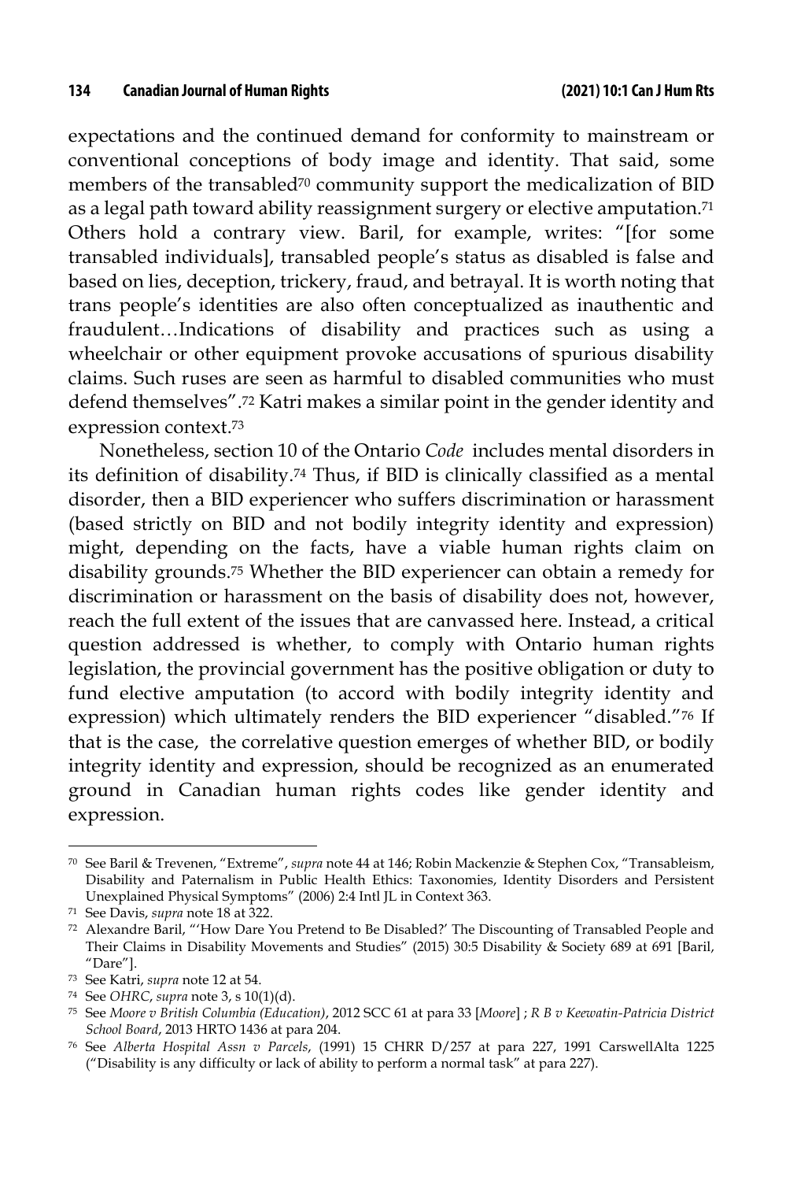expectations and the continued demand for conformity to mainstream or conventional conceptions of body image and identity. That said, some members of the transabled[70] community support the medicalization of BID as a legal path toward ability reassignment surgery or elective amputation.[71] Others hold a contrary view. Baril, for example, writes: "[for some transabled individuals], transabled people's status as disabled is false and based on lies, deception, trickery, fraud, and betrayal. It is worth noting that trans people's identities are also often conceptualized as inauthentic and fraudulent…Indications of disability and practices such as using a wheelchair or other equipment provoke accusations of spurious disability claims. Such ruses are seen as harmful to disabled communities who must defend themselves".[72] Katri makes a similar point in the gender identity and expression context.[73]

Nonetheless, section 10 of the Ontario *Code* includes mental disorders in its definition of disability.[74] Thus, if BID is clinically classified as a mental disorder, then a BID experiencer who suffers discrimination or harassment (based strictly on BID and not bodily integrity identity and expression) might, depending on the facts, have a viable human rights claim on disability grounds.[75] Whether the BID experiencer can obtain a remedy for discrimination or harassment on the basis of disability does not, however, reach the full extent of the issues that are canvassed here. Instead, a critical question addressed is whether, to comply with Ontario human rights legislation, the provincial government has the positive obligation or duty to fund elective amputation (to accord with bodily integrity identity and expression) which ultimately renders the BID experiencer "disabled."[76] If that is the case, the correlative question emerges of whether BID, or bodily integrity identity and expression, should be recognized as an enumerated ground in Canadian human rights codes like gender identity and expression.

---

[70] See Baril & Trevenen, "Extreme", *supra* note 44 at 146; Robin Mackenzie & Stephen Cox, "Transableism, Disability and Paternalism in Public Health Ethics: Taxonomies, Identity Disorders and Persistent Unexplained Physical Symptoms" (2006) 2:4 Intl JL in Context 363.

[71] See Davis, *supra* note 18 at 322.

[72] Alexandre Baril, "'How Dare You Pretend to Be Disabled?' The Discounting of Transabled People and Their Claims in Disability Movements and Studies" (2015) 30:5 Disability & Society 689 at 691 [Baril, "Dare"].

[73] See Katri, *supra* note 12 at 54.

[74] See *OHRC*, *supra* note 3, s 10(1)(d).

[75] See *Moore v British Columbia (Education)*, 2012 SCC 61 at para 33 [*Moore*] ; *R B v Keewatin-Patricia District School Board*, 2013 HRTO 1436 at para 204.

[76] See *Alberta Hospital Assn v Parcels*, (1991) 15 CHRR D/257 at para 227, 1991 CarswellAlta 1225 ("Disability is any difficulty or lack of ability to perform a normal task" at para 227).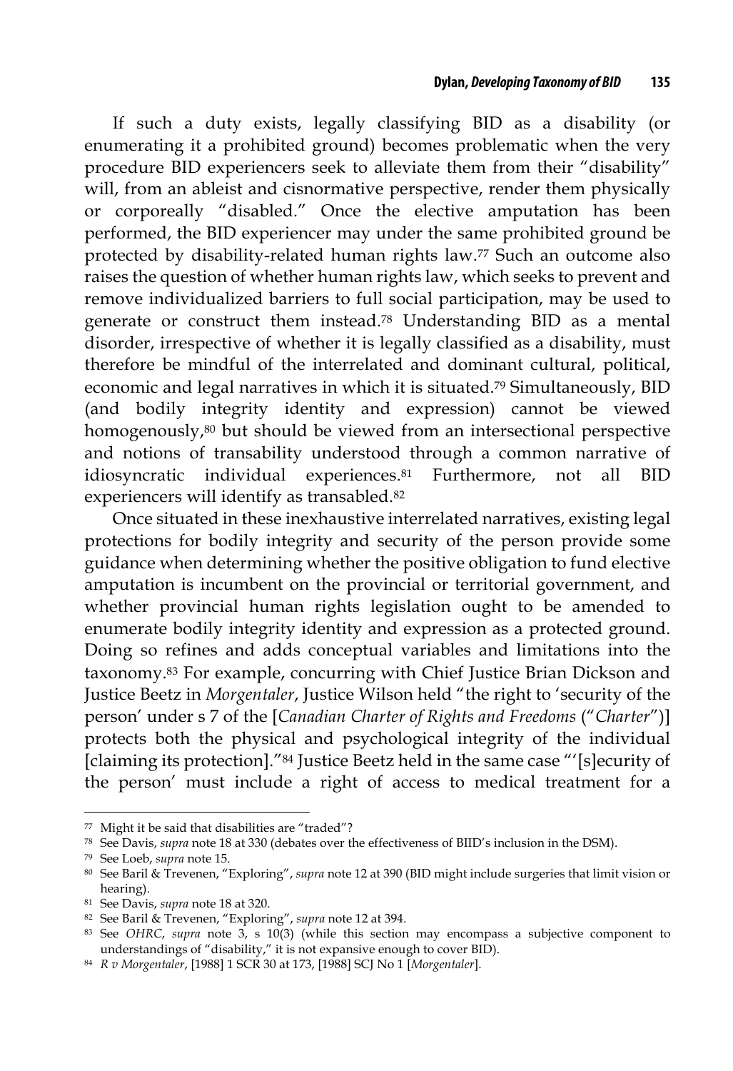If such a duty exists, legally classifying BID as a disability (or enumerating it a prohibited ground) becomes problematic when the very procedure BID experiencers seek to alleviate them from their "disability" will, from an ableist and cisnormative perspective, render them physically or corporeally "disabled." Once the elective amputation has been performed, the BID experiencer may under the same prohibited ground be protected by disability-related human rights law.[77] Such an outcome also raises the question of whether human rights law, which seeks to prevent and remove individualized barriers to full social participation, may be used to generate or construct them instead.[78] Understanding BID as a mental disorder, irrespective of whether it is legally classified as a disability, must therefore be mindful of the interrelated and dominant cultural, political, economic and legal narratives in which it is situated.[79] Simultaneously, BID (and bodily integrity identity and expression) cannot be viewed homogenously,[80] but should be viewed from an intersectional perspective and notions of transability understood through a common narrative of idiosyncratic individual experiences.[81] Furthermore, not all BID experiencers will identify as transabled.[82]

Once situated in these inexhaustive interrelated narratives, existing legal protections for bodily integrity and security of the person provide some guidance when determining whether the positive obligation to fund elective amputation is incumbent on the provincial or territorial government, and whether provincial human rights legislation ought to be amended to enumerate bodily integrity identity and expression as a protected ground. Doing so refines and adds conceptual variables and limitations into the taxonomy.[83] For example, concurring with Chief Justice Brian Dickson and Justice Beetz in *Morgentaler*, Justice Wilson held "the right to 'security of the person' under s 7 of the [*Canadian Charter of Rights and Freedoms* ("*Charter*")] protects both the physical and psychological integrity of the individual [claiming its protection]."[84] Justice Beetz held in the same case "'[s]ecurity of the person' must include a right of access to medical treatment for a

---

[77] Might it be said that disabilities are "traded"?

[78] See Davis, *supra* note 18 at 330 (debates over the effectiveness of BIID's inclusion in the DSM).

[79] See Loeb, *supra* note 15.

[80] See Baril & Trevenen, "Exploring", *supra* note 12 at 390 (BID might include surgeries that limit vision or hearing).

[81] See Davis, *supra* note 18 at 320.

[82] See Baril & Trevenen, "Exploring", *supra* note 12 at 394.

[83] See *OHRC*, *supra* note 3, s 10(3) (while this section may encompass a subjective component to understandings of "disability," it is not expansive enough to cover BID).

[84] *R v Morgentaler*, [1988] 1 SCR 30 at 173, [1988] SCJ No 1 [*Morgentaler*].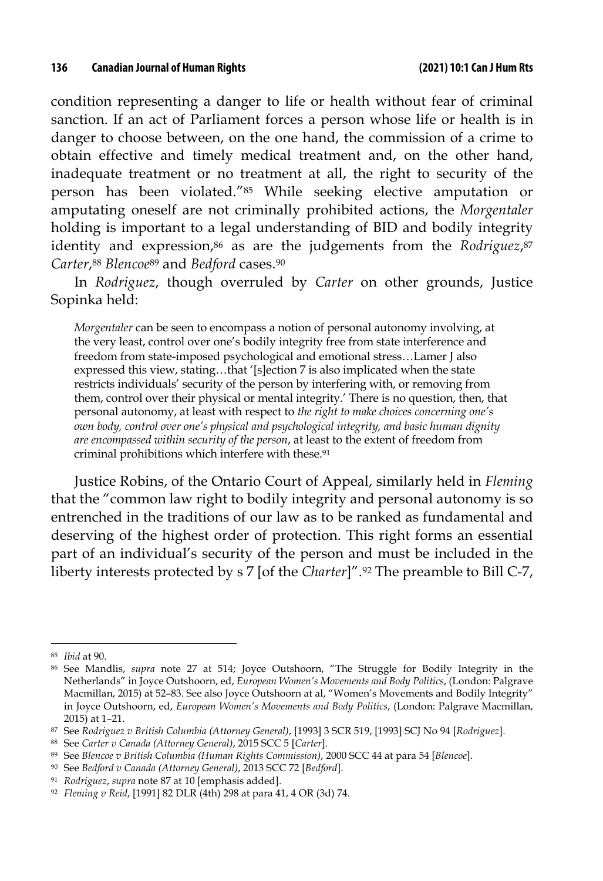condition representing a danger to life or health without fear of criminal sanction. If an act of Parliament forces a person whose life or health is in danger to choose between, on the one hand, the commission of a crime to obtain effective and timely medical treatment and, on the other hand, inadequate treatment or no treatment at all, the right to security of the person has been violated."[85] While seeking elective amputation or amputating oneself are not criminally prohibited actions, the *Morgentaler* holding is important to a legal understanding of BID and bodily integrity identity and expression,[86] as are the judgements from the *Rodriguez*,[87] *Carter*,[88] *Blencoe*[89] and *Bedford* cases.[90]

In *Rodriguez*, though overruled by *Carter* on other grounds, Justice Sopinka held:

> *Morgentaler* can be seen to encompass a notion of personal autonomy involving, at the very least, control over one's bodily integrity free from state interference and freedom from state-imposed psychological and emotional stress…Lamer J also expressed this view, stating…that '[s]ection 7 is also implicated when the state restricts individuals' security of the person by interfering with, or removing from them, control over their physical or mental integrity.' There is no question, then, that personal autonomy, at least with respect to *the right to make choices concerning one's own body, control over one's physical and psychological integrity, and basic human dignity are encompassed within security of the person*, at least to the extent of freedom from criminal prohibitions which interfere with these.[91]

Justice Robins, of the Ontario Court of Appeal, similarly held in *Fleming* that the "common law right to bodily integrity and personal autonomy is so entrenched in the traditions of our law as to be ranked as fundamental and deserving of the highest order of protection. This right forms an essential part of an individual's security of the person and must be included in the liberty interests protected by s 7 [of the *Charter*]".[92] The preamble to Bill C-7,

---

[85] *Ibid* at 90.

[86] See Mandlis, *supra* note 27 at 514; Joyce Outshoorn, "The Struggle for Bodily Integrity in the Netherlands" in Joyce Outshoorn, ed, *European Women's Movements and Body Politics*, (London: Palgrave Macmillan, 2015) at 52–83. See also Joyce Outshoorn at al, "Women's Movements and Bodily Integrity" in Joyce Outshoorn, ed, *European Women's Movements and Body Politics*, (London: Palgrave Macmillan, 2015) at 1–21.

[87] See *Rodriguez v British Columbia (Attorney General)*, [1993] 3 SCR 519, [1993] SCJ No 94 [*Rodriguez*].

[88] See *Carter v Canada (Attorney General)*, 2015 SCC 5 [*Carter*].

[89] See *Blencoe v British Columbia (Human Rights Commission)*, 2000 SCC 44 at para 54 [*Blencoe*].

[90] See *Bedford v Canada (Attorney General)*, 2013 SCC 72 [*Bedford*].

[91] *Rodriguez*, *supra* note 87 at 10 [emphasis added].

[92] *Fleming v Reid*, [1991] 82 DLR (4th) 298 at para 41, 4 OR (3d) 74.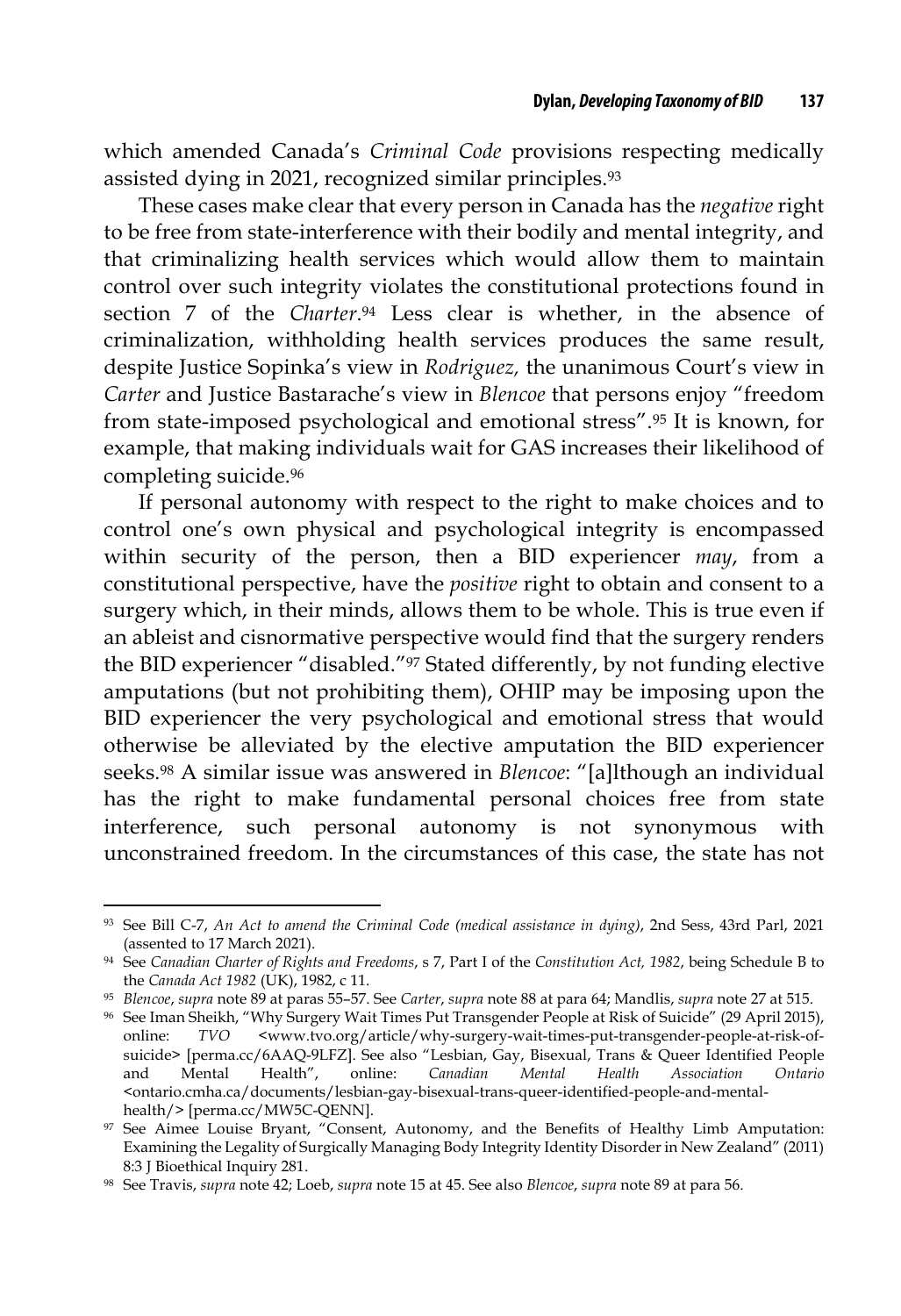which amended Canada's *Criminal Code* provisions respecting medically assisted dying in 2021, recognized similar principles.[93]

These cases make clear that every person in Canada has the *negative* right to be free from state-interference with their bodily and mental integrity, and that criminalizing health services which would allow them to maintain control over such integrity violates the constitutional protections found in section 7 of the *Charter*.[94] Less clear is whether, in the absence of criminalization, withholding health services produces the same result, despite Justice Sopinka's view in *Rodriguez,* the unanimous Court's view in *Carter* and Justice Bastarache's view in *Blencoe* that persons enjoy "freedom from state-imposed psychological and emotional stress".[95] It is known, for example, that making individuals wait for GAS increases their likelihood of completing suicide.[96]

If personal autonomy with respect to the right to make choices and to control one's own physical and psychological integrity is encompassed within security of the person, then a BID experiencer *may*, from a constitutional perspective, have the *positive* right to obtain and consent to a surgery which, in their minds, allows them to be whole. This is true even if an ableist and cisnormative perspective would find that the surgery renders the BID experiencer "disabled."[97] Stated differently, by not funding elective amputations (but not prohibiting them), OHIP may be imposing upon the BID experiencer the very psychological and emotional stress that would otherwise be alleviated by the elective amputation the BID experiencer seeks.[98] A similar issue was answered in *Blencoe*: "[a]lthough an individual has the right to make fundamental personal choices free from state interference, such personal autonomy is not synonymous with unconstrained freedom. In the circumstances of this case, the state has not

---

[93] See Bill C-7, *An Act to amend the Criminal Code (medical assistance in dying)*, 2nd Sess, 43rd Parl, 2021 (assented to 17 March 2021).

[94] See *Canadian Charter of Rights and Freedoms*, s 7, Part I of the *Constitution Act, 1982*, being Schedule B to the *Canada Act 1982* (UK), 1982, c 11.

[95] *Blencoe*, *supra* note 89 at paras 55–57. See *Carter*, *supra* note 88 at para 64; Mandlis, *supra* note 27 at 515.

[96] See Iman Sheikh, "Why Surgery Wait Times Put Transgender People at Risk of Suicide" (29 April 2015), online: *TVO* <www.tvo.org/article/why-surgery-wait-times-put-transgender-people-at-risk-of-suicide> [perma.cc/6AAQ-9LFZ]. See also "Lesbian, Gay, Bisexual, Trans & Queer Identified People and Mental Health", online: *Canadian Mental Health Association Ontario* <ontario.cmha.ca/documents/lesbian-gay-bisexual-trans-queer-identified-people-and-mental-health/> [perma.cc/MW5C-QENN].

[97] See Aimee Louise Bryant, "Consent, Autonomy, and the Benefits of Healthy Limb Amputation: Examining the Legality of Surgically Managing Body Integrity Identity Disorder in New Zealand" (2011) 8:3 J Bioethical Inquiry 281.

[98] See Travis, *supra* note 42; Loeb, *supra* note 15 at 45. See also *Blencoe*, *supra* note 89 at para 56.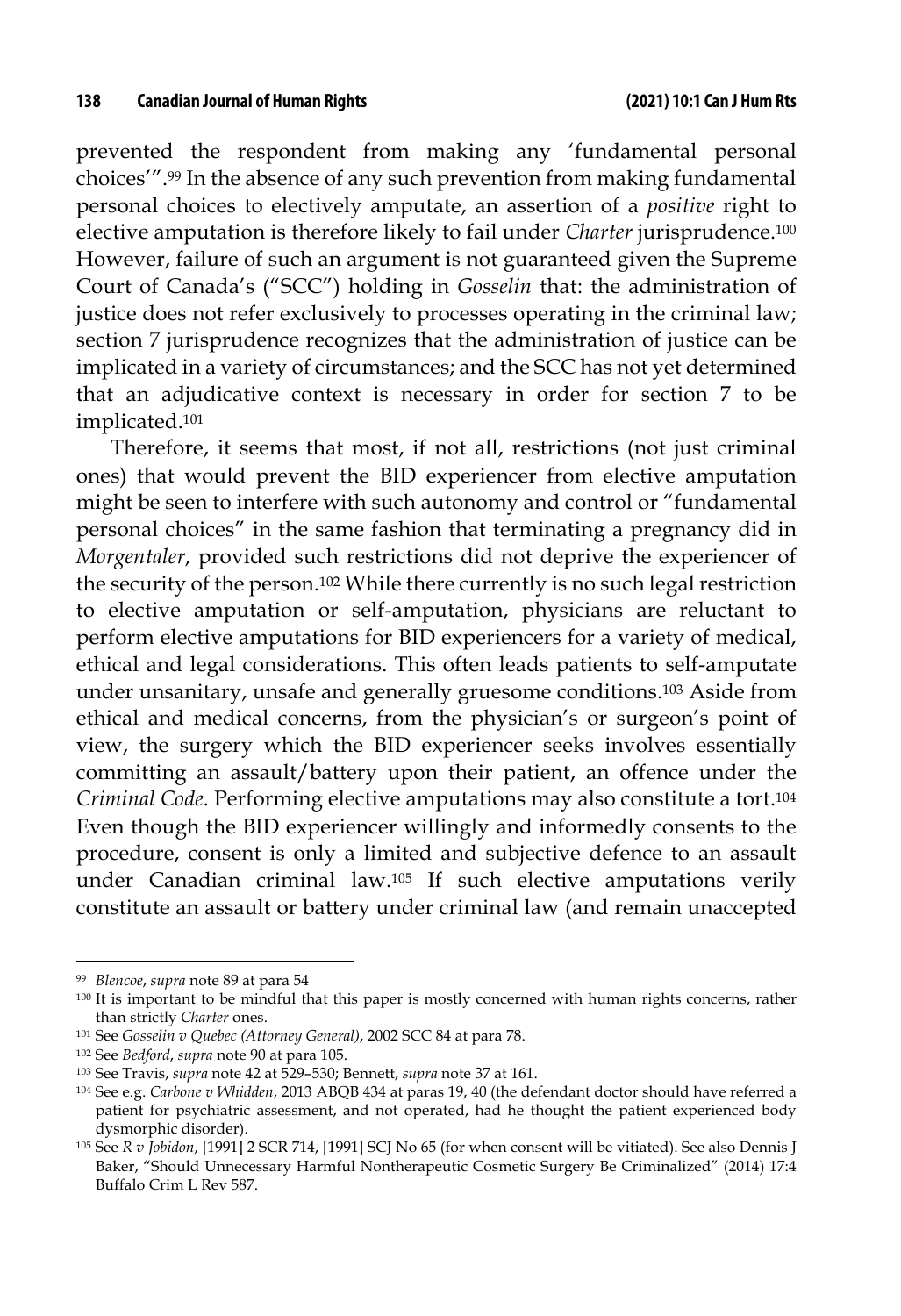prevented the respondent from making any 'fundamental personal choices'".[99] In the absence of any such prevention from making fundamental personal choices to electively amputate, an assertion of a *positive* right to elective amputation is therefore likely to fail under *Charter* jurisprudence.[100] However, failure of such an argument is not guaranteed given the Supreme Court of Canada's ("SCC") holding in *Gosselin* that: the administration of justice does not refer exclusively to processes operating in the criminal law; section 7 jurisprudence recognizes that the administration of justice can be implicated in a variety of circumstances; and the SCC has not yet determined that an adjudicative context is necessary in order for section 7 to be implicated.[101]

Therefore, it seems that most, if not all, restrictions (not just criminal ones) that would prevent the BID experiencer from elective amputation might be seen to interfere with such autonomy and control or "fundamental personal choices" in the same fashion that terminating a pregnancy did in *Morgentaler*, provided such restrictions did not deprive the experiencer of the security of the person.[102] While there currently is no such legal restriction to elective amputation or self-amputation, physicians are reluctant to perform elective amputations for BID experiencers for a variety of medical, ethical and legal considerations. This often leads patients to self-amputate under unsanitary, unsafe and generally gruesome conditions.[103] Aside from ethical and medical concerns, from the physician's or surgeon's point of view, the surgery which the BID experiencer seeks involves essentially committing an assault/battery upon their patient, an offence under the *Criminal Code*. Performing elective amputations may also constitute a tort.[104] Even though the BID experiencer willingly and informedly consents to the procedure, consent is only a limited and subjective defence to an assault under Canadian criminal law.[105] If such elective amputations verily constitute an assault or battery under criminal law (and remain unaccepted

---

[99] *Blencoe*, *supra* note 89 at para 54

[100] It is important to be mindful that this paper is mostly concerned with human rights concerns, rather than strictly *Charter* ones.

[101] See *Gosselin v Quebec (Attorney General)*, 2002 SCC 84 at para 78.

[102] See *Bedford*, *supra* note 90 at para 105.

[103] See Travis, *supra* note 42 at 529–530; Bennett, *supra* note 37 at 161.

[104] See e.g. *Carbone v Whidden*, 2013 ABQB 434 at paras 19, 40 (the defendant doctor should have referred a patient for psychiatric assessment, and not operated, had he thought the patient experienced body dysmorphic disorder).

[105] See *R v Jobidon*, [1991] 2 SCR 714, [1991] SCJ No 65 (for when consent will be vitiated). See also Dennis J Baker, "Should Unnecessary Harmful Nontherapeutic Cosmetic Surgery Be Criminalized" (2014) 17:4 Buffalo Crim L Rev 587.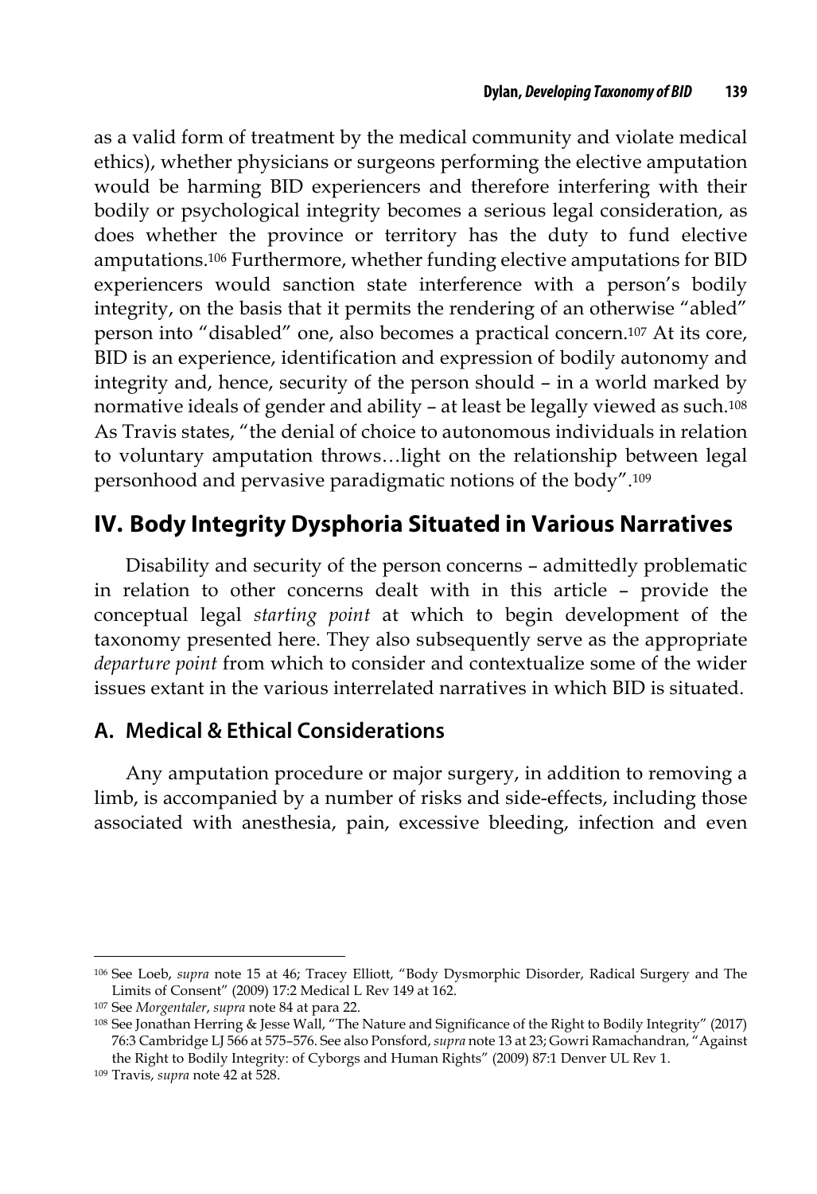as a valid form of treatment by the medical community and violate medical ethics), whether physicians or surgeons performing the elective amputation would be harming BID experiencers and therefore interfering with their bodily or psychological integrity becomes a serious legal consideration, as does whether the province or territory has the duty to fund elective amputations.[106] Furthermore, whether funding elective amputations for BID experiencers would sanction state interference with a person's bodily integrity, on the basis that it permits the rendering of an otherwise "abled" person into "disabled" one, also becomes a practical concern.[107] At its core, BID is an experience, identification and expression of bodily autonomy and integrity and, hence, security of the person should – in a world marked by normative ideals of gender and ability – at least be legally viewed as such.[108] As Travis states, "the denial of choice to autonomous individuals in relation to voluntary amputation throws…light on the relationship between legal personhood and pervasive paradigmatic notions of the body".[109]

## IV. Body Integrity Dysphoria Situated in Various Narratives

Disability and security of the person concerns – admittedly problematic in relation to other concerns dealt with in this article – provide the conceptual legal *starting point* at which to begin development of the taxonomy presented here. They also subsequently serve as the appropriate *departure point* from which to consider and contextualize some of the wider issues extant in the various interrelated narratives in which BID is situated.

### A. Medical & Ethical Considerations

Any amputation procedure or major surgery, in addition to removing a limb, is accompanied by a number of risks and side-effects, including those associated with anesthesia, pain, excessive bleeding, infection and even

---

[106] See Loeb, *supra* note 15 at 46; Tracey Elliott, "Body Dysmorphic Disorder, Radical Surgery and The Limits of Consent" (2009) 17:2 Medical L Rev 149 at 162.

[107] See *Morgentaler*, *supra* note 84 at para 22.

[108] See Jonathan Herring & Jesse Wall, "The Nature and Significance of the Right to Bodily Integrity" (2017) 76:3 Cambridge LJ 566 at 575–576. See also Ponsford, *supra* note 13 at 23; Gowri Ramachandran, "Against the Right to Bodily Integrity: of Cyborgs and Human Rights" (2009) 87:1 Denver UL Rev 1.

[109] Travis, *supra* note 42 at 528.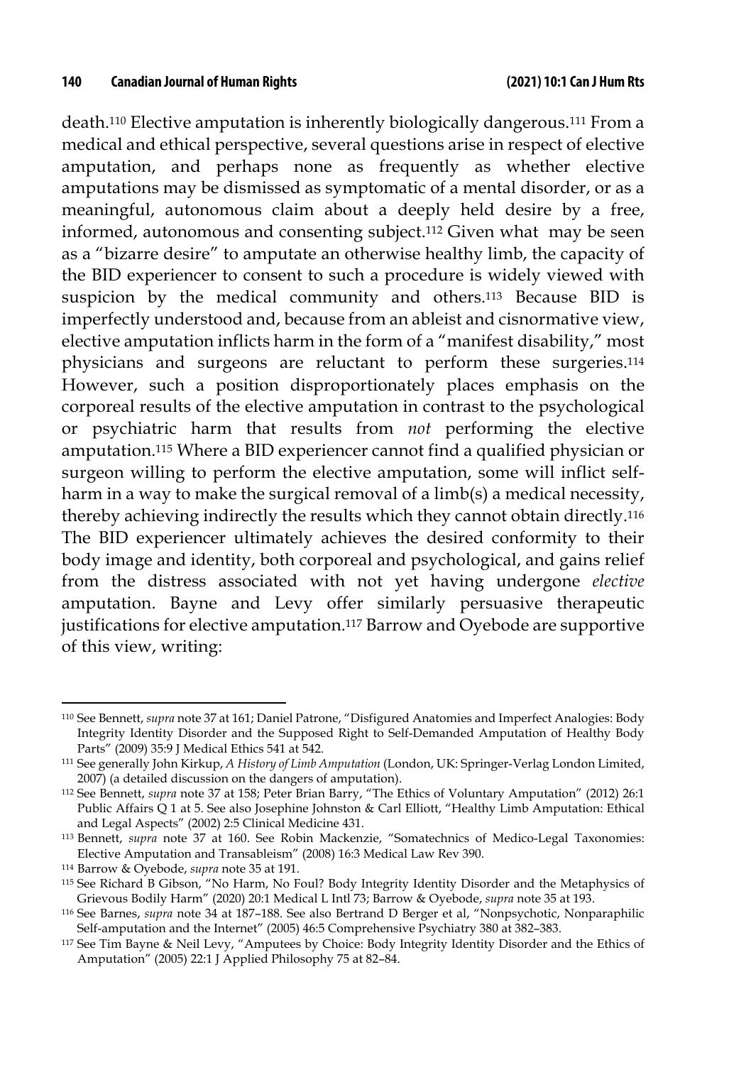death.[110] Elective amputation is inherently biologically dangerous.[111] From a medical and ethical perspective, several questions arise in respect of elective amputation, and perhaps none as frequently as whether elective amputations may be dismissed as symptomatic of a mental disorder, or as a meaningful, autonomous claim about a deeply held desire by a free, informed, autonomous and consenting subject.[112] Given what may be seen as a "bizarre desire" to amputate an otherwise healthy limb, the capacity of the BID experiencer to consent to such a procedure is widely viewed with suspicion by the medical community and others.[113] Because BID is imperfectly understood and, because from an ableist and cisnormative view, elective amputation inflicts harm in the form of a "manifest disability," most physicians and surgeons are reluctant to perform these surgeries.[114] However, such a position disproportionately places emphasis on the corporeal results of the elective amputation in contrast to the psychological or psychiatric harm that results from *not* performing the elective amputation.[115] Where a BID experiencer cannot find a qualified physician or surgeon willing to perform the elective amputation, some will inflict self-harm in a way to make the surgical removal of a limb(s) a medical necessity, thereby achieving indirectly the results which they cannot obtain directly.[116] The BID experiencer ultimately achieves the desired conformity to their body image and identity, both corporeal and psychological, and gains relief from the distress associated with not yet having undergone *elective* amputation. Bayne and Levy offer similarly persuasive therapeutic justifications for elective amputation.[117] Barrow and Oyebode are supportive of this view, writing:

---

[110] See Bennett, *supra* note 37 at 161; Daniel Patrone, "Disfigured Anatomies and Imperfect Analogies: Body Integrity Identity Disorder and the Supposed Right to Self-Demanded Amputation of Healthy Body Parts" (2009) 35:9 J Medical Ethics 541 at 542.

[111] See generally John Kirkup, *A History of Limb Amputation* (London, UK: Springer-Verlag London Limited, 2007) (a detailed discussion on the dangers of amputation).

[112] See Bennett, *supra* note 37 at 158; Peter Brian Barry, "The Ethics of Voluntary Amputation" (2012) 26:1 Public Affairs Q 1 at 5. See also Josephine Johnston & Carl Elliott, "Healthy Limb Amputation: Ethical and Legal Aspects" (2002) 2:5 Clinical Medicine 431.

[113] Bennett, *supra* note 37 at 160. See Robin Mackenzie, "Somatechnics of Medico-Legal Taxonomies: Elective Amputation and Transableism" (2008) 16:3 Medical Law Rev 390.

[114] Barrow & Oyebode, *supra* note 35 at 191.

[115] See Richard B Gibson, "No Harm, No Foul? Body Integrity Identity Disorder and the Metaphysics of Grievous Bodily Harm" (2020) 20:1 Medical L Intl 73; Barrow & Oyebode, *supra* note 35 at 193.

[116] See Barnes, *supra* note 34 at 187–188. See also Bertrand D Berger et al, "Nonpsychotic, Nonparaphilic Self-amputation and the Internet" (2005) 46:5 Comprehensive Psychiatry 380 at 382–383.

[117] See Tim Bayne & Neil Levy, "Amputees by Choice: Body Integrity Identity Disorder and the Ethics of Amputation" (2005) 22:1 J Applied Philosophy 75 at 82–84.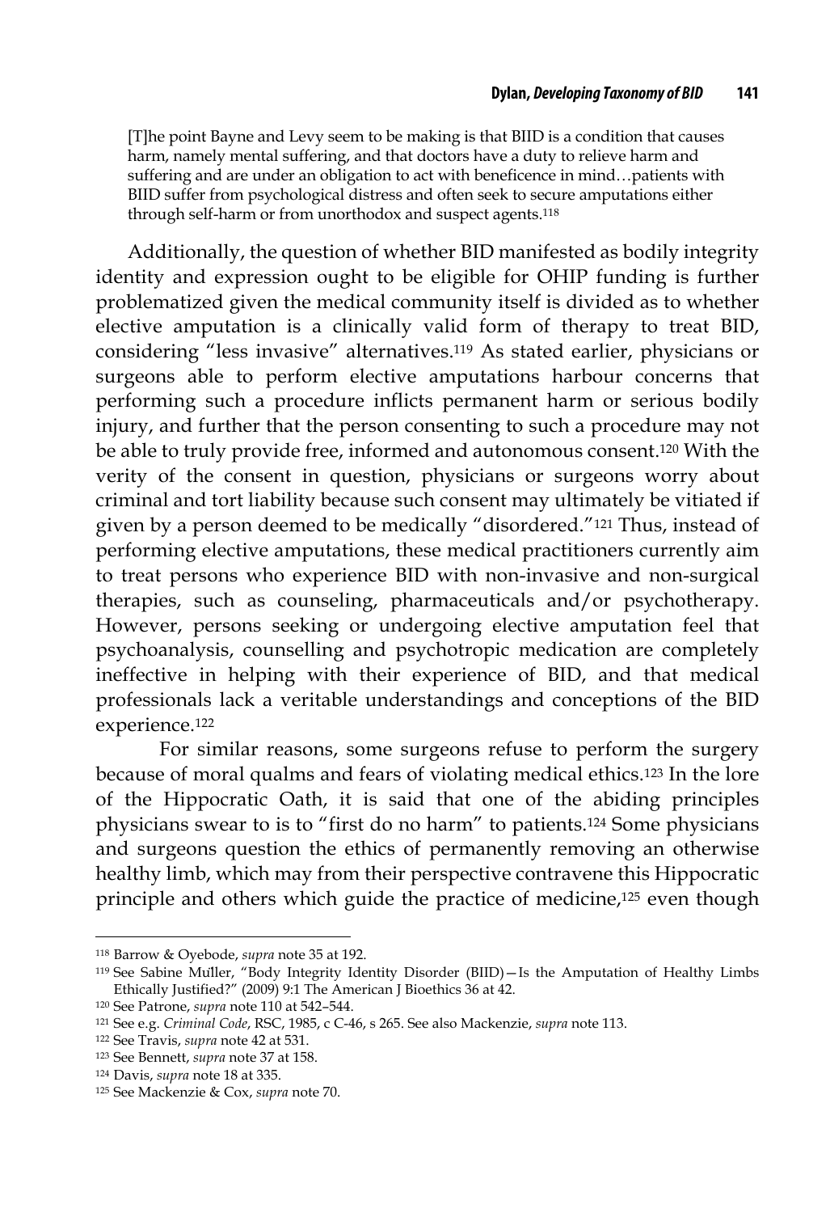> [T]he point Bayne and Levy seem to be making is that BIID is a condition that causes harm, namely mental suffering, and that doctors have a duty to relieve harm and suffering and are under an obligation to act with beneficence in mind…patients with BIID suffer from psychological distress and often seek to secure amputations either through self-harm or from unorthodox and suspect agents.[118]

Additionally, the question of whether BID manifested as bodily integrity identity and expression ought to be eligible for OHIP funding is further problematized given the medical community itself is divided as to whether elective amputation is a clinically valid form of therapy to treat BID, considering "less invasive" alternatives.[119] As stated earlier, physicians or surgeons able to perform elective amputations harbour concerns that performing such a procedure inflicts permanent harm or serious bodily injury, and further that the person consenting to such a procedure may not be able to truly provide free, informed and autonomous consent.[120] With the verity of the consent in question, physicians or surgeons worry about criminal and tort liability because such consent may ultimately be vitiated if given by a person deemed to be medically "disordered."[121] Thus, instead of performing elective amputations, these medical practitioners currently aim to treat persons who experience BID with non-invasive and non-surgical therapies, such as counseling, pharmaceuticals and/or psychotherapy. However, persons seeking or undergoing elective amputation feel that psychoanalysis, counselling and psychotropic medication are completely ineffective in helping with their experience of BID, and that medical professionals lack a veritable understandings and conceptions of the BID experience.[122]

For similar reasons, some surgeons refuse to perform the surgery because of moral qualms and fears of violating medical ethics.[123] In the lore of the Hippocratic Oath, it is said that one of the abiding principles physicians swear to is to "first do no harm" to patients.[124] Some physicians and surgeons question the ethics of permanently removing an otherwise healthy limb, which may from their perspective contravene this Hippocratic principle and others which guide the practice of medicine,[125] even though

---

[118] Barrow & Oyebode, *supra* note 35 at 192.

[119] See Sabine Müller, "Body Integrity Identity Disorder (BIID)—Is the Amputation of Healthy Limbs Ethically Justified?" (2009) 9:1 The American J Bioethics 36 at 42.

[120] See Patrone, *supra* note 110 at 542–544.

[121] See e.g. *Criminal Code*, RSC, 1985, c C-46, s 265. See also Mackenzie, *supra* note 113.

[122] See Travis, *supra* note 42 at 531.

[123] See Bennett, *supra* note 37 at 158.

[124] Davis, *supra* note 18 at 335.

[125] See Mackenzie & Cox, *supra* note 70.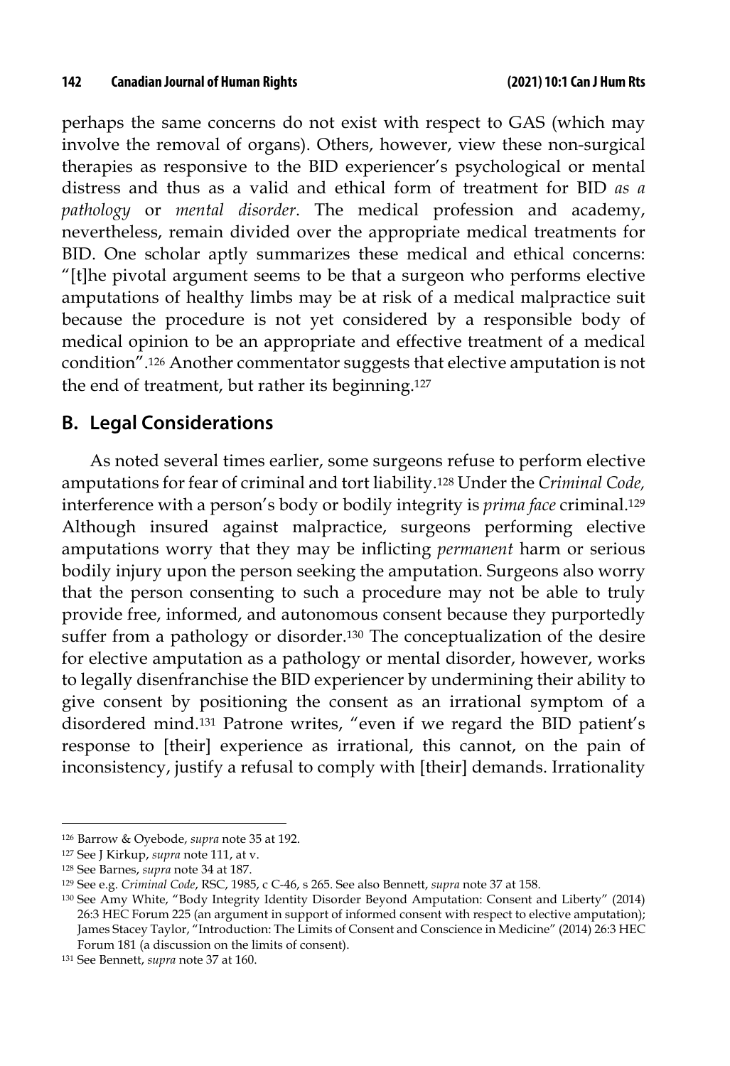perhaps the same concerns do not exist with respect to GAS (which may involve the removal of organs). Others, however, view these non-surgical therapies as responsive to the BID experiencer's psychological or mental distress and thus as a valid and ethical form of treatment for BID *as a pathology* or *mental disorder*. The medical profession and academy, nevertheless, remain divided over the appropriate medical treatments for BID. One scholar aptly summarizes these medical and ethical concerns: "[t]he pivotal argument seems to be that a surgeon who performs elective amputations of healthy limbs may be at risk of a medical malpractice suit because the procedure is not yet considered by a responsible body of medical opinion to be an appropriate and effective treatment of a medical condition".[126] Another commentator suggests that elective amputation is not the end of treatment, but rather its beginning.[127]

## B. Legal Considerations

As noted several times earlier, some surgeons refuse to perform elective amputations for fear of criminal and tort liability.[128] Under the *Criminal Code*, interference with a person's body or bodily integrity is *prima face* criminal.[129] Although insured against malpractice, surgeons performing elective amputations worry that they may be inflicting *permanent* harm or serious bodily injury upon the person seeking the amputation. Surgeons also worry that the person consenting to such a procedure may not be able to truly provide free, informed, and autonomous consent because they purportedly suffer from a pathology or disorder.[130] The conceptualization of the desire for elective amputation as a pathology or mental disorder, however, works to legally disenfranchise the BID experiencer by undermining their ability to give consent by positioning the consent as an irrational symptom of a disordered mind.[131] Patrone writes, "even if we regard the BID patient's response to [their] experience as irrational, this cannot, on the pain of inconsistency, justify a refusal to comply with [their] demands. Irrationality

---

[126] Barrow & Oyebode, *supra* note 35 at 192.

[127] See J Kirkup, *supra* note 111, at v.

[128] See Barnes, *supra* note 34 at 187.

[129] See e.g. *Criminal Code*, RSC, 1985, c C-46, s 265. See also Bennett, *supra* note 37 at 158.

[130] See Amy White, "Body Integrity Identity Disorder Beyond Amputation: Consent and Liberty" (2014) 26:3 HEC Forum 225 (an argument in support of informed consent with respect to elective amputation); James Stacey Taylor, "Introduction: The Limits of Consent and Conscience in Medicine" (2014) 26:3 HEC Forum 181 (a discussion on the limits of consent).

[131] See Bennett, *supra* note 37 at 160.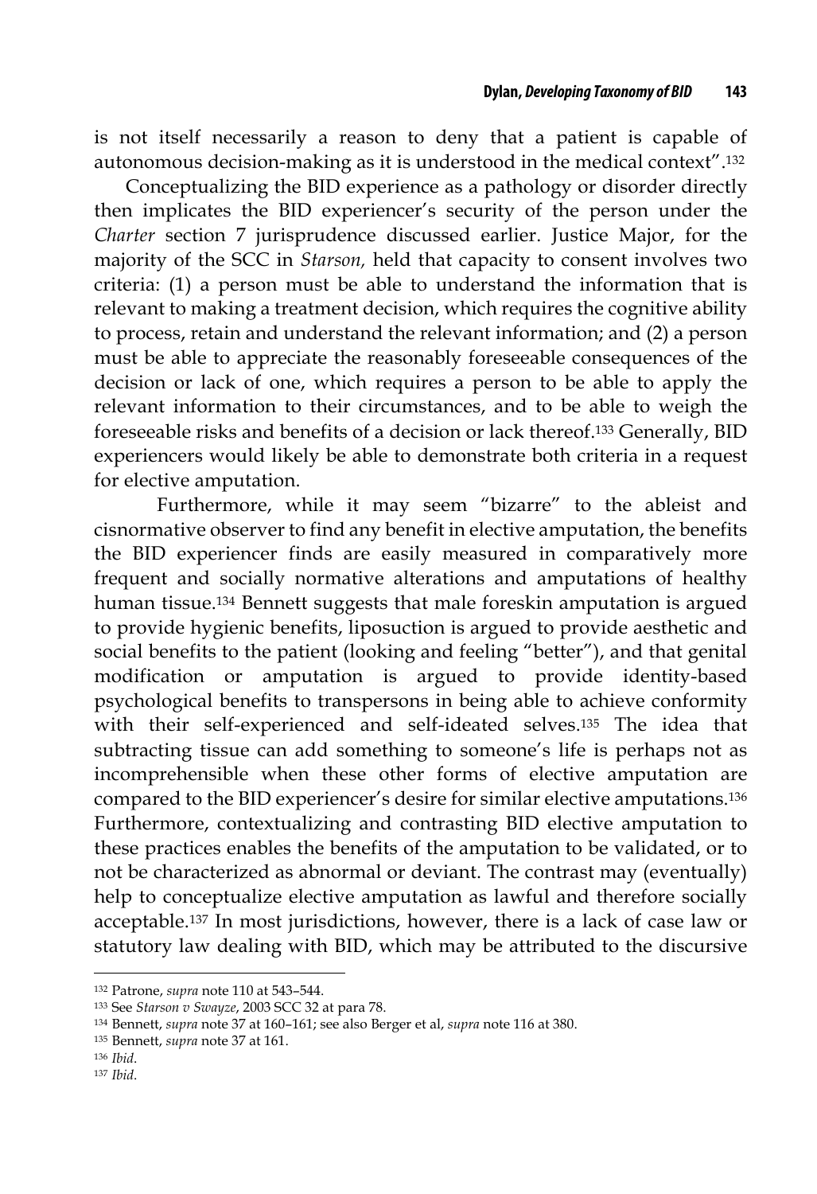is not itself necessarily a reason to deny that a patient is capable of autonomous decision-making as it is understood in the medical context".[132]

Conceptualizing the BID experience as a pathology or disorder directly then implicates the BID experiencer's security of the person under the *Charter* section 7 jurisprudence discussed earlier. Justice Major, for the majority of the SCC in *Starson,* held that capacity to consent involves two criteria: (1) a person must be able to understand the information that is relevant to making a treatment decision, which requires the cognitive ability to process, retain and understand the relevant information; and (2) a person must be able to appreciate the reasonably foreseeable consequences of the decision or lack of one, which requires a person to be able to apply the relevant information to their circumstances, and to be able to weigh the foreseeable risks and benefits of a decision or lack thereof.[133] Generally, BID experiencers would likely be able to demonstrate both criteria in a request for elective amputation.

Furthermore, while it may seem "bizarre" to the ableist and cisnormative observer to find any benefit in elective amputation, the benefits the BID experiencer finds are easily measured in comparatively more frequent and socially normative alterations and amputations of healthy human tissue.[134] Bennett suggests that male foreskin amputation is argued to provide hygienic benefits, liposuction is argued to provide aesthetic and social benefits to the patient (looking and feeling "better"), and that genital modification or amputation is argued to provide identity-based psychological benefits to transpersons in being able to achieve conformity with their self-experienced and self-ideated selves.[135] The idea that subtracting tissue can add something to someone's life is perhaps not as incomprehensible when these other forms of elective amputation are compared to the BID experiencer's desire for similar elective amputations.[136] Furthermore, contextualizing and contrasting BID elective amputation to these practices enables the benefits of the amputation to be validated, or to not be characterized as abnormal or deviant. The contrast may (eventually) help to conceptualize elective amputation as lawful and therefore socially acceptable.[137] In most jurisdictions, however, there is a lack of case law or statutory law dealing with BID, which may be attributed to the discursive

---

[132] Patrone, *supra* note 110 at 543–544.

[133] See *Starson v Swayze*, 2003 SCC 32 at para 78.

[134] Bennett, *supra* note 37 at 160–161; see also Berger et al, *supra* note 116 at 380.

[135] Bennett, *supra* note 37 at 161.

[136] *Ibid*.

[137] *Ibid*.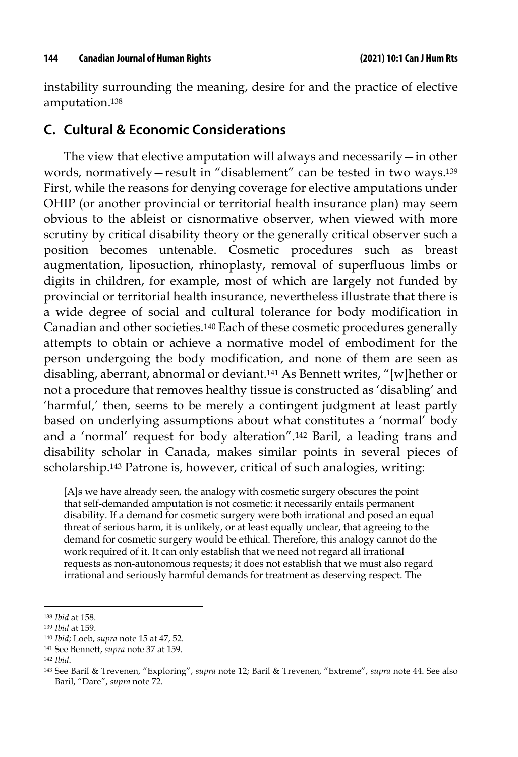instability surrounding the meaning, desire for and the practice of elective amputation.[138]

## C. Cultural & Economic Considerations

The view that elective amputation will always and necessarily—in other words, normatively—result in "disablement" can be tested in two ways.[139] First, while the reasons for denying coverage for elective amputations under OHIP (or another provincial or territorial health insurance plan) may seem obvious to the ableist or cisnormative observer, when viewed with more scrutiny by critical disability theory or the generally critical observer such a position becomes untenable. Cosmetic procedures such as breast augmentation, liposuction, rhinoplasty, removal of superfluous limbs or digits in children, for example, most of which are largely not funded by provincial or territorial health insurance, nevertheless illustrate that there is a wide degree of social and cultural tolerance for body modification in Canadian and other societies.[140] Each of these cosmetic procedures generally attempts to obtain or achieve a normative model of embodiment for the person undergoing the body modification, and none of them are seen as disabling, aberrant, abnormal or deviant.[141] As Bennett writes, "[w]hether or not a procedure that removes healthy tissue is constructed as 'disabling' and 'harmful,' then, seems to be merely a contingent judgment at least partly based on underlying assumptions about what constitutes a 'normal' body and a 'normal' request for body alteration".[142] Baril, a leading trans and disability scholar in Canada, makes similar points in several pieces of scholarship.[143] Patrone is, however, critical of such analogies, writing:

> [A]s we have already seen, the analogy with cosmetic surgery obscures the point that self-demanded amputation is not cosmetic: it necessarily entails permanent disability. If a demand for cosmetic surgery were both irrational and posed an equal threat of serious harm, it is unlikely, or at least equally unclear, that agreeing to the demand for cosmetic surgery would be ethical. Therefore, this analogy cannot do the work required of it. It can only establish that we need not regard all irrational requests as non-autonomous requests; it does not establish that we must also regard irrational and seriously harmful demands for treatment as deserving respect. The

---

[138] *Ibid* at 158.

[139] *Ibid* at 159.

[140] *Ibid*; Loeb, *supra* note 15 at 47, 52.

[141] See Bennett, *supra* note 37 at 159.

[142] *Ibid*.

[143] See Baril & Trevenen, "Exploring", *supra* note 12; Baril & Trevenen, "Extreme", *supra* note 44. See also Baril, "Dare", *supra* note 72.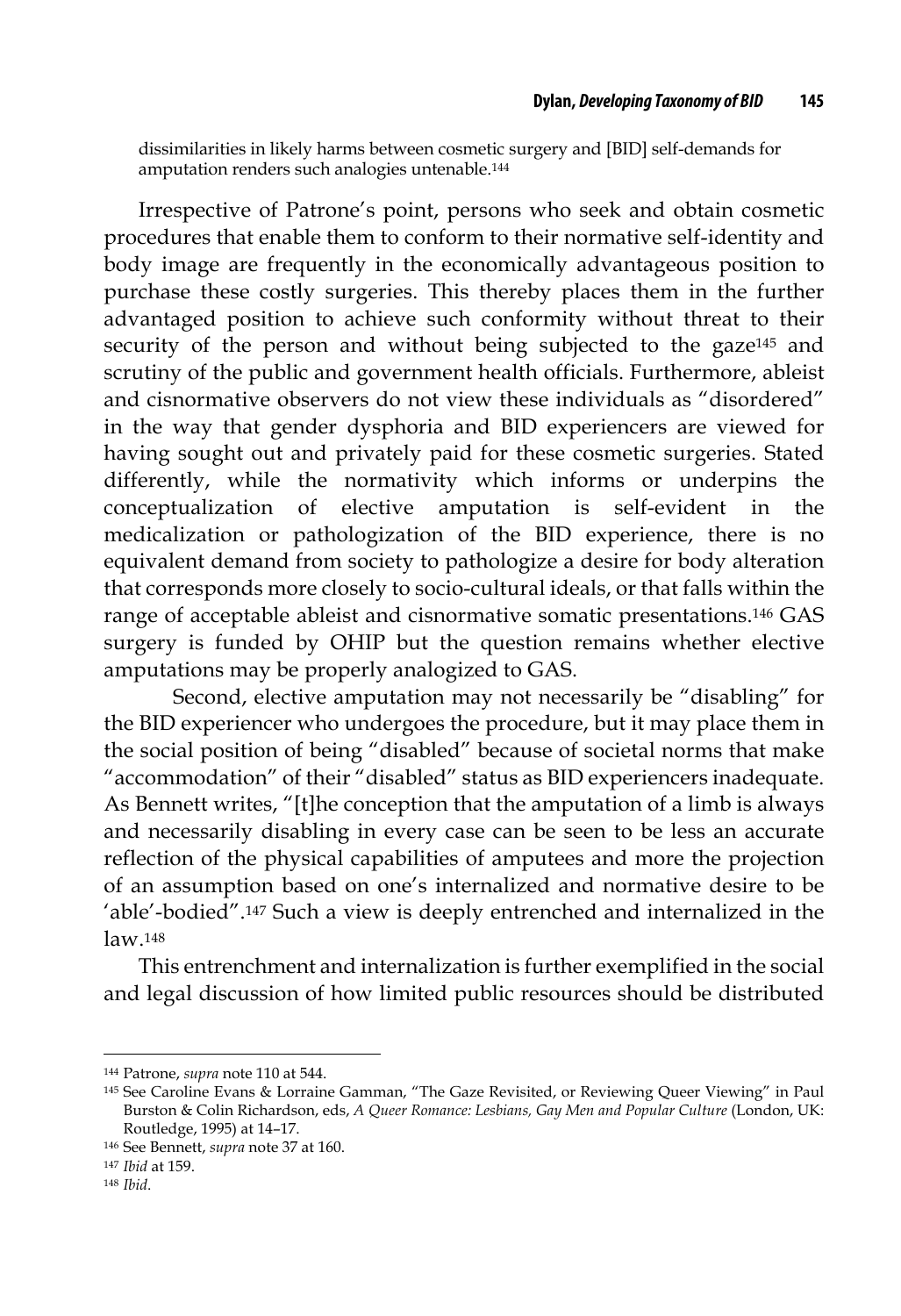dissimilarities in likely harms between cosmetic surgery and [BID] self-demands for amputation renders such analogies untenable.[144]

Irrespective of Patrone's point, persons who seek and obtain cosmetic procedures that enable them to conform to their normative self-identity and body image are frequently in the economically advantageous position to purchase these costly surgeries. This thereby places them in the further advantaged position to achieve such conformity without threat to their security of the person and without being subjected to the gaze[145] and scrutiny of the public and government health officials. Furthermore, ableist and cisnormative observers do not view these individuals as "disordered" in the way that gender dysphoria and BID experiencers are viewed for having sought out and privately paid for these cosmetic surgeries. Stated differently, while the normativity which informs or underpins the conceptualization of elective amputation is self-evident in the medicalization or pathologization of the BID experience, there is no equivalent demand from society to pathologize a desire for body alteration that corresponds more closely to socio-cultural ideals, or that falls within the range of acceptable ableist and cisnormative somatic presentations.[146] GAS surgery is funded by OHIP but the question remains whether elective amputations may be properly analogized to GAS.

Second, elective amputation may not necessarily be "disabling" for the BID experiencer who undergoes the procedure, but it may place them in the social position of being "disabled" because of societal norms that make "accommodation" of their "disabled" status as BID experiencers inadequate. As Bennett writes, "[t]he conception that the amputation of a limb is always and necessarily disabling in every case can be seen to be less an accurate reflection of the physical capabilities of amputees and more the projection of an assumption based on one's internalized and normative desire to be 'able'-bodied".[147] Such a view is deeply entrenched and internalized in the law.[148]

This entrenchment and internalization is further exemplified in the social and legal discussion of how limited public resources should be distributed

---

[144] Patrone, *supra* note 110 at 544.

[145] See Caroline Evans & Lorraine Gamman, "The Gaze Revisited, or Reviewing Queer Viewing" in Paul Burston & Colin Richardson, eds, *A Queer Romance: Lesbians, Gay Men and Popular Culture* (London, UK: Routledge, 1995) at 14–17.

[146] See Bennett, *supra* note 37 at 160.

[147] *Ibid* at 159.

[148] *Ibid*.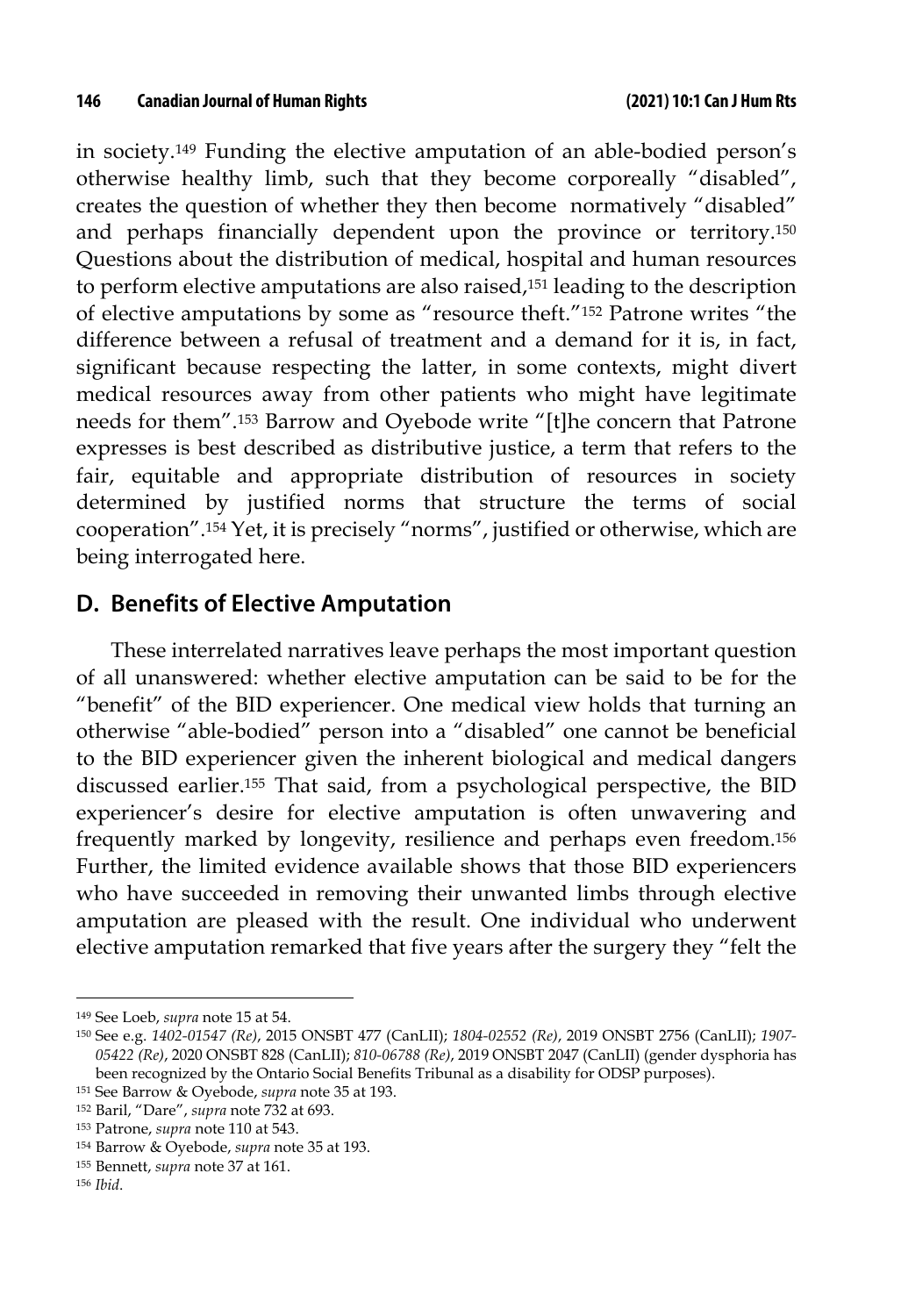in society.[149] Funding the elective amputation of an able-bodied person's otherwise healthy limb, such that they become corporeally "disabled", creates the question of whether they then become normatively "disabled" and perhaps financially dependent upon the province or territory.[150] Questions about the distribution of medical, hospital and human resources to perform elective amputations are also raised,[151] leading to the description of elective amputations by some as "resource theft."[152] Patrone writes "the difference between a refusal of treatment and a demand for it is, in fact, significant because respecting the latter, in some contexts, might divert medical resources away from other patients who might have legitimate needs for them".[153] Barrow and Oyebode write "[t]he concern that Patrone expresses is best described as distributive justice, a term that refers to the fair, equitable and appropriate distribution of resources in society determined by justified norms that structure the terms of social cooperation".[154] Yet, it is precisely "norms", justified or otherwise, which are being interrogated here.

## D. Benefits of Elective Amputation

These interrelated narratives leave perhaps the most important question of all unanswered: whether elective amputation can be said to be for the "benefit" of the BID experiencer. One medical view holds that turning an otherwise "able-bodied" person into a "disabled" one cannot be beneficial to the BID experiencer given the inherent biological and medical dangers discussed earlier.[155] That said, from a psychological perspective, the BID experiencer's desire for elective amputation is often unwavering and frequently marked by longevity, resilience and perhaps even freedom.[156] Further, the limited evidence available shows that those BID experiencers who have succeeded in removing their unwanted limbs through elective amputation are pleased with the result. One individual who underwent elective amputation remarked that five years after the surgery they "felt the

---

[149] See Loeb, *supra* note 15 at 54.

[150] See e.g. *1402-01547 (Re)*, 2015 ONSBT 477 (CanLII); *1804-02552 (Re)*, 2019 ONSBT 2756 (CanLII); *1907-05422 (Re)*, 2020 ONSBT 828 (CanLII); *810-06788 (Re)*, 2019 ONSBT 2047 (CanLII) (gender dysphoria has been recognized by the Ontario Social Benefits Tribunal as a disability for ODSP purposes).

[151] See Barrow & Oyebode, *supra* note 35 at 193.

[152] Baril, "Dare", *supra* note 732 at 693.

[153] Patrone, *supra* note 110 at 543.

[154] Barrow & Oyebode, *supra* note 35 at 193.

[155] Bennett, *supra* note 37 at 161.

[156] *Ibid*.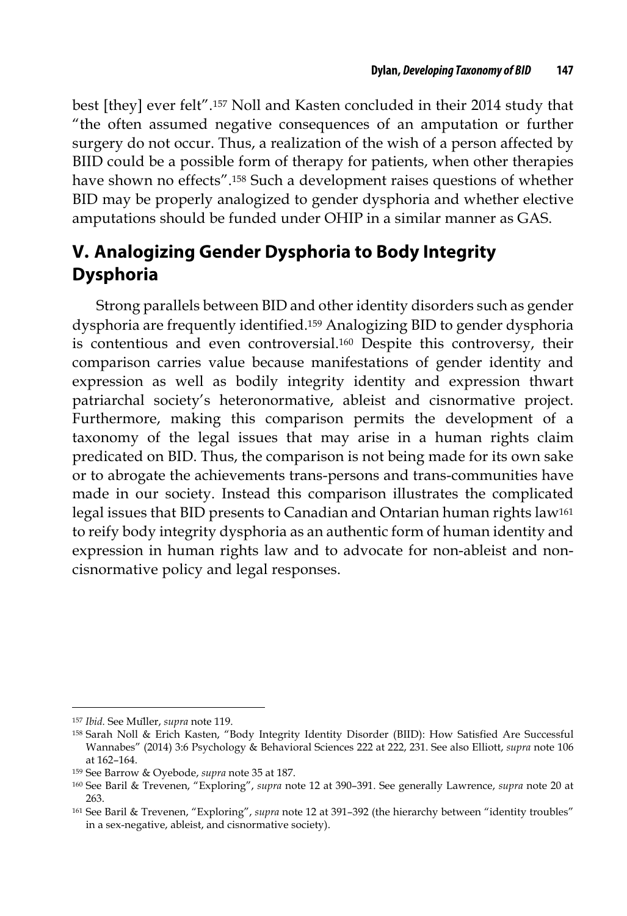best [they] ever felt".[157] Noll and Kasten concluded in their 2014 study that "the often assumed negative consequences of an amputation or further surgery do not occur. Thus, a realization of the wish of a person affected by BIID could be a possible form of therapy for patients, when other therapies have shown no effects".[158] Such a development raises questions of whether BID may be properly analogized to gender dysphoria and whether elective amputations should be funded under OHIP in a similar manner as GAS.

## V. Analogizing Gender Dysphoria to Body Integrity Dysphoria

Strong parallels between BID and other identity disorders such as gender dysphoria are frequently identified.[159] Analogizing BID to gender dysphoria is contentious and even controversial.[160] Despite this controversy, their comparison carries value because manifestations of gender identity and expression as well as bodily integrity identity and expression thwart patriarchal society's heteronormative, ableist and cisnormative project. Furthermore, making this comparison permits the development of a taxonomy of the legal issues that may arise in a human rights claim predicated on BID. Thus, the comparison is not being made for its own sake or to abrogate the achievements trans-persons and trans-communities have made in our society. Instead this comparison illustrates the complicated legal issues that BID presents to Canadian and Ontarian human rights law[161] to reify body integrity dysphoria as an authentic form of human identity and expression in human rights law and to advocate for non-ableist and non-cisnormative policy and legal responses.

---

[157] *Ibid.* See Muller, *supra* note 119.

[158] Sarah Noll & Erich Kasten, "Body Integrity Identity Disorder (BIID): How Satisfied Are Successful Wannabes" (2014) 3:6 Psychology & Behavioral Sciences 222 at 222, 231. See also Elliott, *supra* note 106 at 162–164.

[159] See Barrow & Oyebode, *supra* note 35 at 187.

[160] See Baril & Trevenen, "Exploring", *supra* note 12 at 390–391. See generally Lawrence, *supra* note 20 at 263.

[161] See Baril & Trevenen, "Exploring", *supra* note 12 at 391–392 (the hierarchy between "identity troubles" in a sex-negative, ableist, and cisnormative society).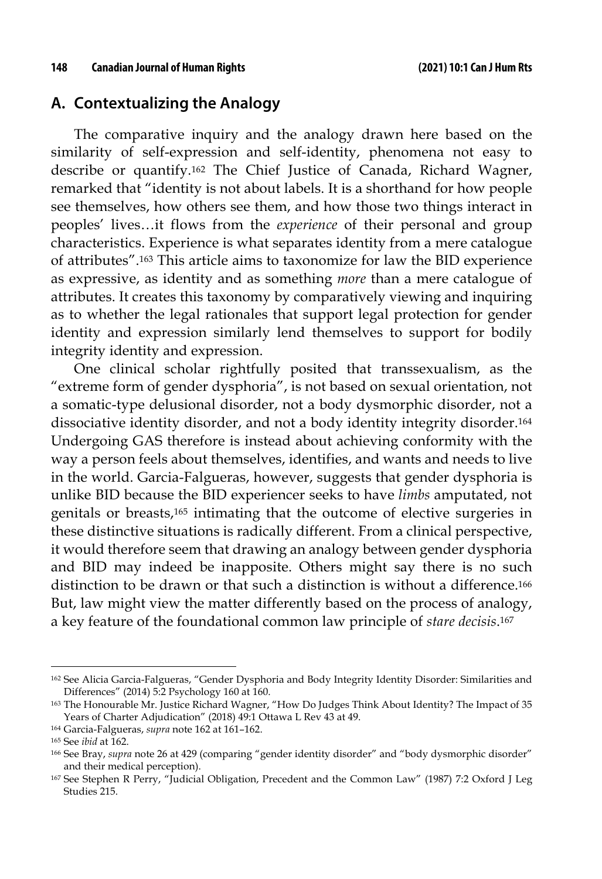## A. Contextualizing the Analogy

The comparative inquiry and the analogy drawn here based on the similarity of self-expression and self-identity, phenomena not easy to describe or quantify.[162] The Chief Justice of Canada, Richard Wagner, remarked that "identity is not about labels. It is a shorthand for how people see themselves, how others see them, and how those two things interact in peoples' lives…it flows from the *experience* of their personal and group characteristics. Experience is what separates identity from a mere catalogue of attributes".[163] This article aims to taxonomize for law the BID experience as expressive, as identity and as something *more* than a mere catalogue of attributes. It creates this taxonomy by comparatively viewing and inquiring as to whether the legal rationales that support legal protection for gender identity and expression similarly lend themselves to support for bodily integrity identity and expression.

One clinical scholar rightfully posited that transsexualism, as the "extreme form of gender dysphoria", is not based on sexual orientation, not a somatic-type delusional disorder, not a body dysmorphic disorder, not a dissociative identity disorder, and not a body identity integrity disorder.[164] Undergoing GAS therefore is instead about achieving conformity with the way a person feels about themselves, identifies, and wants and needs to live in the world. Garcia-Falgueras, however, suggests that gender dysphoria is unlike BID because the BID experiencer seeks to have *limbs* amputated, not genitals or breasts,[165] intimating that the outcome of elective surgeries in these distinctive situations is radically different. From a clinical perspective, it would therefore seem that drawing an analogy between gender dysphoria and BID may indeed be inapposite. Others might say there is no such distinction to be drawn or that such a distinction is without a difference.[166] But, law might view the matter differently based on the process of analogy, a key feature of the foundational common law principle of *stare decisis*.[167]

---

[162] See Alicia Garcia-Falgueras, "Gender Dysphoria and Body Integrity Identity Disorder: Similarities and Differences" (2014) 5:2 Psychology 160 at 160.

[163] The Honourable Mr. Justice Richard Wagner, "How Do Judges Think About Identity? The Impact of 35 Years of Charter Adjudication" (2018) 49:1 Ottawa L Rev 43 at 49.

[164] Garcia-Falgueras, *supra* note 162 at 161–162.

[165] See *ibid* at 162.

[166] See Bray, *supra* note 26 at 429 (comparing "gender identity disorder" and "body dysmorphic disorder" and their medical perception).

[167] See Stephen R Perry, "Judicial Obligation, Precedent and the Common Law" (1987) 7:2 Oxford J Leg Studies 215.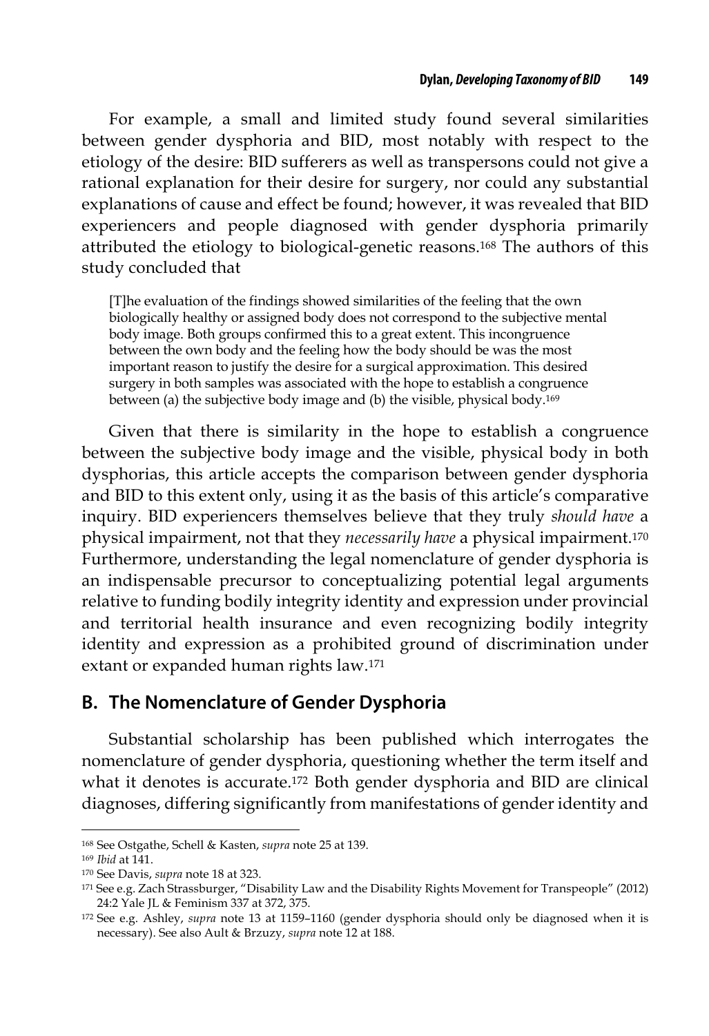For example, a small and limited study found several similarities between gender dysphoria and BID, most notably with respect to the etiology of the desire: BID sufferers as well as transpersons could not give a rational explanation for their desire for surgery, nor could any substantial explanations of cause and effect be found; however, it was revealed that BID experiencers and people diagnosed with gender dysphoria primarily attributed the etiology to biological-genetic reasons.[168] The authors of this study concluded that

> [T]he evaluation of the findings showed similarities of the feeling that the own biologically healthy or assigned body does not correspond to the subjective mental body image. Both groups confirmed this to a great extent. This incongruence between the own body and the feeling how the body should be was the most important reason to justify the desire for a surgical approximation. This desired surgery in both samples was associated with the hope to establish a congruence between (a) the subjective body image and (b) the visible, physical body.[169]

Given that there is similarity in the hope to establish a congruence between the subjective body image and the visible, physical body in both dysphorias, this article accepts the comparison between gender dysphoria and BID to this extent only, using it as the basis of this article's comparative inquiry. BID experiencers themselves believe that they truly *should have* a physical impairment, not that they *necessarily have* a physical impairment.[170] Furthermore, understanding the legal nomenclature of gender dysphoria is an indispensable precursor to conceptualizing potential legal arguments relative to funding bodily integrity identity and expression under provincial and territorial health insurance and even recognizing bodily integrity identity and expression as a prohibited ground of discrimination under extant or expanded human rights law.[171]

## B. The Nomenclature of Gender Dysphoria

Substantial scholarship has been published which interrogates the nomenclature of gender dysphoria, questioning whether the term itself and what it denotes is accurate.[172] Both gender dysphoria and BID are clinical diagnoses, differing significantly from manifestations of gender identity and

---

[168] See Ostgathe, Schell & Kasten, *supra* note 25 at 139.

[169] *Ibid* at 141.

[170] See Davis, *supra* note 18 at 323.

[171] See e.g. Zach Strassburger, "Disability Law and the Disability Rights Movement for Transpeople" (2012) 24:2 Yale JL & Feminism 337 at 372, 375.

[172] See e.g. Ashley, *supra* note 13 at 1159–1160 (gender dysphoria should only be diagnosed when it is necessary). See also Ault & Brzuzy, *supra* note 12 at 188.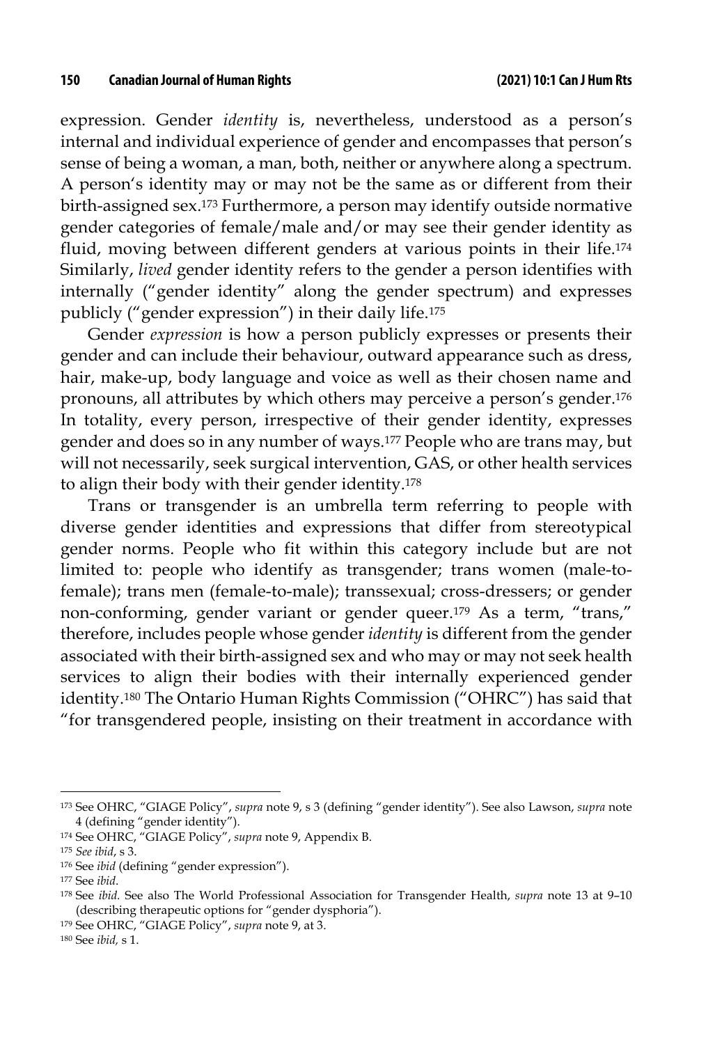expression. Gender *identity* is, nevertheless, understood as a person's internal and individual experience of gender and encompasses that person's sense of being a woman, a man, both, neither or anywhere along a spectrum. A person's identity may or may not be the same as or different from their birth-assigned sex.[173] Furthermore, a person may identify outside normative gender categories of female/male and/or may see their gender identity as fluid, moving between different genders at various points in their life.[174] Similarly, *lived* gender identity refers to the gender a person identifies with internally ("gender identity" along the gender spectrum) and expresses publicly ("gender expression") in their daily life.[175]

Gender *expression* is how a person publicly expresses or presents their gender and can include their behaviour, outward appearance such as dress, hair, make-up, body language and voice as well as their chosen name and pronouns, all attributes by which others may perceive a person's gender.[176] In totality, every person, irrespective of their gender identity, expresses gender and does so in any number of ways.[177] People who are trans may, but will not necessarily, seek surgical intervention, GAS, or other health services to align their body with their gender identity.[178]

Trans or transgender is an umbrella term referring to people with diverse gender identities and expressions that differ from stereotypical gender norms. People who fit within this category include but are not limited to: people who identify as transgender; trans women (male-to-female); trans men (female-to-male); transsexual; cross-dressers; or gender non-conforming, gender variant or gender queer.[179] As a term, "trans," therefore, includes people whose gender *identity* is different from the gender associated with their birth-assigned sex and who may or may not seek health services to align their bodies with their internally experienced gender identity.[180] The Ontario Human Rights Commission ("OHRC") has said that "for transgendered people, insisting on their treatment in accordance with

---

[173] See OHRC, "GIAGE Policy", *supra* note 9, s 3 (defining "gender identity"). See also Lawson, *supra* note 4 (defining "gender identity").

[174] See OHRC, "GIAGE Policy", *supra* note 9, Appendix B.

[175] *See ibid*, s 3.

[176] See *ibid* (defining "gender expression").

[177] See *ibid*.

[178] See *ibid.* See also The World Professional Association for Transgender Health, *supra* note 13 at 9–10 (describing therapeutic options for "gender dysphoria").

[179] See OHRC, "GIAGE Policy", *supra* note 9, at 3.

[180] See *ibid,* s 1.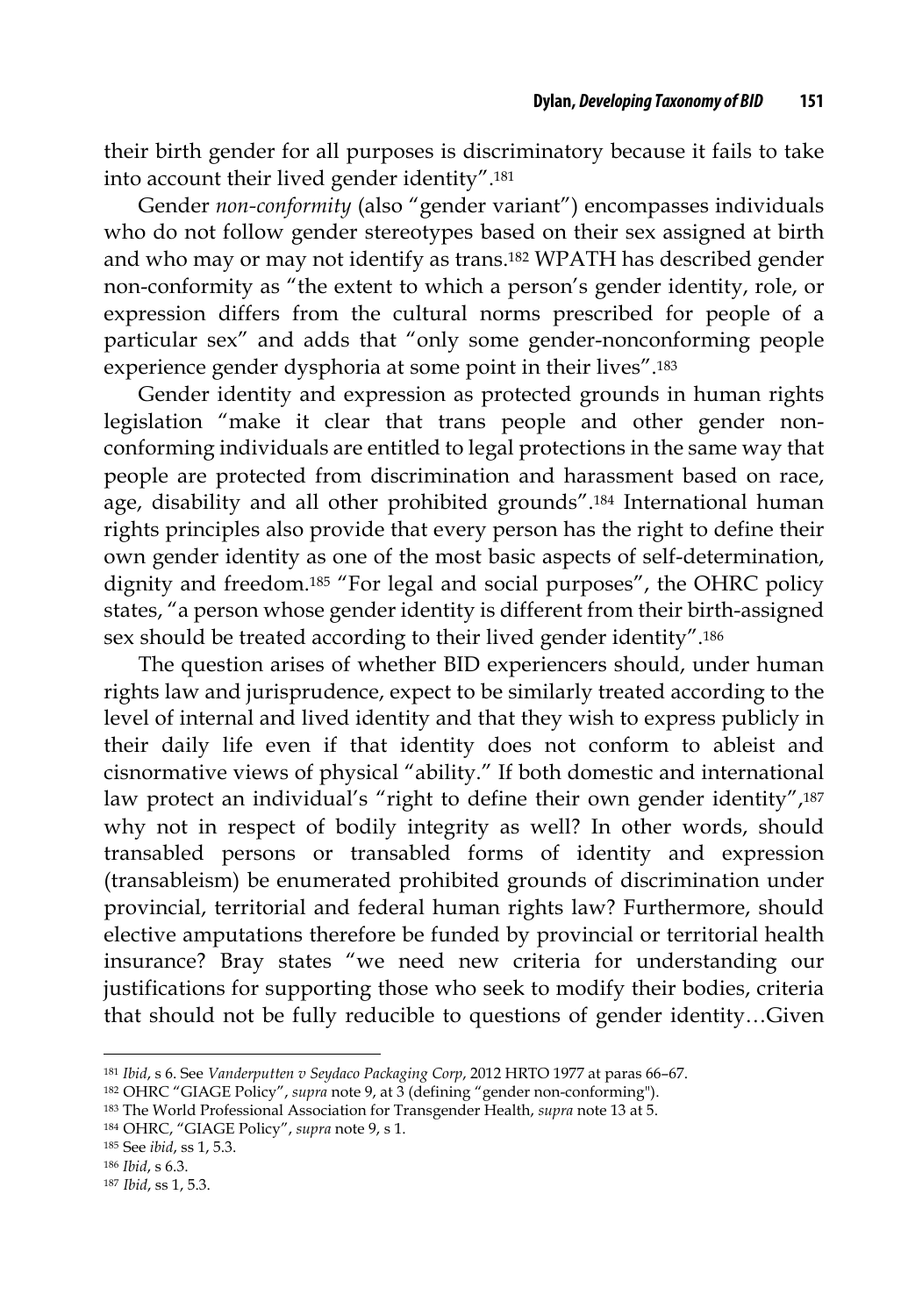their birth gender for all purposes is discriminatory because it fails to take into account their lived gender identity".[181]

Gender *non-conformity* (also "gender variant") encompasses individuals who do not follow gender stereotypes based on their sex assigned at birth and who may or may not identify as trans.[182] WPATH has described gender non-conformity as "the extent to which a person's gender identity, role, or expression differs from the cultural norms prescribed for people of a particular sex" and adds that "only some gender-nonconforming people experience gender dysphoria at some point in their lives".[183]

Gender identity and expression as protected grounds in human rights legislation "make it clear that trans people and other gender non-conforming individuals are entitled to legal protections in the same way that people are protected from discrimination and harassment based on race, age, disability and all other prohibited grounds".[184] International human rights principles also provide that every person has the right to define their own gender identity as one of the most basic aspects of self-determination, dignity and freedom.[185] "For legal and social purposes", the OHRC policy states, "a person whose gender identity is different from their birth-assigned sex should be treated according to their lived gender identity".[186]

The question arises of whether BID experiencers should, under human rights law and jurisprudence, expect to be similarly treated according to the level of internal and lived identity and that they wish to express publicly in their daily life even if that identity does not conform to ableist and cisnormative views of physical "ability." If both domestic and international law protect an individual's "right to define their own gender identity",[187] why not in respect of bodily integrity as well? In other words, should transabled persons or transabled forms of identity and expression (transableism) be enumerated prohibited grounds of discrimination under provincial, territorial and federal human rights law? Furthermore, should elective amputations therefore be funded by provincial or territorial health insurance? Bray states "we need new criteria for understanding our justifications for supporting those who seek to modify their bodies, criteria that should not be fully reducible to questions of gender identity…Given

---

[181] *Ibid*, s 6. See *Vanderputten v Seydaco Packaging Corp*, 2012 HRTO 1977 at paras 66–67.

[182] OHRC "GIAGE Policy", *supra* note 9, at 3 (defining "gender non-conforming").

[183] The World Professional Association for Transgender Health, *supra* note 13 at 5.

[184] OHRC, "GIAGE Policy", *supra* note 9, s 1.

[185] See *ibid*, ss 1, 5.3.

[186] *Ibid*, s 6.3.

[187] *Ibid*, ss 1, 5.3.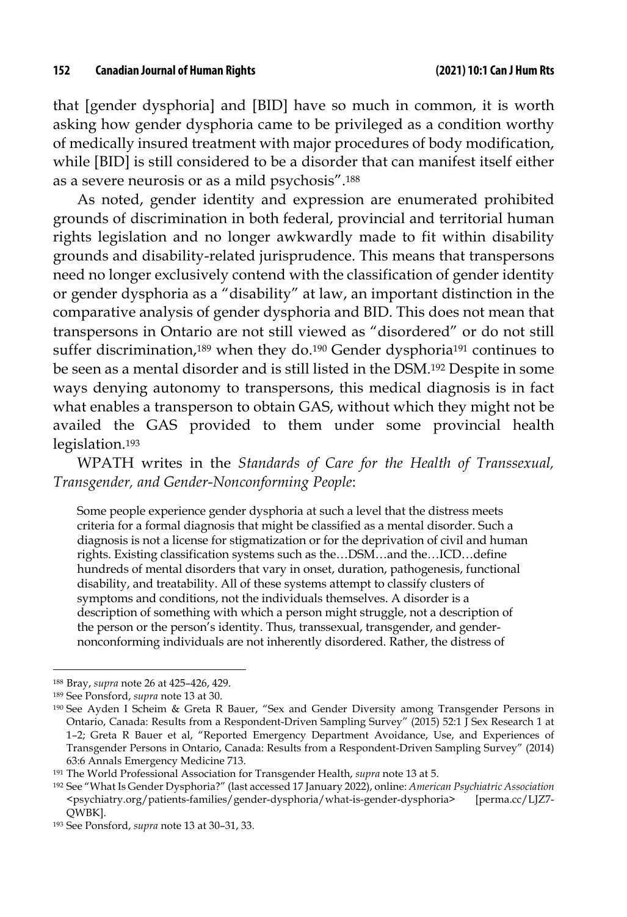that [gender dysphoria] and [BID] have so much in common, it is worth asking how gender dysphoria came to be privileged as a condition worthy of medically insured treatment with major procedures of body modification, while [BID] is still considered to be a disorder that can manifest itself either as a severe neurosis or as a mild psychosis".[188]

As noted, gender identity and expression are enumerated prohibited grounds of discrimination in both federal, provincial and territorial human rights legislation and no longer awkwardly made to fit within disability grounds and disability-related jurisprudence. This means that transpersons need no longer exclusively contend with the classification of gender identity or gender dysphoria as a "disability" at law, an important distinction in the comparative analysis of gender dysphoria and BID. This does not mean that transpersons in Ontario are not still viewed as "disordered" or do not still suffer discrimination,[189] when they do.[190] Gender dysphoria[191] continues to be seen as a mental disorder and is still listed in the DSM.[192] Despite in some ways denying autonomy to transpersons, this medical diagnosis is in fact what enables a transperson to obtain GAS, without which they might not be availed the GAS provided to them under some provincial health legislation.[193]

WPATH writes in the *Standards of Care for the Health of Transsexual, Transgender, and Gender-Nonconforming People*:

> Some people experience gender dysphoria at such a level that the distress meets criteria for a formal diagnosis that might be classified as a mental disorder. Such a diagnosis is not a license for stigmatization or for the deprivation of civil and human rights. Existing classification systems such as the…DSM…and the…ICD…define hundreds of mental disorders that vary in onset, duration, pathogenesis, functional disability, and treatability. All of these systems attempt to classify clusters of symptoms and conditions, not the individuals themselves. A disorder is a description of something with which a person might struggle, not a description of the person or the person's identity. Thus, transsexual, transgender, and gender-nonconforming individuals are not inherently disordered. Rather, the distress of

---

[188] Bray, *supra* note 26 at 425–426, 429.

[189] See Ponsford, *supra* note 13 at 30.

[190] See Ayden I Scheim & Greta R Bauer, "Sex and Gender Diversity among Transgender Persons in Ontario, Canada: Results from a Respondent-Driven Sampling Survey" (2015) 52:1 J Sex Research 1 at 1–2; Greta R Bauer et al, "Reported Emergency Department Avoidance, Use, and Experiences of Transgender Persons in Ontario, Canada: Results from a Respondent-Driven Sampling Survey" (2014) 63:6 Annals Emergency Medicine 713.

[191] The World Professional Association for Transgender Health, *supra* note 13 at 5.

[192] See "What Is Gender Dysphoria?" (last accessed 17 January 2022), online: *American Psychiatric Association* <psychiatry.org/patients-families/gender-dysphoria/what-is-gender-dysphoria> [perma.cc/LJZ7-QWBK].

[193] See Ponsford, *supra* note 13 at 30–31, 33.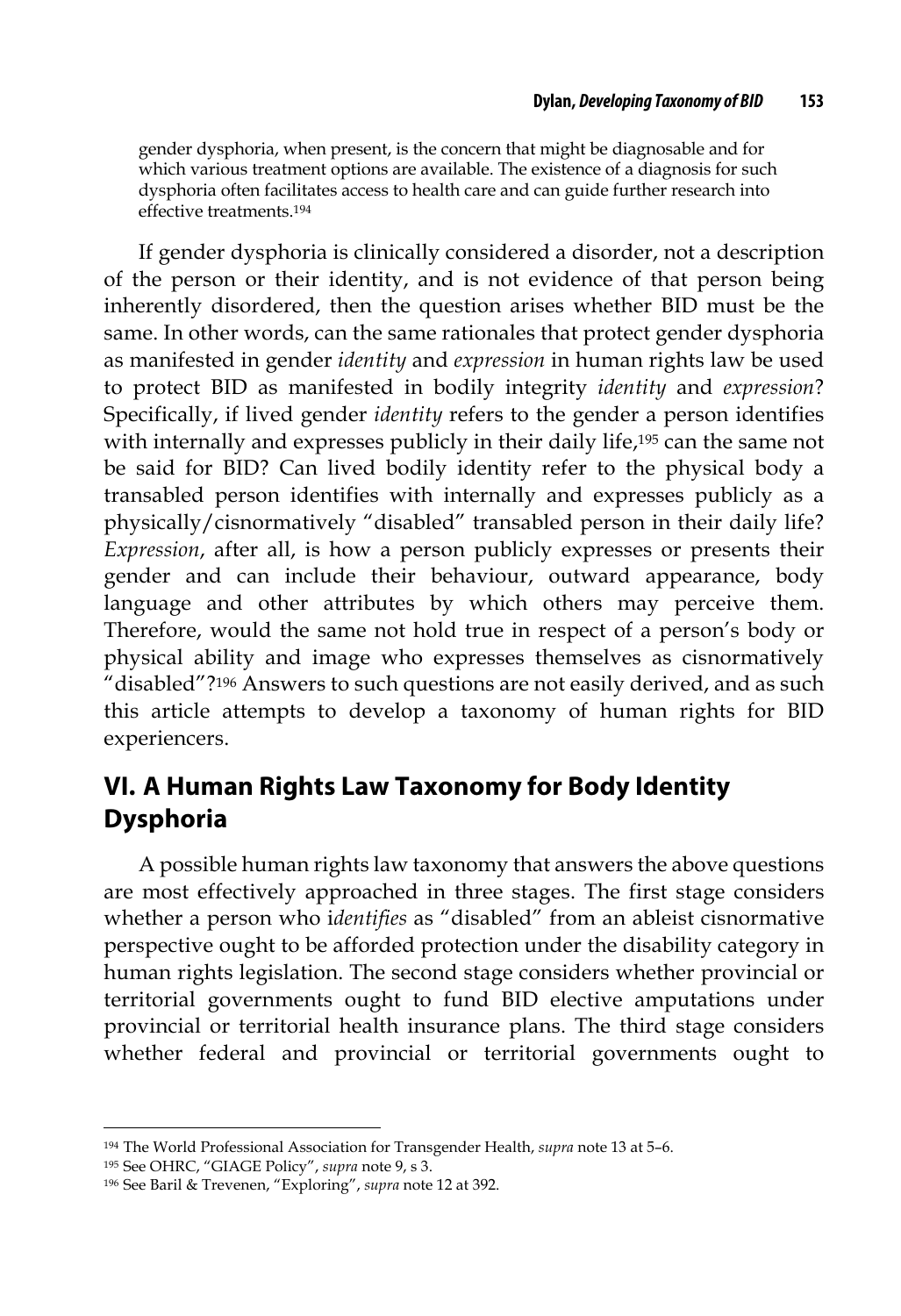gender dysphoria, when present, is the concern that might be diagnosable and for which various treatment options are available. The existence of a diagnosis for such dysphoria often facilitates access to health care and can guide further research into effective treatments.[194]

If gender dysphoria is clinically considered a disorder, not a description of the person or their identity, and is not evidence of that person being inherently disordered, then the question arises whether BID must be the same. In other words, can the same rationales that protect gender dysphoria as manifested in gender *identity* and *expression* in human rights law be used to protect BID as manifested in bodily integrity *identity* and *expression*? Specifically, if lived gender *identity* refers to the gender a person identifies with internally and expresses publicly in their daily life,[195] can the same not be said for BID? Can lived bodily identity refer to the physical body a transabled person identifies with internally and expresses publicly as a physically/cisnormatively "disabled" transabled person in their daily life? *Expression*, after all, is how a person publicly expresses or presents their gender and can include their behaviour, outward appearance, body language and other attributes by which others may perceive them. Therefore, would the same not hold true in respect of a person's body or physical ability and image who expresses themselves as cisnormatively "disabled"?[196] Answers to such questions are not easily derived, and as such this article attempts to develop a taxonomy of human rights for BID experiencers.

## VI. A Human Rights Law Taxonomy for Body Identity Dysphoria

A possible human rights law taxonomy that answers the above questions are most effectively approached in three stages. The first stage considers whether a person who i*dentifies* as "disabled" from an ableist cisnormative perspective ought to be afforded protection under the disability category in human rights legislation. The second stage considers whether provincial or territorial governments ought to fund BID elective amputations under provincial or territorial health insurance plans. The third stage considers whether federal and provincial or territorial governments ought to

---

[194] The World Professional Association for Transgender Health, *supra* note 13 at 5–6.

[195] See OHRC, "GIAGE Policy", *supra* note 9, s 3.

[196] See Baril & Trevenen, "Exploring", *supra* note 12 at 392.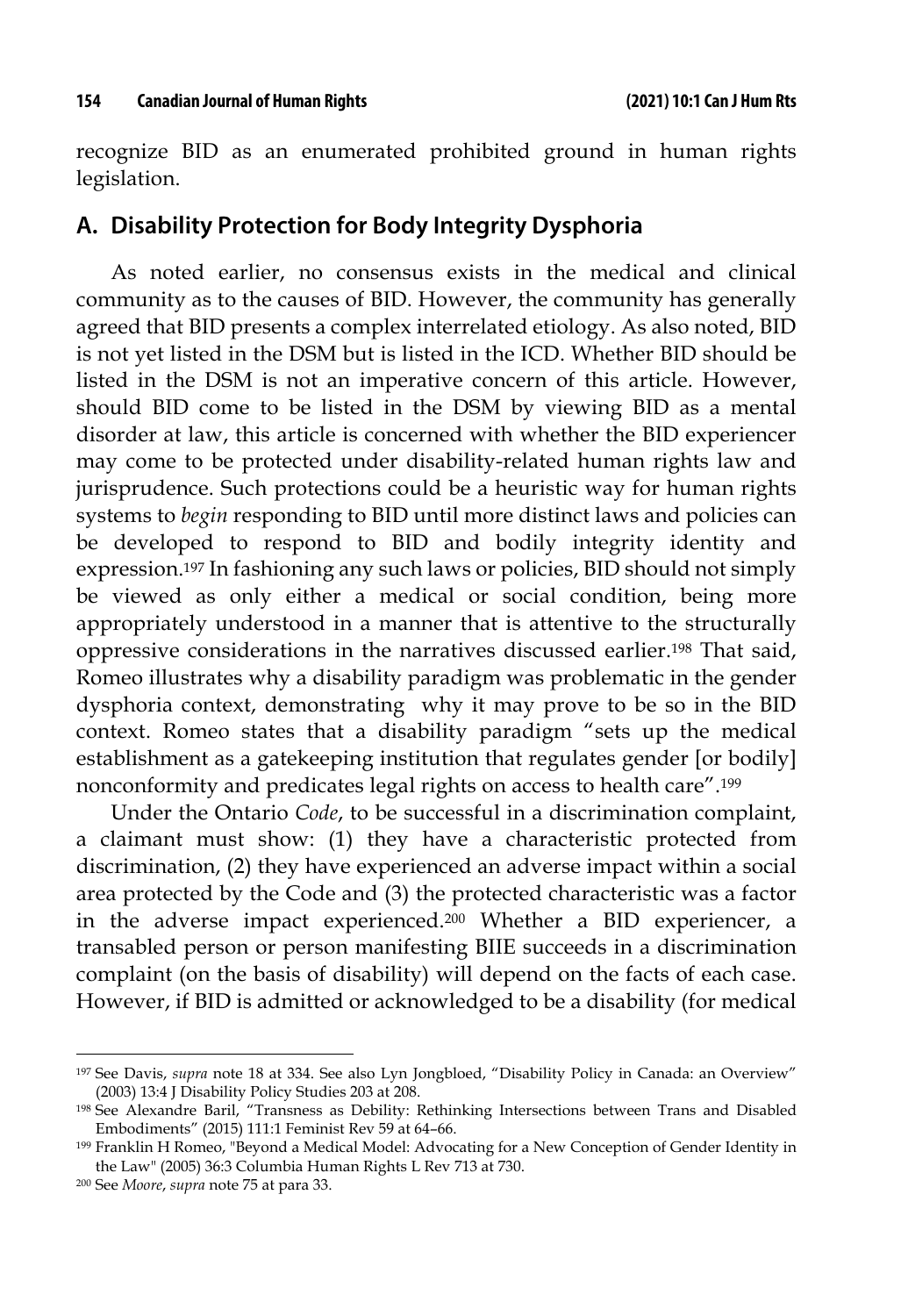recognize BID as an enumerated prohibited ground in human rights legislation.

## A. Disability Protection for Body Integrity Dysphoria

As noted earlier, no consensus exists in the medical and clinical community as to the causes of BID. However, the community has generally agreed that BID presents a complex interrelated etiology. As also noted, BID is not yet listed in the DSM but is listed in the ICD. Whether BID should be listed in the DSM is not an imperative concern of this article. However, should BID come to be listed in the DSM by viewing BID as a mental disorder at law, this article is concerned with whether the BID experiencer may come to be protected under disability-related human rights law and jurisprudence. Such protections could be a heuristic way for human rights systems to *begin* responding to BID until more distinct laws and policies can be developed to respond to BID and bodily integrity identity and expression.[197] In fashioning any such laws or policies, BID should not simply be viewed as only either a medical or social condition, being more appropriately understood in a manner that is attentive to the structurally oppressive considerations in the narratives discussed earlier.[198] That said, Romeo illustrates why a disability paradigm was problematic in the gender dysphoria context, demonstrating why it may prove to be so in the BID context. Romeo states that a disability paradigm "sets up the medical establishment as a gatekeeping institution that regulates gender [or bodily] nonconformity and predicates legal rights on access to health care".[199]

Under the Ontario *Code*, to be successful in a discrimination complaint, a claimant must show: (1) they have a characteristic protected from discrimination, (2) they have experienced an adverse impact within a social area protected by the Code and (3) the protected characteristic was a factor in the adverse impact experienced.[200] Whether a BID experiencer, a transabled person or person manifesting BIIE succeeds in a discrimination complaint (on the basis of disability) will depend on the facts of each case. However, if BID is admitted or acknowledged to be a disability (for medical

---

[197] See Davis, *supra* note 18 at 334. See also Lyn Jongbloed, "Disability Policy in Canada: an Overview" (2003) 13:4 J Disability Policy Studies 203 at 208.

[198] See Alexandre Baril, "Transness as Debility: Rethinking Intersections between Trans and Disabled Embodiments" (2015) 111:1 Feminist Rev 59 at 64–66.

[199] Franklin H Romeo, "Beyond a Medical Model: Advocating for a New Conception of Gender Identity in the Law" (2005) 36:3 Columbia Human Rights L Rev 713 at 730.

[200] See *Moore*, *supra* note 75 at para 33.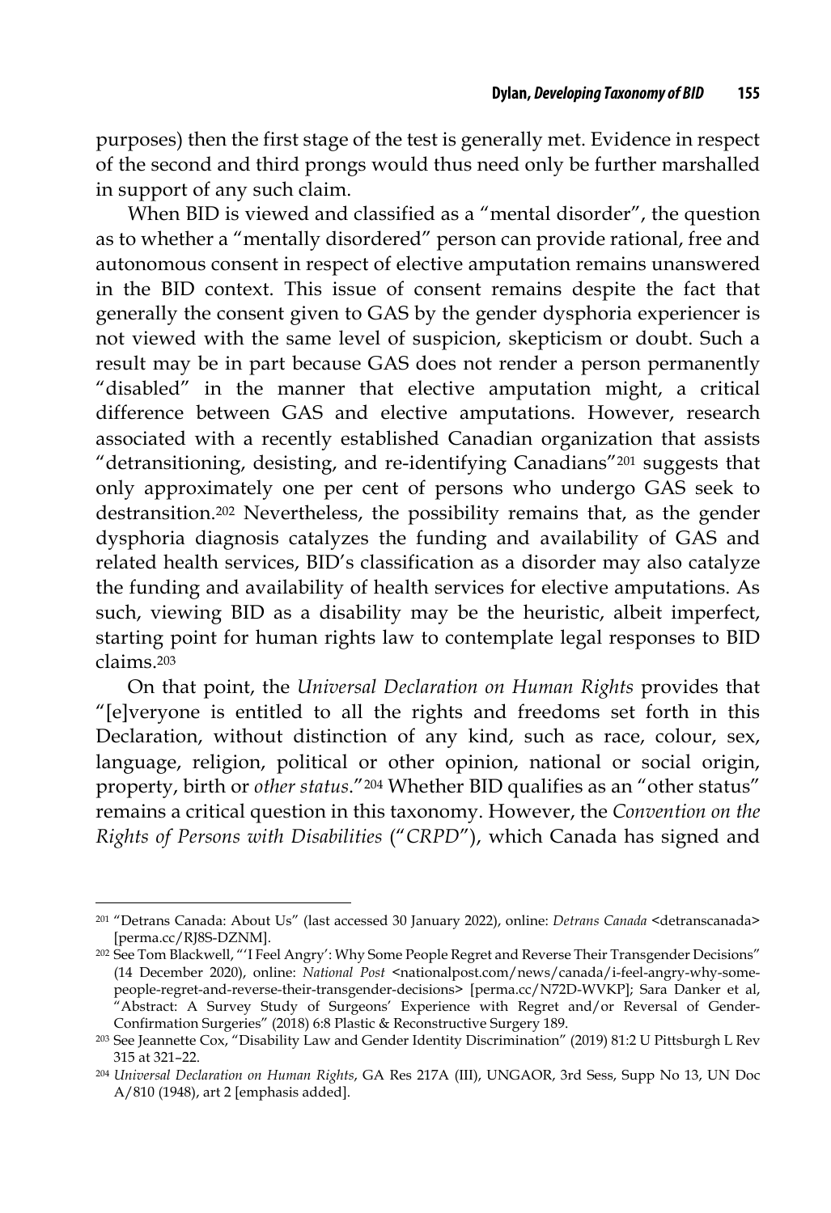purposes) then the first stage of the test is generally met. Evidence in respect of the second and third prongs would thus need only be further marshalled in support of any such claim.

When BID is viewed and classified as a "mental disorder", the question as to whether a "mentally disordered" person can provide rational, free and autonomous consent in respect of elective amputation remains unanswered in the BID context. This issue of consent remains despite the fact that generally the consent given to GAS by the gender dysphoria experiencer is not viewed with the same level of suspicion, skepticism or doubt. Such a result may be in part because GAS does not render a person permanently "disabled" in the manner that elective amputation might, a critical difference between GAS and elective amputations. However, research associated with a recently established Canadian organization that assists "detransitioning, desisting, and re-identifying Canadians"[201] suggests that only approximately one per cent of persons who undergo GAS seek to destransition.[202] Nevertheless, the possibility remains that, as the gender dysphoria diagnosis catalyzes the funding and availability of GAS and related health services, BID's classification as a disorder may also catalyze the funding and availability of health services for elective amputations. As such, viewing BID as a disability may be the heuristic, albeit imperfect, starting point for human rights law to contemplate legal responses to BID claims.[203]

On that point, the *Universal Declaration on Human Rights* provides that "[e]veryone is entitled to all the rights and freedoms set forth in this Declaration, without distinction of any kind, such as race, colour, sex, language, religion, political or other opinion, national or social origin, property, birth or *other status*."[204] Whether BID qualifies as an "other status" remains a critical question in this taxonomy. However, the *Convention on the Rights of Persons with Disabilities* ("*CRPD*"), which Canada has signed and

---

[201] "Detrans Canada: About Us" (last accessed 30 January 2022), online: *Detrans Canada* <detranscanada> [perma.cc/RJ8S-DZNM].

[202] See Tom Blackwell, "'I Feel Angry': Why Some People Regret and Reverse Their Transgender Decisions" (14 December 2020), online: *National Post* <nationalpost.com/news/canada/i-feel-angry-why-some-people-regret-and-reverse-their-transgender-decisions> [perma.cc/N72D-WVKP]; Sara Danker et al, "Abstract: A Survey Study of Surgeons' Experience with Regret and/or Reversal of Gender-Confirmation Surgeries" (2018) 6:8 Plastic & Reconstructive Surgery 189.

[203] See Jeannette Cox, "Disability Law and Gender Identity Discrimination" (2019) 81:2 U Pittsburgh L Rev 315 at 321–22.

[204] *Universal Declaration on Human Rights*, GA Res 217A (III), UNGAOR, 3rd Sess, Supp No 13, UN Doc A/810 (1948), art 2 [emphasis added].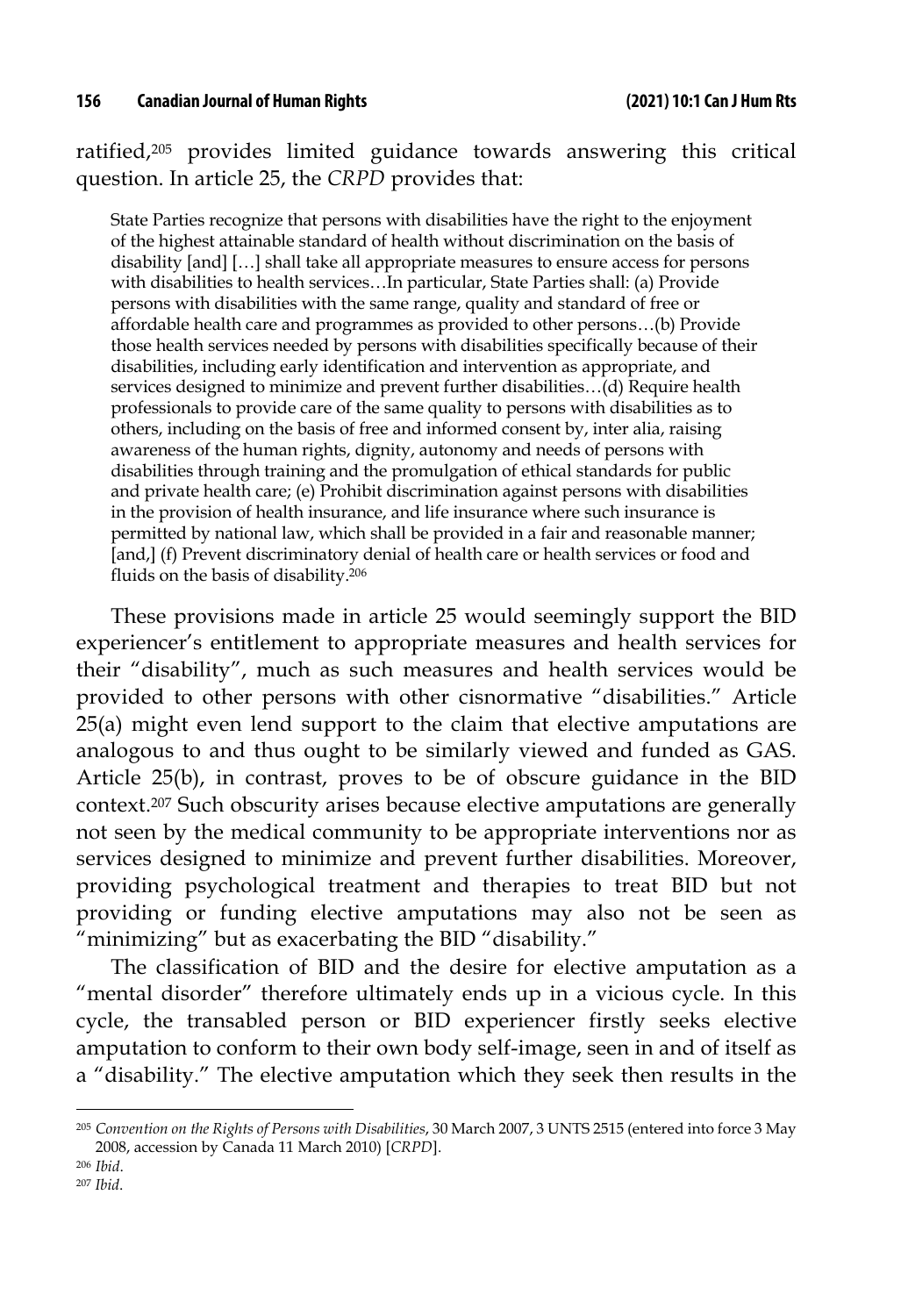ratified,[205] provides limited guidance towards answering this critical question. In article 25, the *CRPD* provides that:

> State Parties recognize that persons with disabilities have the right to the enjoyment of the highest attainable standard of health without discrimination on the basis of disability [and] […] shall take all appropriate measures to ensure access for persons with disabilities to health services…In particular, State Parties shall: (a) Provide persons with disabilities with the same range, quality and standard of free or affordable health care and programmes as provided to other persons…(b) Provide those health services needed by persons with disabilities specifically because of their disabilities, including early identification and intervention as appropriate, and services designed to minimize and prevent further disabilities…(d) Require health professionals to provide care of the same quality to persons with disabilities as to others, including on the basis of free and informed consent by, inter alia, raising awareness of the human rights, dignity, autonomy and needs of persons with disabilities through training and the promulgation of ethical standards for public and private health care; (e) Prohibit discrimination against persons with disabilities in the provision of health insurance, and life insurance where such insurance is permitted by national law, which shall be provided in a fair and reasonable manner; [and,] (f) Prevent discriminatory denial of health care or health services or food and fluids on the basis of disability.[206]

These provisions made in article 25 would seemingly support the BID experiencer's entitlement to appropriate measures and health services for their "disability", much as such measures and health services would be provided to other persons with other cisnormative "disabilities." Article 25(a) might even lend support to the claim that elective amputations are analogous to and thus ought to be similarly viewed and funded as GAS. Article 25(b), in contrast, proves to be of obscure guidance in the BID context.[207] Such obscurity arises because elective amputations are generally not seen by the medical community to be appropriate interventions nor as services designed to minimize and prevent further disabilities. Moreover, providing psychological treatment and therapies to treat BID but not providing or funding elective amputations may also not be seen as "minimizing" but as exacerbating the BID "disability."

The classification of BID and the desire for elective amputation as a "mental disorder" therefore ultimately ends up in a vicious cycle. In this cycle, the transabled person or BID experiencer firstly seeks elective amputation to conform to their own body self-image, seen in and of itself as a "disability." The elective amputation which they seek then results in the

---

[205] *Convention on the Rights of Persons with Disabilities*, 30 March 2007, 3 UNTS 2515 (entered into force 3 May 2008, accession by Canada 11 March 2010) [*CRPD*].

[206] *Ibid*.

[207] *Ibid*.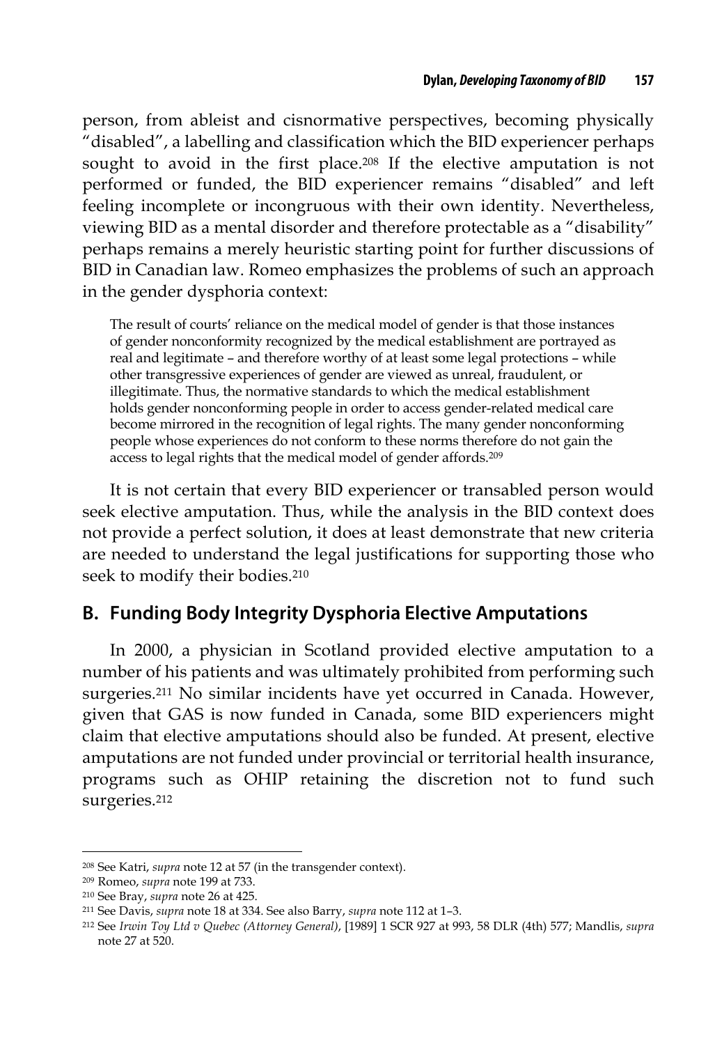person, from ableist and cisnormative perspectives, becoming physically "disabled", a labelling and classification which the BID experiencer perhaps sought to avoid in the first place.[208] If the elective amputation is not performed or funded, the BID experiencer remains "disabled" and left feeling incomplete or incongruous with their own identity. Nevertheless, viewing BID as a mental disorder and therefore protectable as a "disability" perhaps remains a merely heuristic starting point for further discussions of BID in Canadian law. Romeo emphasizes the problems of such an approach in the gender dysphoria context:

> The result of courts' reliance on the medical model of gender is that those instances of gender nonconformity recognized by the medical establishment are portrayed as real and legitimate – and therefore worthy of at least some legal protections – while other transgressive experiences of gender are viewed as unreal, fraudulent, or illegitimate. Thus, the normative standards to which the medical establishment holds gender nonconforming people in order to access gender-related medical care become mirrored in the recognition of legal rights. The many gender nonconforming people whose experiences do not conform to these norms therefore do not gain the access to legal rights that the medical model of gender affords.[209]

It is not certain that every BID experiencer or transabled person would seek elective amputation. Thus, while the analysis in the BID context does not provide a perfect solution, it does at least demonstrate that new criteria are needed to understand the legal justifications for supporting those who seek to modify their bodies.[210]

## B. Funding Body Integrity Dysphoria Elective Amputations

In 2000, a physician in Scotland provided elective amputation to a number of his patients and was ultimately prohibited from performing such surgeries.[211] No similar incidents have yet occurred in Canada. However, given that GAS is now funded in Canada, some BID experiencers might claim that elective amputations should also be funded. At present, elective amputations are not funded under provincial or territorial health insurance, programs such as OHIP retaining the discretion not to fund such surgeries.[212]

---

[208] See Katri, *supra* note 12 at 57 (in the transgender context).

[209] Romeo, *supra* note 199 at 733.

[210] See Bray, *supra* note 26 at 425.

[211] See Davis, *supra* note 18 at 334. See also Barry, *supra* note 112 at 1–3.

[212] See *Irwin Toy Ltd v Quebec (Attorney General)*, [1989] 1 SCR 927 at 993, 58 DLR (4th) 577; Mandlis, *supra* note 27 at 520.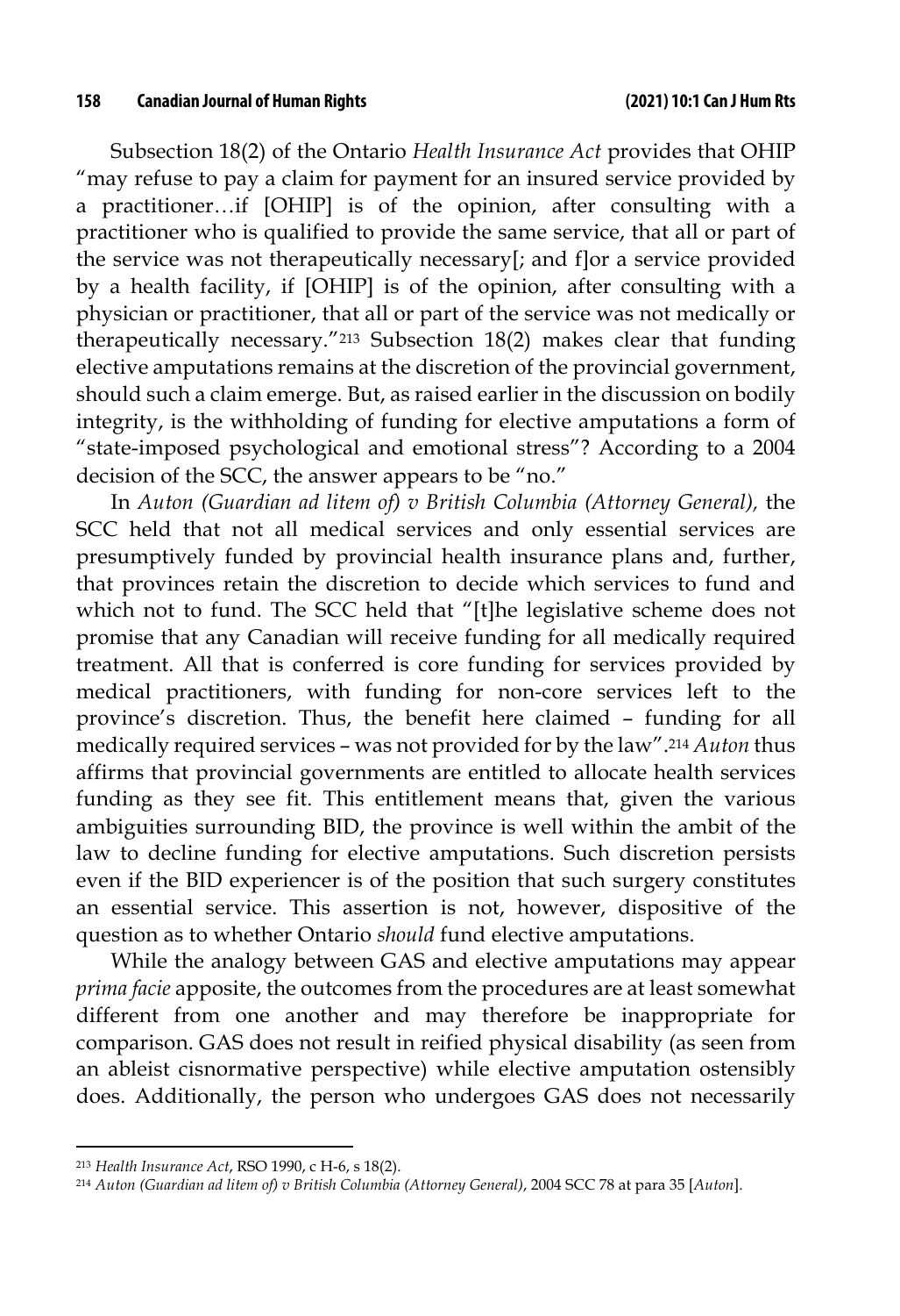Subsection 18(2) of the Ontario *Health Insurance Act* provides that OHIP "may refuse to pay a claim for payment for an insured service provided by a practitioner…if [OHIP] is of the opinion, after consulting with a practitioner who is qualified to provide the same service, that all or part of the service was not therapeutically necessary[; and f]or a service provided by a health facility, if [OHIP] is of the opinion, after consulting with a physician or practitioner, that all or part of the service was not medically or therapeutically necessary."[213] Subsection 18(2) makes clear that funding elective amputations remains at the discretion of the provincial government, should such a claim emerge. But, as raised earlier in the discussion on bodily integrity, is the withholding of funding for elective amputations a form of "state-imposed psychological and emotional stress"? According to a 2004 decision of the SCC, the answer appears to be "no."

In *Auton (Guardian ad litem of) v British Columbia (Attorney General),* the SCC held that not all medical services and only essential services are presumptively funded by provincial health insurance plans and, further, that provinces retain the discretion to decide which services to fund and which not to fund. The SCC held that "[t]he legislative scheme does not promise that any Canadian will receive funding for all medically required treatment. All that is conferred is core funding for services provided by medical practitioners, with funding for non-core services left to the province's discretion. Thus, the benefit here claimed – funding for all medically required services – was not provided for by the law".[214] *Auton* thus affirms that provincial governments are entitled to allocate health services funding as they see fit. This entitlement means that, given the various ambiguities surrounding BID, the province is well within the ambit of the law to decline funding for elective amputations. Such discretion persists even if the BID experiencer is of the position that such surgery constitutes an essential service. This assertion is not, however, dispositive of the question as to whether Ontario *should* fund elective amputations.

While the analogy between GAS and elective amputations may appear *prima facie* apposite, the outcomes from the procedures are at least somewhat different from one another and may therefore be inappropriate for comparison. GAS does not result in reified physical disability (as seen from an ableist cisnormative perspective) while elective amputation ostensibly does. Additionally, the person who undergoes GAS does not necessarily

---

[213] *Health Insurance Act*, RSO 1990, c H-6, s 18(2).

[214] *Auton (Guardian ad litem of) v British Columbia (Attorney General)*, 2004 SCC 78 at para 35 [*Auton*].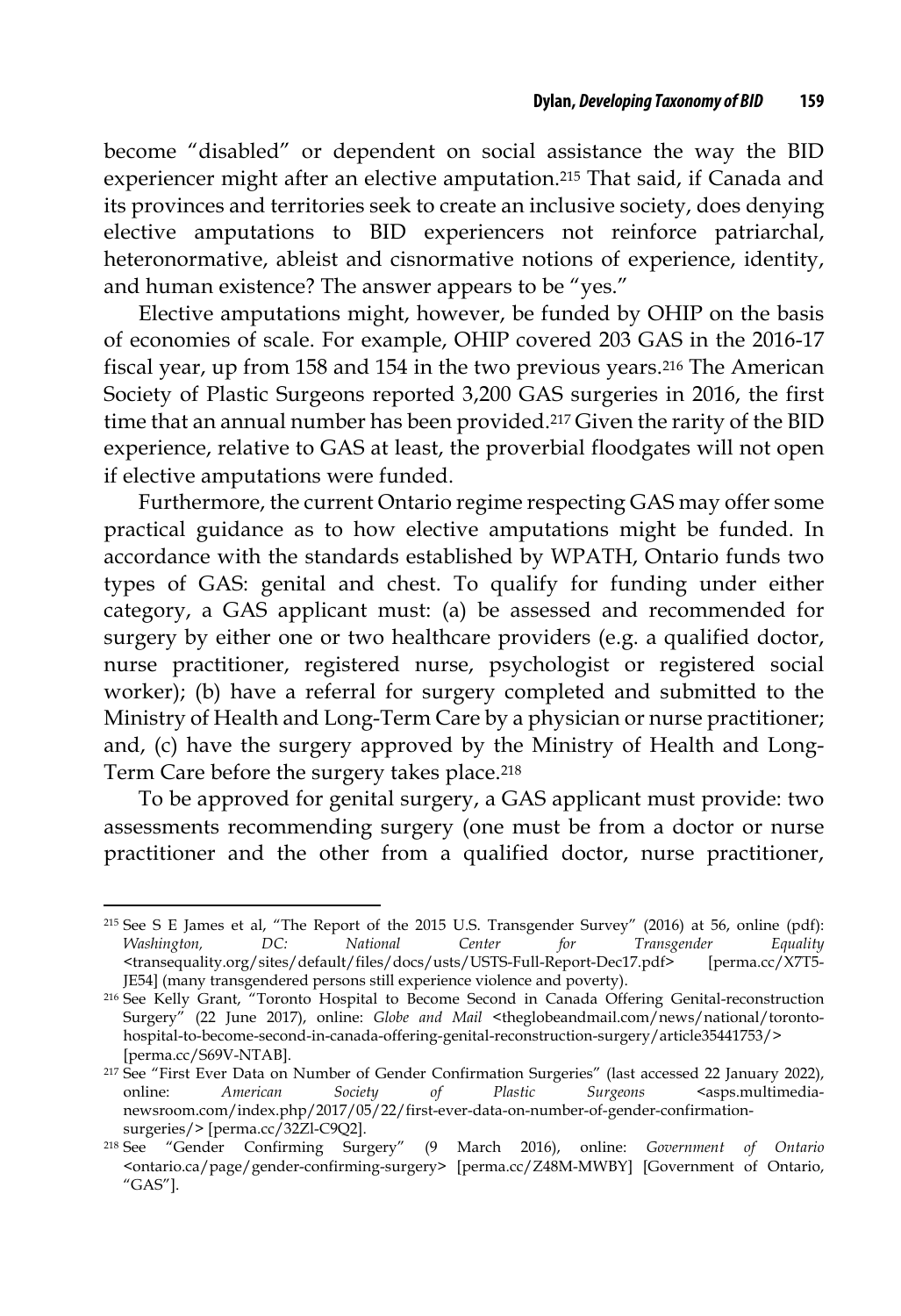become "disabled" or dependent on social assistance the way the BID experiencer might after an elective amputation.[215] That said, if Canada and its provinces and territories seek to create an inclusive society, does denying elective amputations to BID experiencers not reinforce patriarchal, heteronormative, ableist and cisnormative notions of experience, identity, and human existence? The answer appears to be "yes."

Elective amputations might, however, be funded by OHIP on the basis of economies of scale. For example, OHIP covered 203 GAS in the 2016-17 fiscal year, up from 158 and 154 in the two previous years.[216] The American Society of Plastic Surgeons reported 3,200 GAS surgeries in 2016, the first time that an annual number has been provided.[217] Given the rarity of the BID experience, relative to GAS at least, the proverbial floodgates will not open if elective amputations were funded.

Furthermore, the current Ontario regime respecting GAS may offer some practical guidance as to how elective amputations might be funded. In accordance with the standards established by WPATH, Ontario funds two types of GAS: genital and chest. To qualify for funding under either category, a GAS applicant must: (a) be assessed and recommended for surgery by either one or two healthcare providers (e.g. a qualified doctor, nurse practitioner, registered nurse, psychologist or registered social worker); (b) have a referral for surgery completed and submitted to the Ministry of Health and Long-Term Care by a physician or nurse practitioner; and, (c) have the surgery approved by the Ministry of Health and Long-Term Care before the surgery takes place.[218]

To be approved for genital surgery, a GAS applicant must provide: two assessments recommending surgery (one must be from a doctor or nurse practitioner and the other from a qualified doctor, nurse practitioner,

---

[215] See S E James et al, "The Report of the 2015 U.S. Transgender Survey" (2016) at 56, online (pdf): *Washington, DC: National Center for Transgender Equality* <transequality.org/sites/default/files/docs/usts/USTS-Full-Report-Dec17.pdf> [perma.cc/X7T5-JE54] (many transgendered persons still experience violence and poverty).

[216] See Kelly Grant, "Toronto Hospital to Become Second in Canada Offering Genital-reconstruction Surgery" (22 June 2017), online: *Globe and Mail* <theglobeandmail.com/news/national/toronto-hospital-to-become-second-in-canada-offering-genital-reconstruction-surgery/article35441753/> [perma.cc/S69V-NTAB].

[217] See "First Ever Data on Number of Gender Confirmation Surgeries" (last accessed 22 January 2022), online: *American Society of Plastic Surgeons* <asps.multimedia-newsroom.com/index.php/2017/05/22/first-ever-data-on-number-of-gender-confirmation-surgeries/> [perma.cc/32Zl-C9Q2].

[218] See "Gender Confirming Surgery" (9 March 2016), online: *Government of Ontario* <ontario.ca/page/gender-confirming-surgery> [perma.cc/Z48M-MWBY] [Government of Ontario, "GAS"].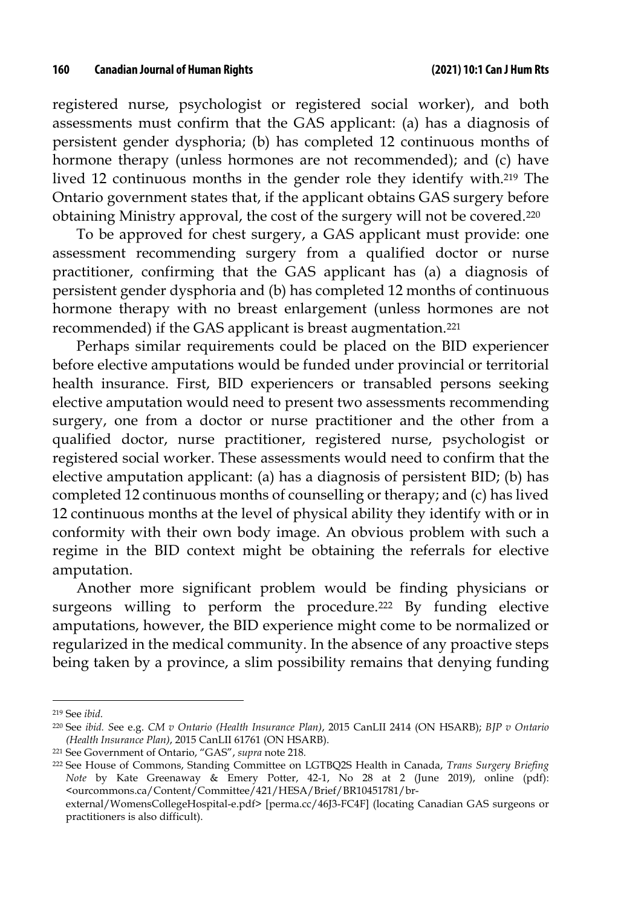registered nurse, psychologist or registered social worker), and both assessments must confirm that the GAS applicant: (a) has a diagnosis of persistent gender dysphoria; (b) has completed 12 continuous months of hormone therapy (unless hormones are not recommended); and (c) have lived 12 continuous months in the gender role they identify with.[219] The Ontario government states that, if the applicant obtains GAS surgery before obtaining Ministry approval, the cost of the surgery will not be covered.[220]

To be approved for chest surgery, a GAS applicant must provide: one assessment recommending surgery from a qualified doctor or nurse practitioner, confirming that the GAS applicant has (a) a diagnosis of persistent gender dysphoria and (b) has completed 12 months of continuous hormone therapy with no breast enlargement (unless hormones are not recommended) if the GAS applicant is breast augmentation.[221]

Perhaps similar requirements could be placed on the BID experiencer before elective amputations would be funded under provincial or territorial health insurance. First, BID experiencers or transabled persons seeking elective amputation would need to present two assessments recommending surgery, one from a doctor or nurse practitioner and the other from a qualified doctor, nurse practitioner, registered nurse, psychologist or registered social worker. These assessments would need to confirm that the elective amputation applicant: (a) has a diagnosis of persistent BID; (b) has completed 12 continuous months of counselling or therapy; and (c) has lived 12 continuous months at the level of physical ability they identify with or in conformity with their own body image. An obvious problem with such a regime in the BID context might be obtaining the referrals for elective amputation.

Another more significant problem would be finding physicians or surgeons willing to perform the procedure.[222] By funding elective amputations, however, the BID experience might come to be normalized or regularized in the medical community. In the absence of any proactive steps being taken by a province, a slim possibility remains that denying funding

---

[219] See *ibid.*

[220] See *ibid.* See e.g. *CM v Ontario (Health Insurance Plan)*, 2015 CanLII 2414 (ON HSARB); *BJP v Ontario (Health Insurance Plan)*, 2015 CanLII 61761 (ON HSARB).

[221] See Government of Ontario, "GAS", *supra* note 218.

[222] See House of Commons, Standing Committee on LGTBQ2S Health in Canada, *Trans Surgery Briefing Note* by Kate Greenaway & Emery Potter, 42-1, No 28 at 2 (June 2019), online (pdf): <ourcommons.ca/Content/Committee/421/HESA/Brief/BR10451781/br-external/WomensCollegeHospital-e.pdf> [perma.cc/46J3-FC4F] (locating Canadian GAS surgeons or practitioners is also difficult).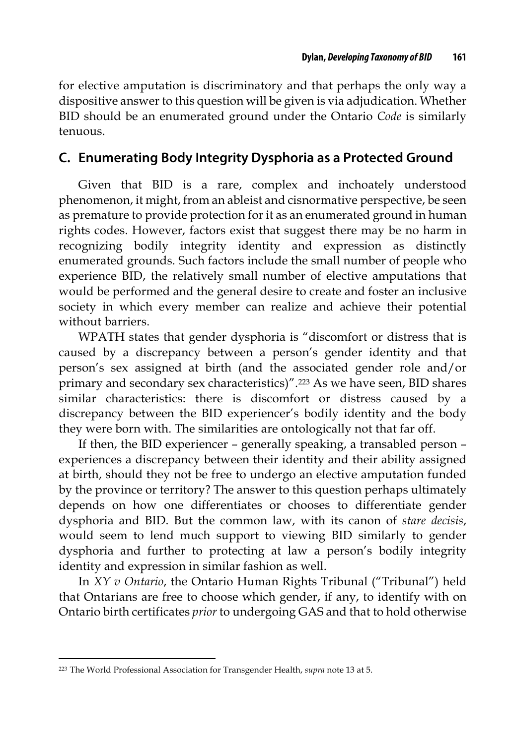for elective amputation is discriminatory and that perhaps the only way a dispositive answer to this question will be given is via adjudication. Whether BID should be an enumerated ground under the Ontario *Code* is similarly tenuous.

## C. Enumerating Body Integrity Dysphoria as a Protected Ground

Given that BID is a rare, complex and inchoately understood phenomenon, it might, from an ableist and cisnormative perspective, be seen as premature to provide protection for it as an enumerated ground in human rights codes. However, factors exist that suggest there may be no harm in recognizing bodily integrity identity and expression as distinctly enumerated grounds. Such factors include the small number of people who experience BID, the relatively small number of elective amputations that would be performed and the general desire to create and foster an inclusive society in which every member can realize and achieve their potential without barriers.

WPATH states that gender dysphoria is "discomfort or distress that is caused by a discrepancy between a person's gender identity and that person's sex assigned at birth (and the associated gender role and/or primary and secondary sex characteristics)".[223] As we have seen, BID shares similar characteristics: there is discomfort or distress caused by a discrepancy between the BID experiencer's bodily identity and the body they were born with. The similarities are ontologically not that far off.

If then, the BID experiencer – generally speaking, a transabled person – experiences a discrepancy between their identity and their ability assigned at birth, should they not be free to undergo an elective amputation funded by the province or territory? The answer to this question perhaps ultimately depends on how one differentiates or chooses to differentiate gender dysphoria and BID. But the common law, with its canon of *stare decisis*, would seem to lend much support to viewing BID similarly to gender dysphoria and further to protecting at law a person's bodily integrity identity and expression in similar fashion as well.

In *XY v Ontario*, the Ontario Human Rights Tribunal ("Tribunal") held that Ontarians are free to choose which gender, if any, to identify with on Ontario birth certificates *prior* to undergoing GAS and that to hold otherwise

[223] The World Professional Association for Transgender Health, *supra* note 13 at 5.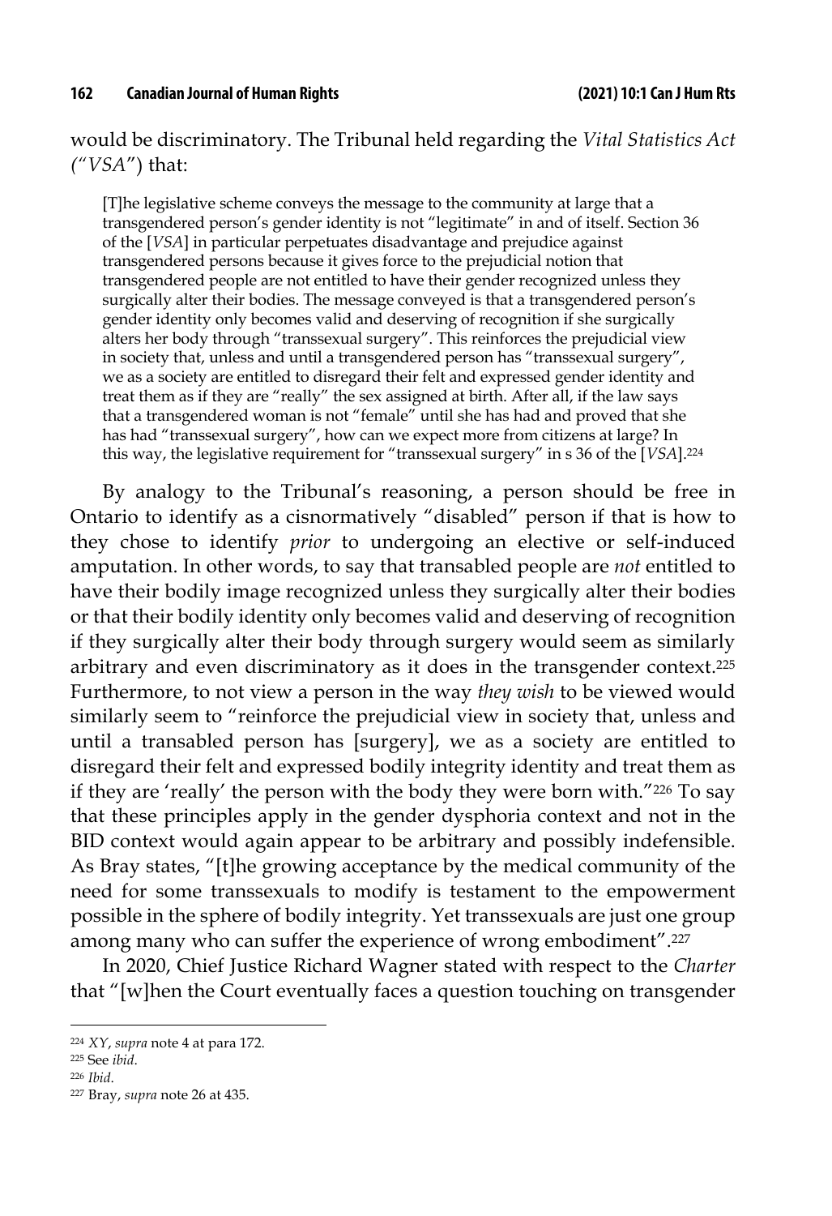would be discriminatory. The Tribunal held regarding the *Vital Statistics Act ("VSA")* that:

> [T]he legislative scheme conveys the message to the community at large that a transgendered person's gender identity is not "legitimate" in and of itself. Section 36 of the [*VSA*] in particular perpetuates disadvantage and prejudice against transgendered persons because it gives force to the prejudicial notion that transgendered people are not entitled to have their gender recognized unless they surgically alter their bodies. The message conveyed is that a transgendered person's gender identity only becomes valid and deserving of recognition if she surgically alters her body through "transsexual surgery". This reinforces the prejudicial view in society that, unless and until a transgendered person has "transsexual surgery", we as a society are entitled to disregard their felt and expressed gender identity and treat them as if they are "really" the sex assigned at birth. After all, if the law says that a transgendered woman is not "female" until she has had and proved that she has had "transsexual surgery", how can we expect more from citizens at large? In this way, the legislative requirement for "transsexual surgery" in s 36 of the [*VSA*].[224]

By analogy to the Tribunal's reasoning, a person should be free in Ontario to identify as a cisnormatively "disabled" person if that is how to they chose to identify *prior* to undergoing an elective or self-induced amputation. In other words, to say that transabled people are *not* entitled to have their bodily image recognized unless they surgically alter their bodies or that their bodily identity only becomes valid and deserving of recognition if they surgically alter their body through surgery would seem as similarly arbitrary and even discriminatory as it does in the transgender context.[225] Furthermore, to not view a person in the way *they wish* to be viewed would similarly seem to "reinforce the prejudicial view in society that, unless and until a transabled person has [surgery], we as a society are entitled to disregard their felt and expressed bodily integrity identity and treat them as if they are 'really' the person with the body they were born with."[226] To say that these principles apply in the gender dysphoria context and not in the BID context would again appear to be arbitrary and possibly indefensible. As Bray states, "[t]he growing acceptance by the medical community of the need for some transsexuals to modify is testament to the empowerment possible in the sphere of bodily integrity. Yet transsexuals are just one group among many who can suffer the experience of wrong embodiment".[227]

In 2020, Chief Justice Richard Wagner stated with respect to the *Charter* that "[w]hen the Court eventually faces a question touching on transgender

---

[224] *XY*, *supra* note 4 at para 172.

[225] See *ibid*.

[226] *Ibid*.

[227] Bray, *supra* note 26 at 435.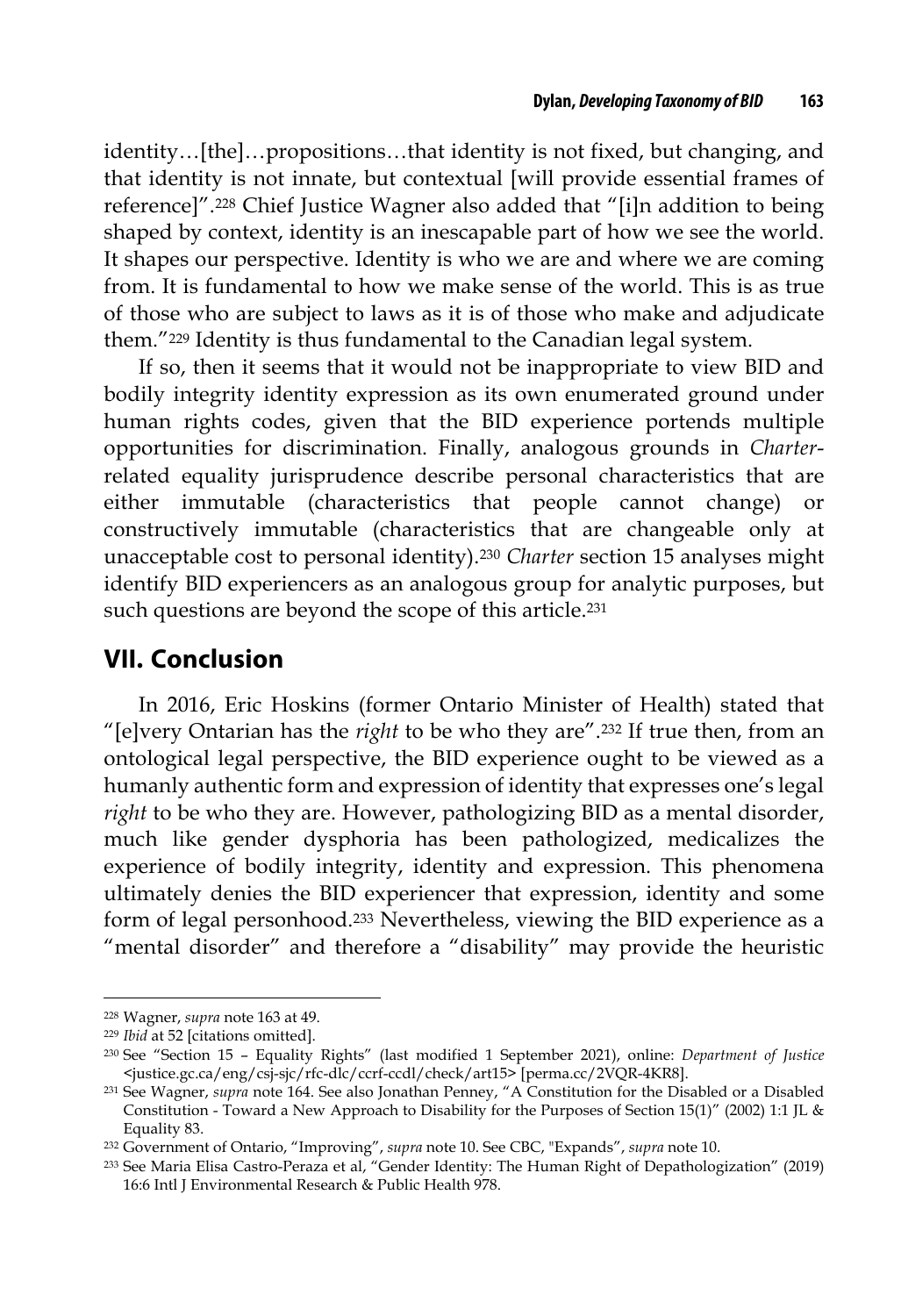identity…[the]…propositions…that identity is not fixed, but changing, and that identity is not innate, but contextual [will provide essential frames of reference]”.[228] Chief Justice Wagner also added that “[i]n addition to being shaped by context, identity is an inescapable part of how we see the world. It shapes our perspective. Identity is who we are and where we are coming from. It is fundamental to how we make sense of the world. This is as true of those who are subject to laws as it is of those who make and adjudicate them.”[229] Identity is thus fundamental to the Canadian legal system.

If so, then it seems that it would not be inappropriate to view BID and bodily integrity identity expression as its own enumerated ground under human rights codes, given that the BID experience portends multiple opportunities for discrimination. Finally, analogous grounds in *Charter*-related equality jurisprudence describe personal characteristics that are either immutable (characteristics that people cannot change) or constructively immutable (characteristics that are changeable only at unacceptable cost to personal identity).[230] *Charter* section 15 analyses might identify BID experiencers as an analogous group for analytic purposes, but such questions are beyond the scope of this article.[231]

## VII. Conclusion

In 2016, Eric Hoskins (former Ontario Minister of Health) stated that “[e]very Ontarian has the *right* to be who they are”.[232] If true then, from an ontological legal perspective, the BID experience ought to be viewed as a humanly authentic form and expression of identity that expresses one’s legal *right* to be who they are. However, pathologizing BID as a mental disorder, much like gender dysphoria has been pathologized, medicalizes the experience of bodily integrity, identity and expression. This phenomena ultimately denies the BID experiencer that expression, identity and some form of legal personhood.[233] Nevertheless, viewing the BID experience as a “mental disorder” and therefore a “disability” may provide the heuristic

---

[228] Wagner, *supra* note 163 at 49.

[229] *Ibid* at 52 [citations omitted].

[230] See “Section 15 – Equality Rights” (last modified 1 September 2021), online: *Department of Justice* <justice.gc.ca/eng/csj-sjc/rfc-dlc/ccrf-ccdl/check/art15> [perma.cc/2VQR-4KR8].

[231] See Wagner, *supra* note 164. See also Jonathan Penney, “A Constitution for the Disabled or a Disabled Constitution - Toward a New Approach to Disability for the Purposes of Section 15(1)” (2002) 1:1 JL & Equality 83.

[232] Government of Ontario, “Improving”, *supra* note 10. See CBC, "Expands", *supra* note 10.

[233] See Maria Elisa Castro-Peraza et al, “Gender Identity: The Human Right of Depathologization” (2019) 16:6 Intl J Environmental Research & Public Health 978.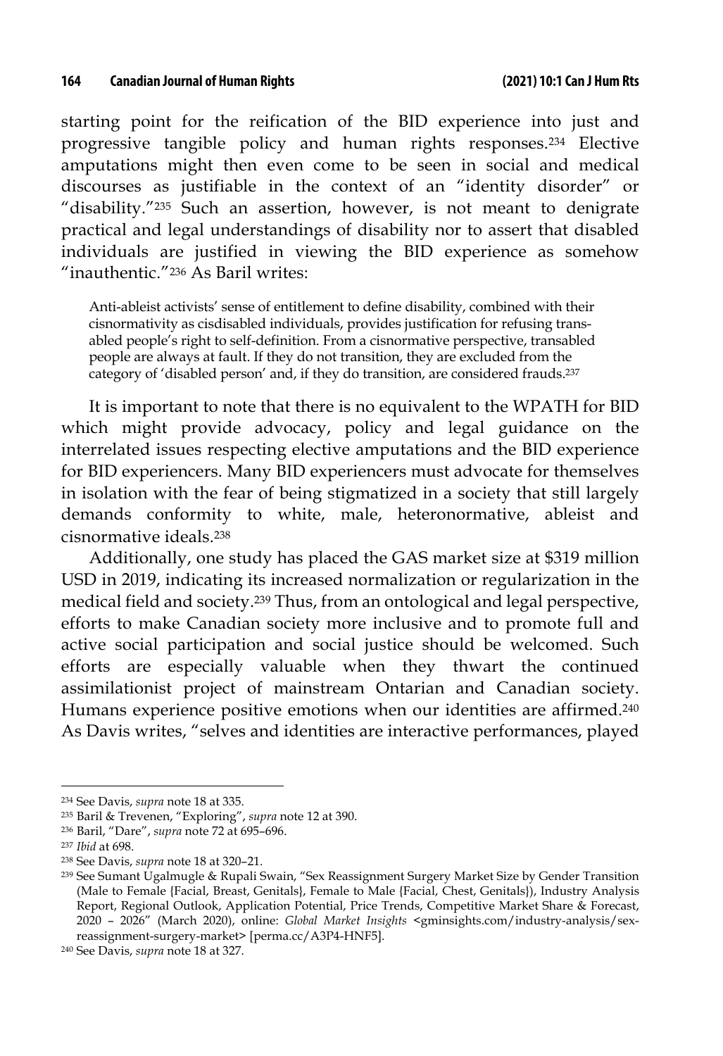starting point for the reification of the BID experience into just and progressive tangible policy and human rights responses.[234] Elective amputations might then even come to be seen in social and medical discourses as justifiable in the context of an "identity disorder" or "disability."[235] Such an assertion, however, is not meant to denigrate practical and legal understandings of disability nor to assert that disabled individuals are justified in viewing the BID experience as somehow "inauthentic."[236] As Baril writes:

> Anti-ableist activists' sense of entitlement to define disability, combined with their cisnormativity as cisdisabled individuals, provides justification for refusing trans-abled people's right to self-definition. From a cisnormative perspective, transabled people are always at fault. If they do not transition, they are excluded from the category of 'disabled person' and, if they do transition, are considered frauds.[237]

It is important to note that there is no equivalent to the WPATH for BID which might provide advocacy, policy and legal guidance on the interrelated issues respecting elective amputations and the BID experience for BID experiencers. Many BID experiencers must advocate for themselves in isolation with the fear of being stigmatized in a society that still largely demands conformity to white, male, heteronormative, ableist and cisnormative ideals.[238]

Additionally, one study has placed the GAS market size at $319 million USD in 2019, indicating its increased normalization or regularization in the medical field and society.[239] Thus, from an ontological and legal perspective, efforts to make Canadian society more inclusive and to promote full and active social participation and social justice should be welcomed. Such efforts are especially valuable when they thwart the continued assimilationist project of mainstream Ontarian and Canadian society. Humans experience positive emotions when our identities are affirmed.[240] As Davis writes, "selves and identities are interactive performances, played

---

[234] See Davis, *supra* note 18 at 335.

[235] Baril & Trevenen, "Exploring", *supra* note 12 at 390.

[236] Baril, "Dare", *supra* note 72 at 695–696.

[237] *Ibid* at 698.

[238] See Davis, *supra* note 18 at 320–21.

[239] See Sumant Ugalmugle & Rupali Swain, "Sex Reassignment Surgery Market Size by Gender Transition (Male to Female {Facial, Breast, Genitals}, Female to Male {Facial, Chest, Genitals}), Industry Analysis Report, Regional Outlook, Application Potential, Price Trends, Competitive Market Share & Forecast, 2020 – 2026" (March 2020), online: *Global Market Insights* <gminsights.com/industry-analysis/sex-reassignment-surgery-market> [perma.cc/A3P4-HNF5].

[240] See Davis, *supra* note 18 at 327.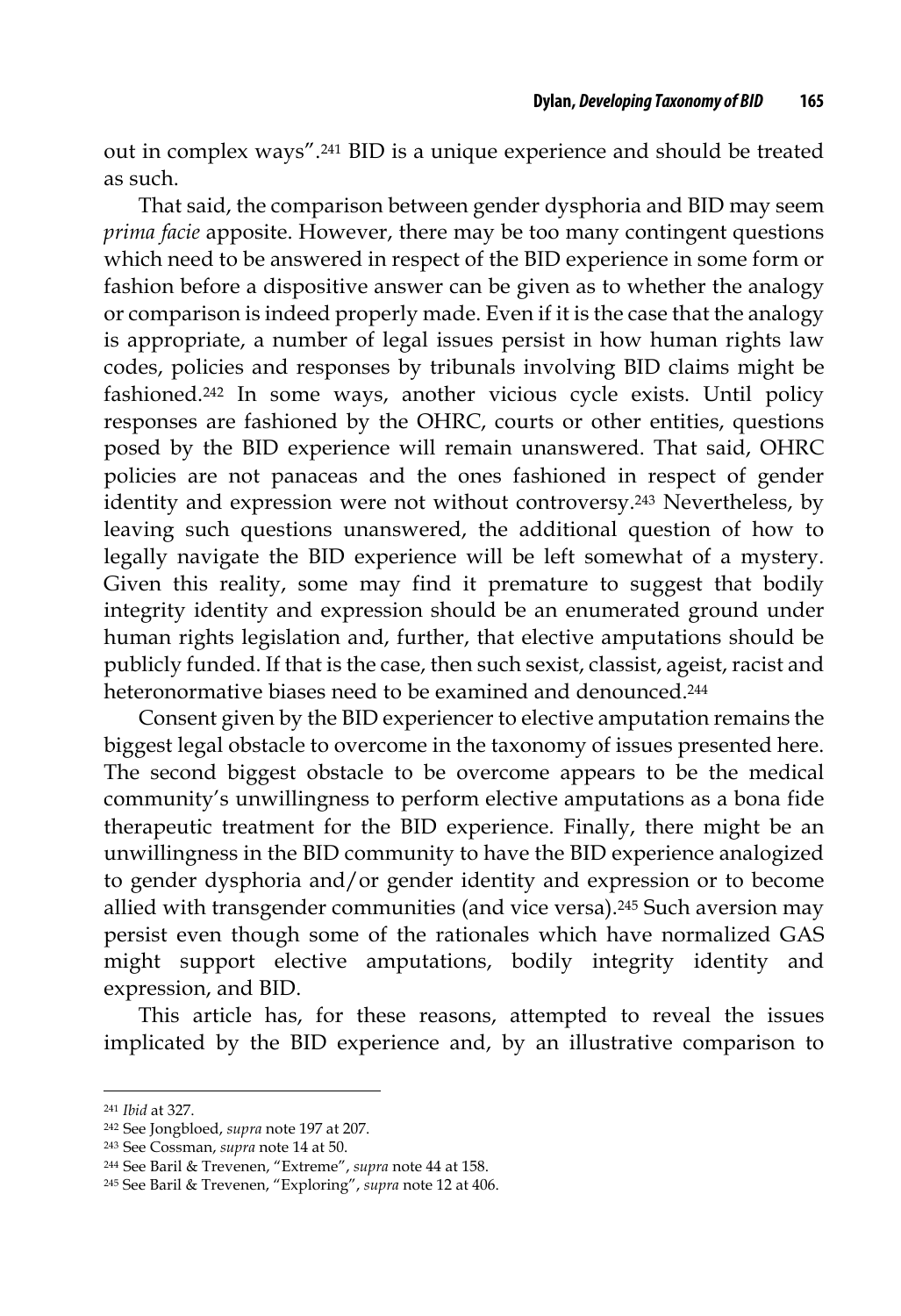out in complex ways".[241] BID is a unique experience and should be treated as such.

That said, the comparison between gender dysphoria and BID may seem *prima facie* apposite. However, there may be too many contingent questions which need to be answered in respect of the BID experience in some form or fashion before a dispositive answer can be given as to whether the analogy or comparison is indeed properly made. Even if it is the case that the analogy is appropriate, a number of legal issues persist in how human rights law codes, policies and responses by tribunals involving BID claims might be fashioned.[242] In some ways, another vicious cycle exists. Until policy responses are fashioned by the OHRC, courts or other entities, questions posed by the BID experience will remain unanswered. That said, OHRC policies are not panaceas and the ones fashioned in respect of gender identity and expression were not without controversy.[243] Nevertheless, by leaving such questions unanswered, the additional question of how to legally navigate the BID experience will be left somewhat of a mystery. Given this reality, some may find it premature to suggest that bodily integrity identity and expression should be an enumerated ground under human rights legislation and, further, that elective amputations should be publicly funded. If that is the case, then such sexist, classist, ageist, racist and heteronormative biases need to be examined and denounced.[244]

Consent given by the BID experiencer to elective amputation remains the biggest legal obstacle to overcome in the taxonomy of issues presented here. The second biggest obstacle to be overcome appears to be the medical community's unwillingness to perform elective amputations as a bona fide therapeutic treatment for the BID experience. Finally, there might be an unwillingness in the BID community to have the BID experience analogized to gender dysphoria and/or gender identity and expression or to become allied with transgender communities (and vice versa).[245] Such aversion may persist even though some of the rationales which have normalized GAS might support elective amputations, bodily integrity identity and expression, and BID.

This article has, for these reasons, attempted to reveal the issues implicated by the BID experience and, by an illustrative comparison to

---

[241] *Ibid* at 327.

[242] See Jongbloed, *supra* note 197 at 207.

[243] See Cossman, *supra* note 14 at 50.

[244] See Baril & Trevenen, "Extreme", *supra* note 44 at 158.

[245] See Baril & Trevenen, "Exploring", *supra* note 12 at 406.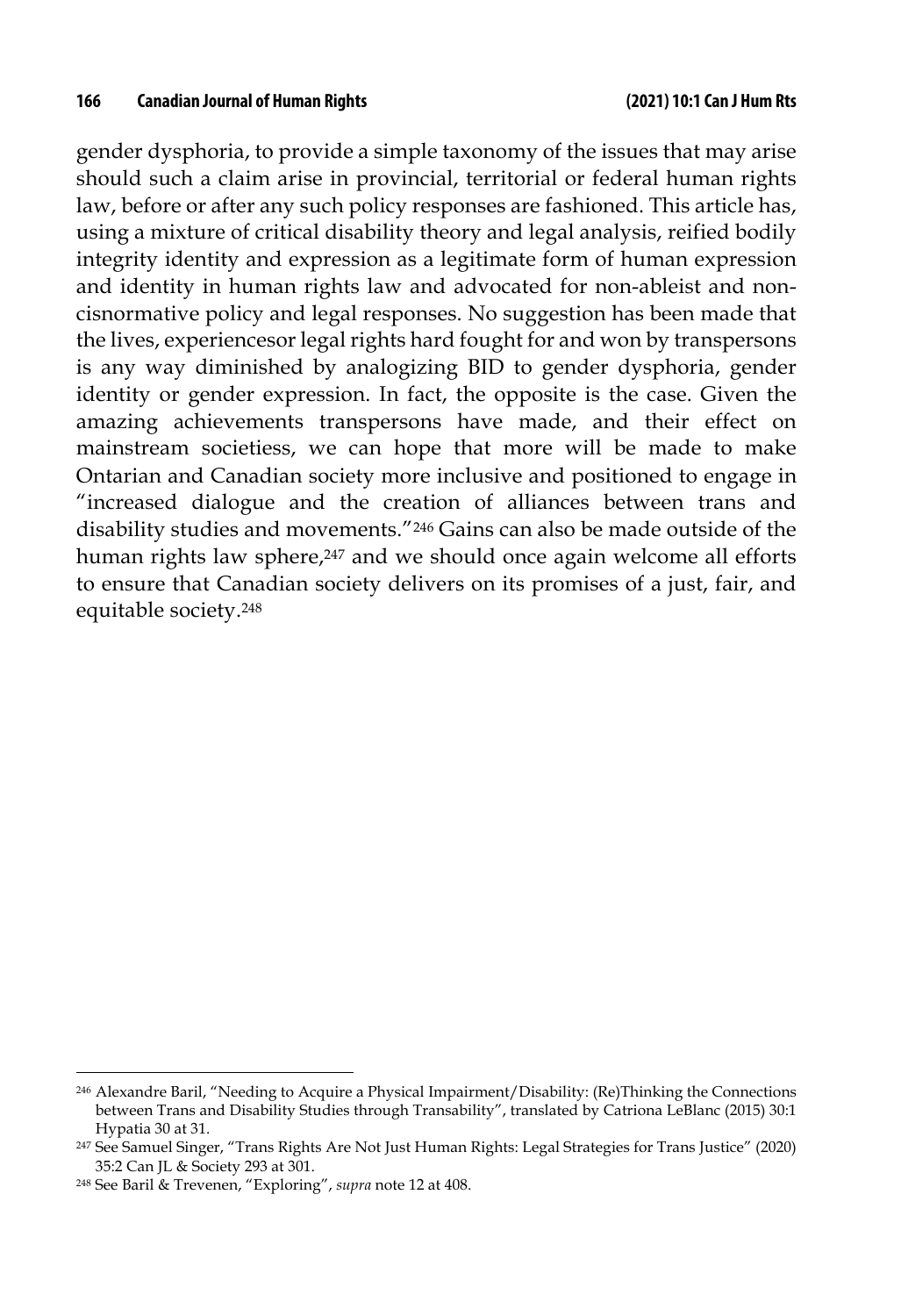gender dysphoria, to provide a simple taxonomy of the issues that may arise should such a claim arise in provincial, territorial or federal human rights law, before or after any such policy responses are fashioned. This article has, using a mixture of critical disability theory and legal analysis, reified bodily integrity identity and expression as a legitimate form of human expression and identity in human rights law and advocated for non-ableist and non-cisnormative policy and legal responses. No suggestion has been made that the lives, experiencesor legal rights hard fought for and won by transpersons is any way diminished by analogizing BID to gender dysphoria, gender identity or gender expression. In fact, the opposite is the case. Given the amazing achievements transpersons have made, and their effect on mainstream societiess, we can hope that more will be made to make Ontarian and Canadian society more inclusive and positioned to engage in "increased dialogue and the creation of alliances between trans and disability studies and movements."[246] Gains can also be made outside of the human rights law sphere,[247] and we should once again welcome all efforts to ensure that Canadian society delivers on its promises of a just, fair, and equitable society.[248]

---

[246] Alexandre Baril, "Needing to Acquire a Physical Impairment/Disability: (Re)Thinking the Connections between Trans and Disability Studies through Transability", translated by Catriona LeBlanc (2015) 30:1 Hypatia 30 at 31.

[247] See Samuel Singer, "Trans Rights Are Not Just Human Rights: Legal Strategies for Trans Justice" (2020) 35:2 Can JL & Society 293 at 301.

[248] See Baril & Trevenen, "Exploring", *supra* note 12 at 408.